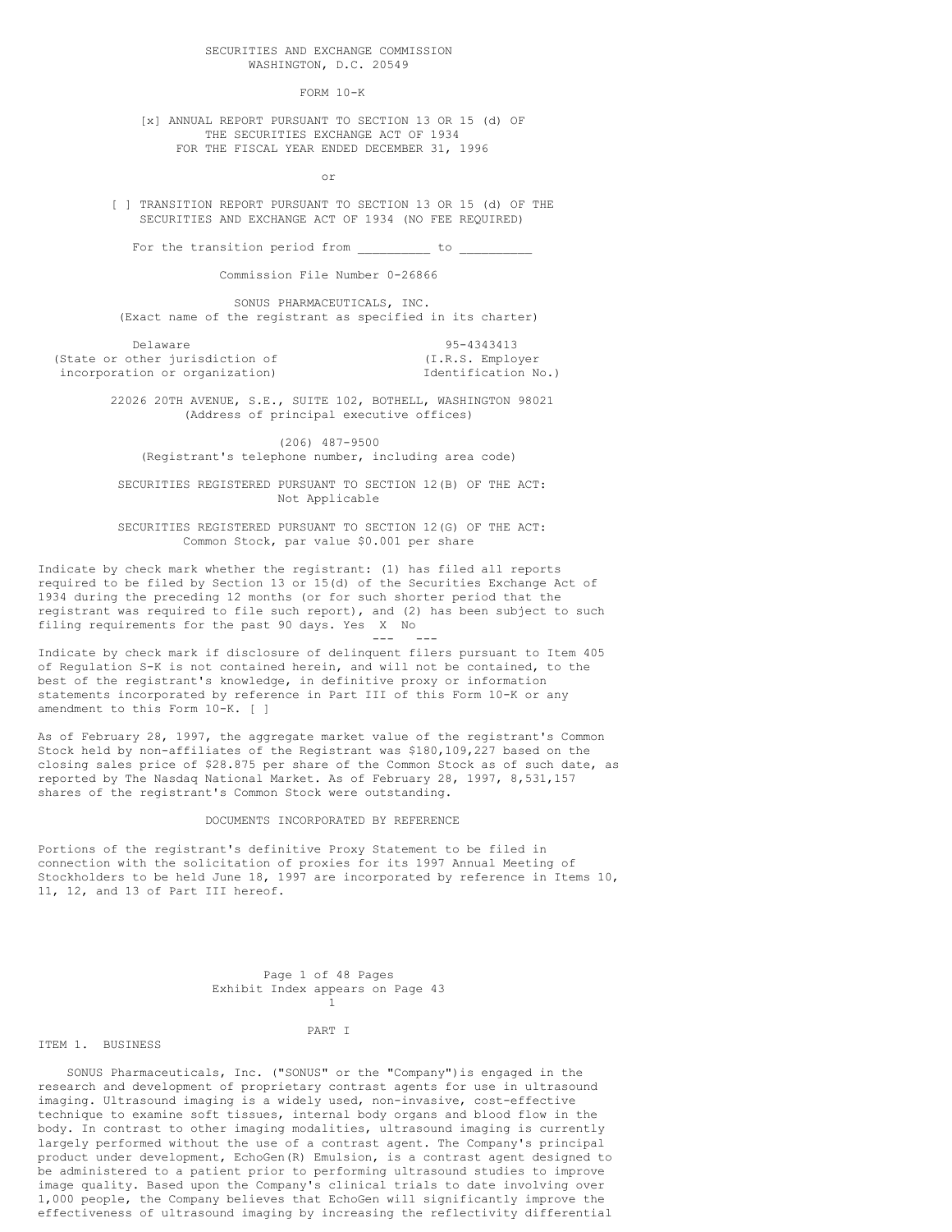SECURITIES AND EXCHANGE COMMISSION
WASHINGTON, D.C. 20549

FORM 10-K

[x] ANNUAL REPORT PURSUANT TO SECTION 13 OR 15 (d) OF THE SECURITIES EXCHANGE ACT OF 1934
FOR THE FISCAL YEAR ENDED DECEMBER 31, 1996

or

[ ] TRANSITION REPORT PURSUANT TO SECTION 13 OR 15 (d) OF THE SECURITIES AND EXCHANGE ACT OF 1934 (NO FEE REQUIRED)

For the transition period from __________ to __________

Commission File Number 0-26866

SONUS PHARMACEUTICALS, INC.
(Exact name of the registrant as specified in its charter)

| Delaware | 95-4343413 |
|---|---|
| (State or other jurisdiction of incorporation or organization) | (I.R.S. Employer Identification No.) |

22026 20TH AVENUE, S.E., SUITE 102, BOTHELL, WASHINGTON 98021
(Address of principal executive offices)

(206) 487-9500
(Registrant's telephone number, including area code)

SECURITIES REGISTERED PURSUANT TO SECTION 12(B) OF THE ACT:
Not Applicable

SECURITIES REGISTERED PURSUANT TO SECTION 12(G) OF THE ACT:
Common Stock, par value $0.001 per share

Indicate by check mark whether the registrant: (1) has filed all reports required to be filed by Section 13 or 15(d) of the Securities Exchange Act of 1934 during the preceding 12 months (or for such shorter period that the registrant was required to file such report), and (2) has been subject to such filing requirements for the past 90 days. Yes X No

Indicate by check mark if disclosure of delinquent filers pursuant to Item 405 of Regulation S-K is not contained herein, and will not be contained, to the best of the registrant's knowledge, in definitive proxy or information statements incorporated by reference in Part III of this Form 10-K or any amendment to this Form 10-K. [ ]

As of February 28, 1997, the aggregate market value of the registrant's Common Stock held by non-affiliates of the Registrant was $180,109,227 based on the closing sales price of $28.875 per share of the Common Stock as of such date, as reported by The Nasdaq National Market. As of February 28, 1997, 8,531,157 shares of the registrant's Common Stock were outstanding.

DOCUMENTS INCORPORATED BY REFERENCE

Portions of the registrant's definitive Proxy Statement to be filed in connection with the solicitation of proxies for its 1997 Annual Meeting of Stockholders to be held June 18, 1997 are incorporated by reference in Items 10, 11, 12, and 13 of Part III hereof.

Exhibit Index appears on Page 43

# PART I

## ITEM 1. BUSINESS

SONUS Pharmaceuticals, Inc. ("SONUS" or the "Company")is engaged in the research and development of proprietary contrast agents for use in ultrasound imaging. Ultrasound imaging is a widely used, non-invasive, cost-effective technique to examine soft tissues, internal body organs and blood flow in the body. In contrast to other imaging modalities, ultrasound imaging is currently largely performed without the use of a contrast agent. The Company's principal product under development, EchoGen(R) Emulsion, is a contrast agent designed to be administered to a patient prior to performing ultrasound studies to improve image quality. Based upon the Company's clinical trials to date involving over 1,000 people, the Company believes that EchoGen will significantly improve the effectiveness of ultrasound imaging by increasing the reflectivity differential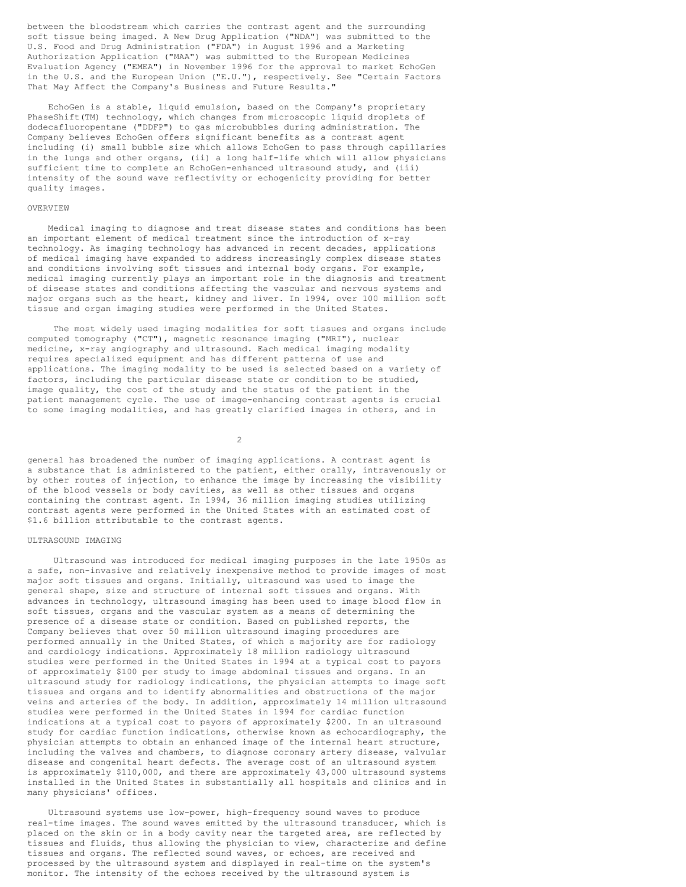between the bloodstream which carries the contrast agent and the surrounding soft tissue being imaged. A New Drug Application ("NDA") was submitted to the U.S. Food and Drug Administration ("FDA") in August 1996 and a Marketing Authorization Application ("MAA") was submitted to the European Medicines Evaluation Agency ("EMEA") in November 1996 for the approval to market EchoGen in the U.S. and the European Union ("E.U."), respectively. See "Certain Factors That May Affect the Company's Business and Future Results."

EchoGen is a stable, liquid emulsion, based on the Company's proprietary PhaseShift(TM) technology, which changes from microscopic liquid droplets of dodecafluoropentane ("DDFP") to gas microbubbles during administration. The Company believes EchoGen offers significant benefits as a contrast agent including (i) small bubble size which allows EchoGen to pass through capillaries in the lungs and other organs, (ii) a long half-life which will allow physicians sufficient time to complete an EchoGen-enhanced ultrasound study, and (iii) intensity of the sound wave reflectivity or echogenicity providing for better quality images.

## OVERVIEW

Medical imaging to diagnose and treat disease states and conditions has been an important element of medical treatment since the introduction of x-ray technology. As imaging technology has advanced in recent decades, applications of medical imaging have expanded to address increasingly complex disease states and conditions involving soft tissues and internal body organs. For example, medical imaging currently plays an important role in the diagnosis and treatment of disease states and conditions affecting the vascular and nervous systems and major organs such as the heart, kidney and liver. In 1994, over 100 million soft tissue and organ imaging studies were performed in the United States.

The most widely used imaging modalities for soft tissues and organs include computed tomography ("CT"), magnetic resonance imaging ("MRI"), nuclear medicine, x-ray angiography and ultrasound. Each medical imaging modality requires specialized equipment and has different patterns of use and applications. The imaging modality to be used is selected based on a variety of factors, including the particular disease state or condition to be studied, image quality, the cost of the study and the status of the patient in the patient management cycle. The use of image-enhancing contrast agents is crucial to some imaging modalities, and has greatly clarified images in others, and in general has broadened the number of imaging applications. A contrast agent is a substance that is administered to the patient, either orally, intravenously or by other routes of injection, to enhance the image by increasing the visibility of the blood vessels or body cavities, as well as other tissues and organs containing the contrast agent. In 1994, 36 million imaging studies utilizing contrast agents were performed in the United States with an estimated cost of $1.6 billion attributable to the contrast agents.

## ULTRASOUND IMAGING

Ultrasound was introduced for medical imaging purposes in the late 1950s as a safe, non-invasive and relatively inexpensive method to provide images of most major soft tissues and organs. Initially, ultrasound was used to image the general shape, size and structure of internal soft tissues and organs. With advances in technology, ultrasound imaging has been used to image blood flow in soft tissues, organs and the vascular system as a means of determining the presence of a disease state or condition. Based on published reports, the Company believes that over 50 million ultrasound imaging procedures are performed annually in the United States, of which a majority are for radiology and cardiology indications. Approximately 18 million radiology ultrasound studies were performed in the United States in 1994 at a typical cost to payors of approximately $100 per study to image abdominal tissues and organs. In an ultrasound study for radiology indications, the physician attempts to image soft tissues and organs and to identify abnormalities and obstructions of the major veins and arteries of the body. In addition, approximately 14 million ultrasound studies were performed in the United States in 1994 for cardiac function indications at a typical cost to payors of approximately $200. In an ultrasound study for cardiac function indications, otherwise known as echocardiography, the physician attempts to obtain an enhanced image of the internal heart structure, including the valves and chambers, to diagnose coronary artery disease, valvular disease and congenital heart defects. The average cost of an ultrasound system is approximately $110,000, and there are approximately 43,000 ultrasound systems installed in the United States in substantially all hospitals and clinics and in many physicians' offices.

Ultrasound systems use low-power, high-frequency sound waves to produce real-time images. The sound waves emitted by the ultrasound transducer, which is placed on the skin or in a body cavity near the targeted area, are reflected by tissues and fluids, thus allowing the physician to view, characterize and define tissues and organs. The reflected sound waves, or echoes, are received and processed by the ultrasound system and displayed in real-time on the system's monitor. The intensity of the echoes received by the ultrasound system is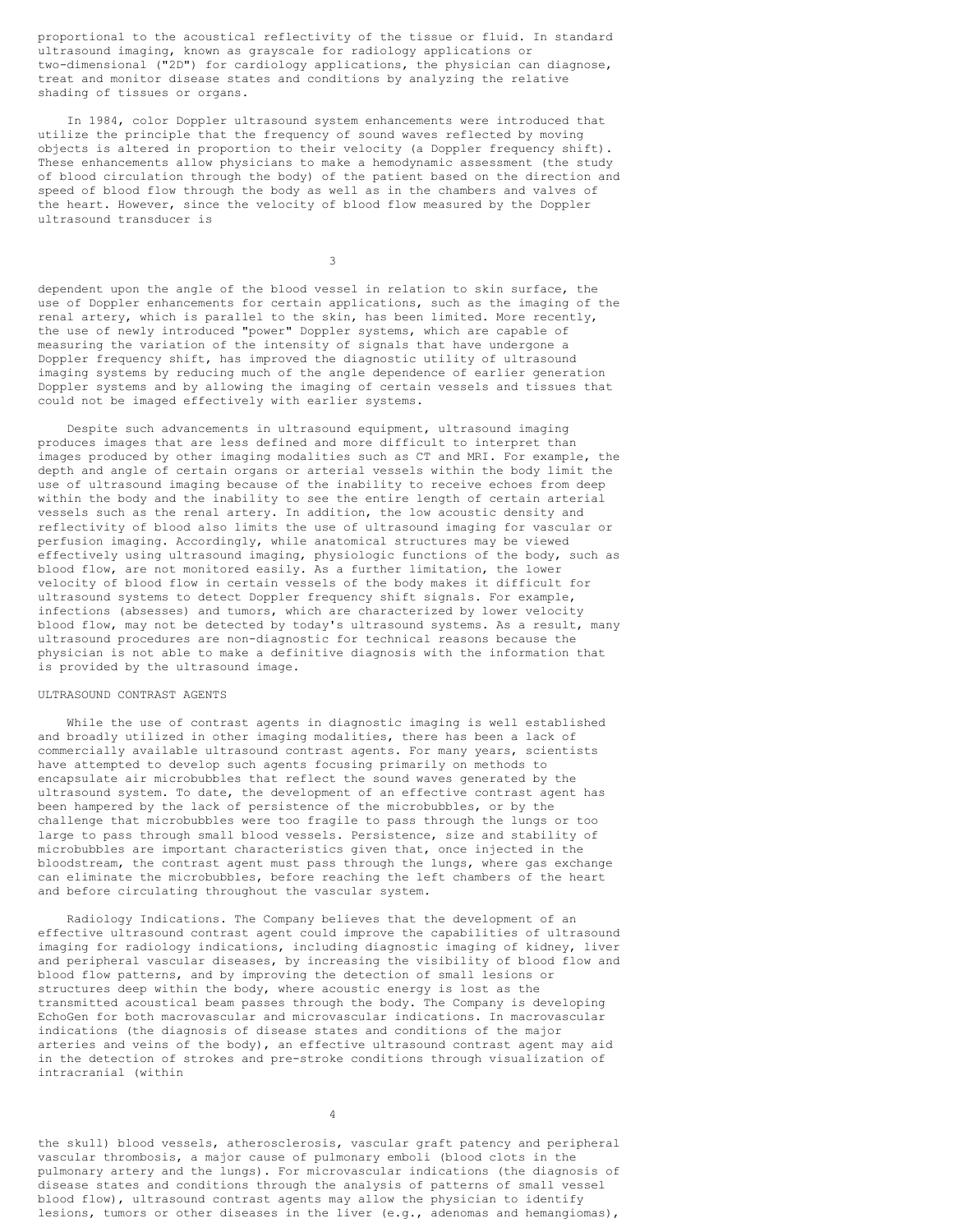proportional to the acoustical reflectivity of the tissue or fluid. In standard ultrasound imaging, known as grayscale for radiology applications or two-dimensional ("2D") for cardiology applications, the physician can diagnose, treat and monitor disease states and conditions by analyzing the relative shading of tissues or organs.

In 1984, color Doppler ultrasound system enhancements were introduced that utilize the principle that the frequency of sound waves reflected by moving objects is altered in proportion to their velocity (a Doppler frequency shift). These enhancements allow physicians to make a hemodynamic assessment (the study of blood circulation through the body) of the patient based on the direction and speed of blood flow through the body as well as in the chambers and valves of the heart. However, since the velocity of blood flow measured by the Doppler ultrasound transducer is dependent upon the angle of the blood vessel in relation to skin surface, the use of Doppler enhancements for certain applications, such as the imaging of the renal artery, which is parallel to the skin, has been limited. More recently, the use of newly introduced "power" Doppler systems, which are capable of measuring the variation of the intensity of signals that have undergone a Doppler frequency shift, has improved the diagnostic utility of ultrasound imaging systems by reducing much of the angle dependence of earlier generation Doppler systems and by allowing the imaging of certain vessels and tissues that could not be imaged effectively with earlier systems.

Despite such advancements in ultrasound equipment, ultrasound imaging produces images that are less defined and more difficult to interpret than images produced by other imaging modalities such as CT and MRI. For example, the depth and angle of certain organs or arterial vessels within the body limit the use of ultrasound imaging because of the inability to receive echoes from deep within the body and the inability to see the entire length of certain arterial vessels such as the renal artery. In addition, the low acoustic density and reflectivity of blood also limits the use of ultrasound imaging for vascular or perfusion imaging. Accordingly, while anatomical structures may be viewed effectively using ultrasound imaging, physiologic functions of the body, such as blood flow, are not monitored easily. As a further limitation, the lower velocity of blood flow in certain vessels of the body makes it difficult for ultrasound systems to detect Doppler frequency shift signals. For example, infections (absesses) and tumors, which are characterized by lower velocity blood flow, may not be detected by today's ultrasound systems. As a result, many ultrasound procedures are non-diagnostic for technical reasons because the physician is not able to make a definitive diagnosis with the information that is provided by the ultrasound image.

## ULTRASOUND CONTRAST AGENTS

While the use of contrast agents in diagnostic imaging is well established and broadly utilized in other imaging modalities, there has been a lack of commercially available ultrasound contrast agents. For many years, scientists have attempted to develop such agents focusing primarily on methods to encapsulate air microbubbles that reflect the sound waves generated by the ultrasound system. To date, the development of an effective contrast agent has been hampered by the lack of persistence of the microbubbles, or by the challenge that microbubbles were too fragile to pass through the lungs or too large to pass through small blood vessels. Persistence, size and stability of microbubbles are important characteristics given that, once injected in the bloodstream, the contrast agent must pass through the lungs, where gas exchange can eliminate the microbubbles, before reaching the left chambers of the heart and before circulating throughout the vascular system.

Radiology Indications. The Company believes that the development of an effective ultrasound contrast agent could improve the capabilities of ultrasound imaging for radiology indications, including diagnostic imaging of kidney, liver and peripheral vascular diseases, by increasing the visibility of blood flow and blood flow patterns, and by improving the detection of small lesions or structures deep within the body, where acoustic energy is lost as the transmitted acoustical beam passes through the body. The Company is developing EchoGen for both macrovascular and microvascular indications. In macrovascular indications (the diagnosis of disease states and conditions of the major arteries and veins of the body), an effective ultrasound contrast agent may aid in the detection of strokes and pre-stroke conditions through visualization of intracranial (within the skull) blood vessels, atherosclerosis, vascular graft patency and peripheral vascular thrombosis, a major cause of pulmonary emboli (blood clots in the pulmonary artery and the lungs). For microvascular indications (the diagnosis of disease states and conditions through the analysis of patterns of small vessel blood flow), ultrasound contrast agents may allow the physician to identify lesions, tumors or other diseases in the liver (e.g., adenomas and hemangiomas),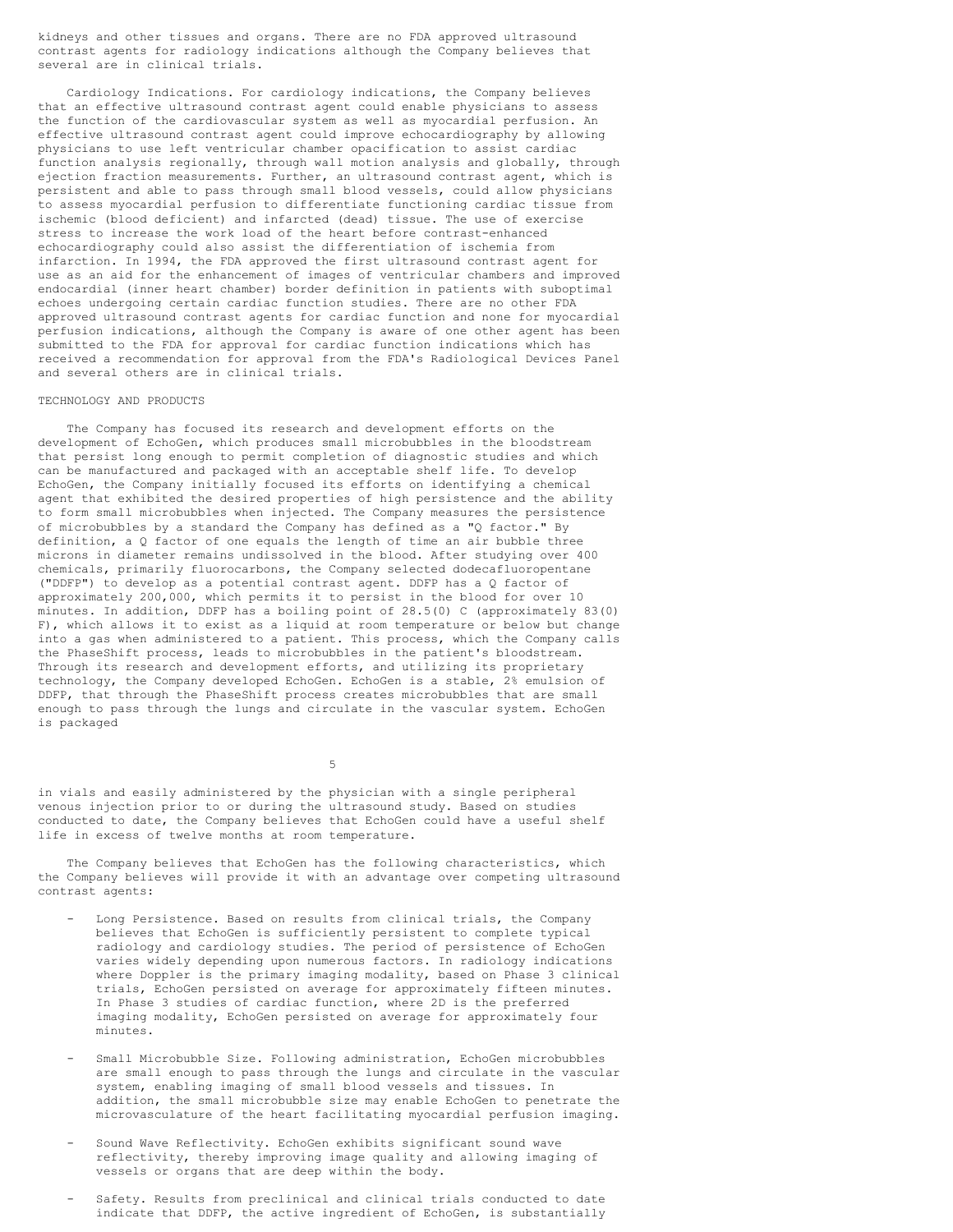kidneys and other tissues and organs. There are no FDA approved ultrasound contrast agents for radiology indications although the Company believes that several are in clinical trials.

Cardiology Indications. For cardiology indications, the Company believes that an effective ultrasound contrast agent could enable physicians to assess the function of the cardiovascular system as well as myocardial perfusion. An effective ultrasound contrast agent could improve echocardiography by allowing physicians to use left ventricular chamber opacification to assist cardiac function analysis regionally, through wall motion analysis and globally, through ejection fraction measurements. Further, an ultrasound contrast agent, which is persistent and able to pass through small blood vessels, could allow physicians to assess myocardial perfusion to differentiate functioning cardiac tissue from ischemic (blood deficient) and infarcted (dead) tissue. The use of exercise stress to increase the work load of the heart before contrast-enhanced echocardiography could also assist the differentiation of ischemia from infarction. In 1994, the FDA approved the first ultrasound contrast agent for use as an aid for the enhancement of images of ventricular chambers and improved endocardial (inner heart chamber) border definition in patients with suboptimal echoes undergoing certain cardiac function studies. There are no other FDA approved ultrasound contrast agents for cardiac function and none for myocardial perfusion indications, although the Company is aware of one other agent has been submitted to the FDA for approval for cardiac function indications which has received a recommendation for approval from the FDA's Radiological Devices Panel and several others are in clinical trials.

## TECHNOLOGY AND PRODUCTS

The Company has focused its research and development efforts on the development of EchoGen, which produces small microbubbles in the bloodstream that persist long enough to permit completion of diagnostic studies and which can be manufactured and packaged with an acceptable shelf life. To develop EchoGen, the Company initially focused its efforts on identifying a chemical agent that exhibited the desired properties of high persistence and the ability to form small microbubbles when injected. The Company measures the persistence of microbubbles by a standard the Company has defined as a "Q factor." By definition, a Q factor of one equals the length of time an air bubble three microns in diameter remains undissolved in the blood. After studying over 400 chemicals, primarily fluorocarbons, the Company selected dodecafluoropentane ("DDFP") to develop as a potential contrast agent. DDFP has a Q factor of approximately 200,000, which permits it to persist in the blood for over 10 minutes. In addition, DDFP has a boiling point of 28.5(0) C (approximately 83(0) F), which allows it to exist as a liquid at room temperature or below but change into a gas when administered to a patient. This process, which the Company calls the PhaseShift process, leads to microbubbles in the patient's bloodstream. Through its research and development efforts, and utilizing its proprietary technology, the Company developed EchoGen. EchoGen is a stable, 2% emulsion of DDFP, that through the PhaseShift process creates microbubbles that are small enough to pass through the lungs and circulate in the vascular system. EchoGen is packaged in vials and easily administered by the physician with a single peripheral venous injection prior to or during the ultrasound study. Based on studies conducted to date, the Company believes that EchoGen could have a useful shelf life in excess of twelve months at room temperature.

The Company believes that EchoGen has the following characteristics, which the Company believes will provide it with an advantage over competing ultrasound contrast agents:

- Long Persistence. Based on results from clinical trials, the Company believes that EchoGen is sufficiently persistent to complete typical radiology and cardiology studies. The period of persistence of EchoGen varies widely depending upon numerous factors. In radiology indications where Doppler is the primary imaging modality, based on Phase 3 clinical trials, EchoGen persisted on average for approximately fifteen minutes. In Phase 3 studies of cardiac function, where 2D is the preferred imaging modality, EchoGen persisted on average for approximately four minutes.

- Small Microbubble Size. Following administration, EchoGen microbubbles are small enough to pass through the lungs and circulate in the vascular system, enabling imaging of small blood vessels and tissues. In addition, the small microbubble size may enable EchoGen to penetrate the microvasculature of the heart facilitating myocardial perfusion imaging.

- Sound Wave Reflectivity. EchoGen exhibits significant sound wave reflectivity, thereby improving image quality and allowing imaging of vessels or organs that are deep within the body.

- Safety. Results from preclinical and clinical trials conducted to date indicate that DDFP, the active ingredient of EchoGen, is substantially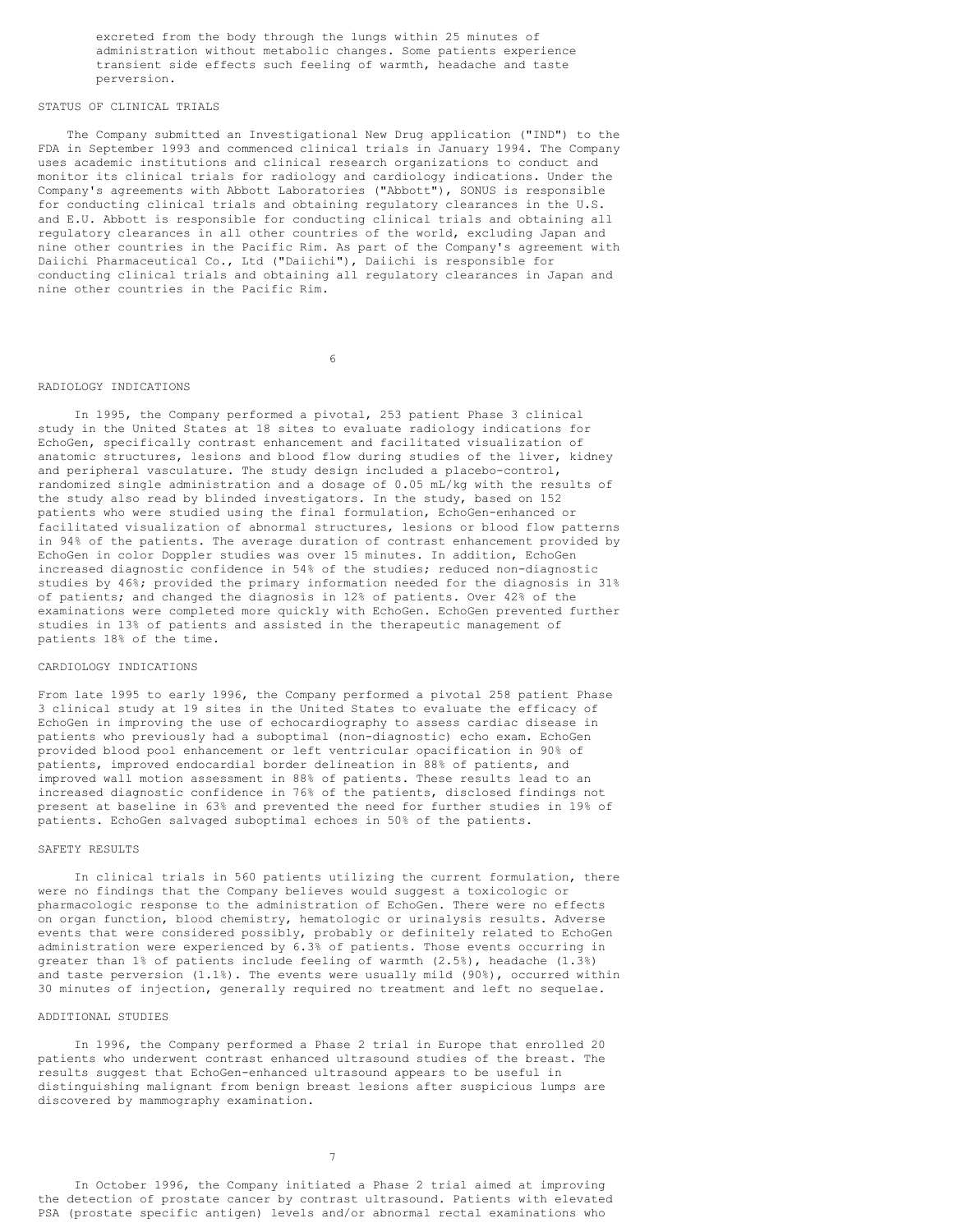excreted from the body through the lungs within 25 minutes of administration without metabolic changes. Some patients experience transient side effects such feeling of warmth, headache and taste perversion.

## STATUS OF CLINICAL TRIALS

The Company submitted an Investigational New Drug application ("IND") to the FDA in September 1993 and commenced clinical trials in January 1994. The Company uses academic institutions and clinical research organizations to conduct and monitor its clinical trials for radiology and cardiology indications. Under the Company's agreements with Abbott Laboratories ("Abbott"), SONUS is responsible for conducting clinical trials and obtaining regulatory clearances in the U.S. and E.U. Abbott is responsible for conducting clinical trials and obtaining all regulatory clearances in all other countries of the world, excluding Japan and nine other countries in the Pacific Rim. As part of the Company's agreement with Daiichi Pharmaceutical Co., Ltd ("Daiichi"), Daiichi is responsible for conducting clinical trials and obtaining all regulatory clearances in Japan and nine other countries in the Pacific Rim.

## RADIOLOGY INDICATIONS

In 1995, the Company performed a pivotal, 253 patient Phase 3 clinical study in the United States at 18 sites to evaluate radiology indications for EchoGen, specifically contrast enhancement and facilitated visualization of anatomic structures, lesions and blood flow during studies of the liver, kidney and peripheral vasculature. The study design included a placebo-control, randomized single administration and a dosage of 0.05 mL/kg with the results of the study also read by blinded investigators. In the study, based on 152 patients who were studied using the final formulation, EchoGen-enhanced or facilitated visualization of abnormal structures, lesions or blood flow patterns in 94% of the patients. The average duration of contrast enhancement provided by EchoGen in color Doppler studies was over 15 minutes. In addition, EchoGen increased diagnostic confidence in 54% of the studies; reduced non-diagnostic studies by 46%; provided the primary information needed for the diagnosis in 31% of patients; and changed the diagnosis in 12% of patients. Over 42% of the examinations were completed more quickly with EchoGen. EchoGen prevented further studies in 13% of patients and assisted in the therapeutic management of patients 18% of the time.

## CARDIOLOGY INDICATIONS

From late 1995 to early 1996, the Company performed a pivotal 258 patient Phase 3 clinical study at 19 sites in the United States to evaluate the efficacy of EchoGen in improving the use of echocardiography to assess cardiac disease in patients who previously had a suboptimal (non-diagnostic) echo exam. EchoGen provided blood pool enhancement or left ventricular opacification in 90% of patients, improved endocardial border delineation in 88% of patients, and improved wall motion assessment in 88% of patients. These results lead to an increased diagnostic confidence in 76% of the patients, disclosed findings not present at baseline in 63% and prevented the need for further studies in 19% of patients. EchoGen salvaged suboptimal echoes in 50% of the patients.

## SAFETY RESULTS

In clinical trials in 560 patients utilizing the current formulation, there were no findings that the Company believes would suggest a toxicologic or pharmacologic response to the administration of EchoGen. There were no effects on organ function, blood chemistry, hematologic or urinalysis results. Adverse events that were considered possibly, probably or definitely related to EchoGen administration were experienced by 6.3% of patients. Those events occurring in greater than 1% of patients include feeling of warmth (2.5%), headache (1.3%) and taste perversion (1.1%). The events were usually mild (90%), occurred within 30 minutes of injection, generally required no treatment and left no sequelae.

## ADDITIONAL STUDIES

In 1996, the Company performed a Phase 2 trial in Europe that enrolled 20 patients who underwent contrast enhanced ultrasound studies of the breast. The results suggest that EchoGen-enhanced ultrasound appears to be useful in distinguishing malignant from benign breast lesions after suspicious lumps are discovered by mammography examination.

In October 1996, the Company initiated a Phase 2 trial aimed at improving the detection of prostate cancer by contrast ultrasound. Patients with elevated PSA (prostate specific antigen) levels and/or abnormal rectal examinations who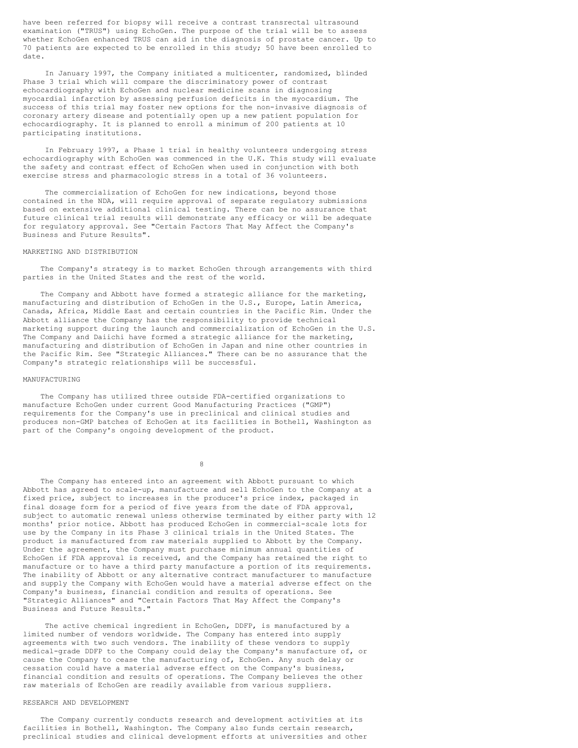have been referred for biopsy will receive a contrast transrectal ultrasound examination ("TRUS") using EchoGen. The purpose of the trial will be to assess whether EchoGen enhanced TRUS can aid in the diagnosis of prostate cancer. Up to 70 patients are expected to be enrolled in this study; 50 have been enrolled to date.

In January 1997, the Company initiated a multicenter, randomized, blinded Phase 3 trial which will compare the discriminatory power of contrast echocardiography with EchoGen and nuclear medicine scans in diagnosing myocardial infarction by assessing perfusion deficits in the myocardium. The success of this trial may foster new options for the non-invasive diagnosis of coronary artery disease and potentially open up a new patient population for echocardiography. It is planned to enroll a minimum of 200 patients at 10 participating institutions.

In February 1997, a Phase 1 trial in healthy volunteers undergoing stress echocardiography with EchoGen was commenced in the U.K. This study will evaluate the safety and contrast effect of EchoGen when used in conjunction with both exercise stress and pharmacologic stress in a total of 36 volunteers.

The commercialization of EchoGen for new indications, beyond those contained in the NDA, will require approval of separate regulatory submissions based on extensive additional clinical testing. There can be no assurance that future clinical trial results will demonstrate any efficacy or will be adequate for regulatory approval. See "Certain Factors That May Affect the Company's Business and Future Results".

## MARKETING AND DISTRIBUTION

The Company's strategy is to market EchoGen through arrangements with third parties in the United States and the rest of the world.

The Company and Abbott have formed a strategic alliance for the marketing, manufacturing and distribution of EchoGen in the U.S., Europe, Latin America, Canada, Africa, Middle East and certain countries in the Pacific Rim. Under the Abbott alliance the Company has the responsibility to provide technical marketing support during the launch and commercialization of EchoGen in the U.S. The Company and Daiichi have formed a strategic alliance for the marketing, manufacturing and distribution of EchoGen in Japan and nine other countries in the Pacific Rim. See "Strategic Alliances." There can be no assurance that the Company's strategic relationships will be successful.

## MANUFACTURING

The Company has utilized three outside FDA-certified organizations to manufacture EchoGen under current Good Manufacturing Practices ("GMP") requirements for the Company's use in preclinical and clinical studies and produces non-GMP batches of EchoGen at its facilities in Bothell, Washington as part of the Company's ongoing development of the product.

The Company has entered into an agreement with Abbott pursuant to which Abbott has agreed to scale-up, manufacture and sell EchoGen to the Company at a fixed price, subject to increases in the producer's price index, packaged in final dosage form for a period of five years from the date of FDA approval, subject to automatic renewal unless otherwise terminated by either party with 12 months' prior notice. Abbott has produced EchoGen in commercial-scale lots for use by the Company in its Phase 3 clinical trials in the United States. The product is manufactured from raw materials supplied to Abbott by the Company. Under the agreement, the Company must purchase minimum annual quantities of EchoGen if FDA approval is received, and the Company has retained the right to manufacture or to have a third party manufacture a portion of its requirements. The inability of Abbott or any alternative contract manufacturer to manufacture and supply the Company with EchoGen would have a material adverse effect on the Company's business, financial condition and results of operations. See "Strategic Alliances" and "Certain Factors That May Affect the Company's Business and Future Results."

The active chemical ingredient in EchoGen, DDFP, is manufactured by a limited number of vendors worldwide. The Company has entered into supply agreements with two such vendors. The inability of these vendors to supply medical-grade DDFP to the Company could delay the Company's manufacture of, or cause the Company to cease the manufacturing of, EchoGen. Any such delay or cessation could have a material adverse effect on the Company's business, financial condition and results of operations. The Company believes the other raw materials of EchoGen are readily available from various suppliers.

## RESEARCH AND DEVELOPMENT

The Company currently conducts research and development activities at its facilities in Bothell, Washington. The Company also funds certain research, preclinical studies and clinical development efforts at universities and other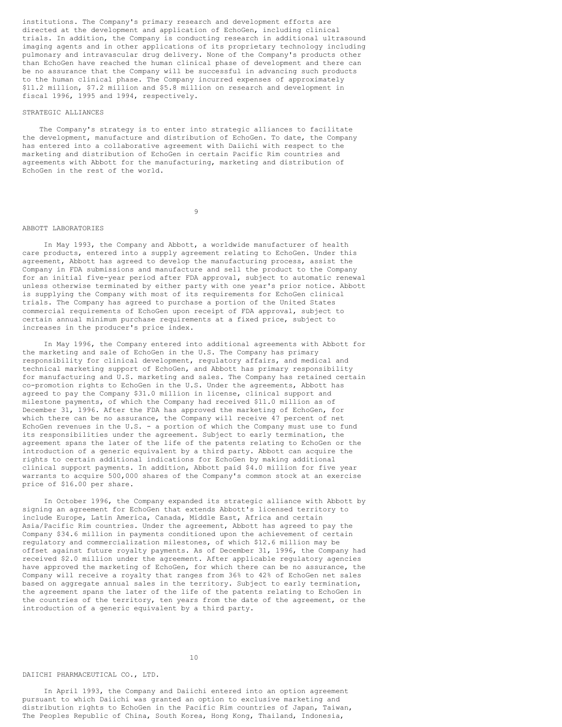institutions. The Company's primary research and development efforts are directed at the development and application of EchoGen, including clinical trials. In addition, the Company is conducting research in additional ultrasound imaging agents and in other applications of its proprietary technology including pulmonary and intravascular drug delivery. None of the Company's products other than EchoGen have reached the human clinical phase of development and there can be no assurance that the Company will be successful in advancing such products to the human clinical phase. The Company incurred expenses of approximately $11.2 million, $7.2 million and $5.8 million on research and development in fiscal 1996, 1995 and 1994, respectively.

## STRATEGIC ALLIANCES

The Company's strategy is to enter into strategic alliances to facilitate the development, manufacture and distribution of EchoGen. To date, the Company has entered into a collaborative agreement with Daiichi with respect to the marketing and distribution of EchoGen in certain Pacific Rim countries and agreements with Abbott for the manufacturing, marketing and distribution of EchoGen in the rest of the world.

### ABBOTT LABORATORIES

In May 1993, the Company and Abbott, a worldwide manufacturer of health care products, entered into a supply agreement relating to EchoGen. Under this agreement, Abbott has agreed to develop the manufacturing process, assist the Company in FDA submissions and manufacture and sell the product to the Company for an initial five-year period after FDA approval, subject to automatic renewal unless otherwise terminated by either party with one year's prior notice. Abbott is supplying the Company with most of its requirements for EchoGen clinical trials. The Company has agreed to purchase a portion of the United States commercial requirements of EchoGen upon receipt of FDA approval, subject to certain annual minimum purchase requirements at a fixed price, subject to increases in the producer's price index.

In May 1996, the Company entered into additional agreements with Abbott for the marketing and sale of EchoGen in the U.S. The Company has primary responsibility for clinical development, regulatory affairs, and medical and technical marketing support of EchoGen, and Abbott has primary responsibility for manufacturing and U.S. marketing and sales. The Company has retained certain co-promotion rights to EchoGen in the U.S. Under the agreements, Abbott has agreed to pay the Company $31.0 million in license, clinical support and milestone payments, of which the Company had received $11.0 million as of December 31, 1996. After the FDA has approved the marketing of EchoGen, for which there can be no assurance, the Company will receive 47 percent of net EchoGen revenues in the U.S. - a portion of which the Company must use to fund its responsibilities under the agreement. Subject to early termination, the agreement spans the later of the life of the patents relating to EchoGen or the introduction of a generic equivalent by a third party. Abbott can acquire the rights to certain additional indications for EchoGen by making additional clinical support payments. In addition, Abbott paid $4.0 million for five year warrants to acquire 500,000 shares of the Company's common stock at an exercise price of $16.00 per share.

In October 1996, the Company expanded its strategic alliance with Abbott by signing an agreement for EchoGen that extends Abbott's licensed territory to include Europe, Latin America, Canada, Middle East, Africa and certain Asia/Pacific Rim countries. Under the agreement, Abbott has agreed to pay the Company $34.6 million in payments conditioned upon the achievement of certain regulatory and commercialization milestones, of which $12.6 million may be offset against future royalty payments. As of December 31, 1996, the Company had received $2.0 million under the agreement. After applicable regulatory agencies have approved the marketing of EchoGen, for which there can be no assurance, the Company will receive a royalty that ranges from 36% to 42% of EchoGen net sales based on aggregate annual sales in the territory. Subject to early termination, the agreement spans the later of the life of the patents relating to EchoGen in the countries of the territory, ten years from the date of the agreement, or the introduction of a generic equivalent by a third party.

### DAIICHI PHARMACEUTICAL CO., LTD.

In April 1993, the Company and Daiichi entered into an option agreement pursuant to which Daiichi was granted an option to exclusive marketing and distribution rights to EchoGen in the Pacific Rim countries of Japan, Taiwan, The Peoples Republic of China, South Korea, Hong Kong, Thailand, Indonesia,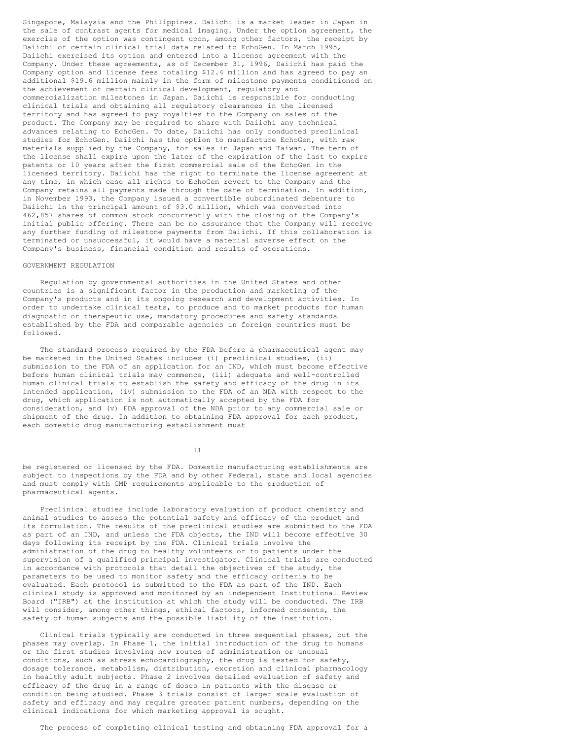Singapore, Malaysia and the Philippines. Daiichi is a market leader in Japan in the sale of contrast agents for medical imaging. Under the option agreement, the exercise of the option was contingent upon, among other factors, the receipt by Daiichi of certain clinical trial data related to EchoGen. In March 1995, Daiichi exercised its option and entered into a license agreement with the Company. Under these agreements, as of December 31, 1996, Daiichi has paid the Company option and license fees totaling $12.4 million and has agreed to pay an additional $19.6 million mainly in the form of milestone payments conditioned on the achievement of certain clinical development, regulatory and commercialization milestones in Japan. Daiichi is responsible for conducting clinical trials and obtaining all regulatory clearances in the licensed territory and has agreed to pay royalties to the Company on sales of the product. The Company may be required to share with Daiichi any technical advances relating to EchoGen. To date, Daiichi has only conducted preclinical studies for EchoGen. Daiichi has the option to manufacture EchoGen, with raw materials supplied by the Company, for sales in Japan and Taiwan. The term of the license shall expire upon the later of the expiration of the last to expire patents or 10 years after the first commercial sale of the EchoGen in the licensed territory. Daiichi has the right to terminate the license agreement at any time, in which case all rights to EchoGen revert to the Company and the Company retains all payments made through the date of termination. In addition, in November 1993, the Company issued a convertible subordinated debenture to Daiichi in the principal amount of $3.0 million, which was converted into 462,857 shares of common stock concurrently with the closing of the Company's initial public offering. There can be no assurance that the Company will receive any further funding of milestone payments from Daiichi. If this collaboration is terminated or unsuccessful, it would have a material adverse effect on the Company's business, financial condition and results of operations.

## GOVERNMENT REGULATION

Regulation by governmental authorities in the United States and other countries is a significant factor in the production and marketing of the Company's products and in its ongoing research and development activities. In order to undertake clinical tests, to produce and to market products for human diagnostic or therapeutic use, mandatory procedures and safety standards established by the FDA and comparable agencies in foreign countries must be followed.

The standard process required by the FDA before a pharmaceutical agent may be marketed in the United States includes (i) preclinical studies, (ii) submission to the FDA of an application for an IND, which must become effective before human clinical trials may commence, (iii) adequate and well-controlled human clinical trials to establish the safety and efficacy of the drug in its intended application, (iv) submission to the FDA of an NDA with respect to the drug, which application is not automatically accepted by the FDA for consideration, and (v) FDA approval of the NDA prior to any commercial sale or shipment of the drug. In addition to obtaining FDA approval for each product, each domestic drug manufacturing establishment must be registered or licensed by the FDA. Domestic manufacturing establishments are subject to inspections by the FDA and by other Federal, state and local agencies and must comply with GMP requirements applicable to the production of pharmaceutical agents.

Preclinical studies include laboratory evaluation of product chemistry and animal studies to assess the potential safety and efficacy of the product and its formulation. The results of the preclinical studies are submitted to the FDA as part of an IND, and unless the FDA objects, the IND will become effective 30 days following its receipt by the FDA. Clinical trials involve the administration of the drug to healthy volunteers or to patients under the supervision of a qualified principal investigator. Clinical trials are conducted in accordance with protocols that detail the objectives of the study, the parameters to be used to monitor safety and the efficacy criteria to be evaluated. Each protocol is submitted to the FDA as part of the IND. Each clinical study is approved and monitored by an independent Institutional Review Board ("IRB") at the institution at which the study will be conducted. The IRB will consider, among other things, ethical factors, informed consents, the safety of human subjects and the possible liability of the institution.

Clinical trials typically are conducted in three sequential phases, but the phases may overlap. In Phase 1, the initial introduction of the drug to humans or the first studies involving new routes of administration or unusual conditions, such as stress echocardiography, the drug is tested for safety, dosage tolerance, metabolism, distribution, excretion and clinical pharmacology in healthy adult subjects. Phase 2 involves detailed evaluation of safety and efficacy of the drug in a range of doses in patients with the disease or condition being studied. Phase 3 trials consist of larger scale evaluation of safety and efficacy and may require greater patient numbers, depending on the clinical indications for which marketing approval is sought.

The process of completing clinical testing and obtaining FDA approval for a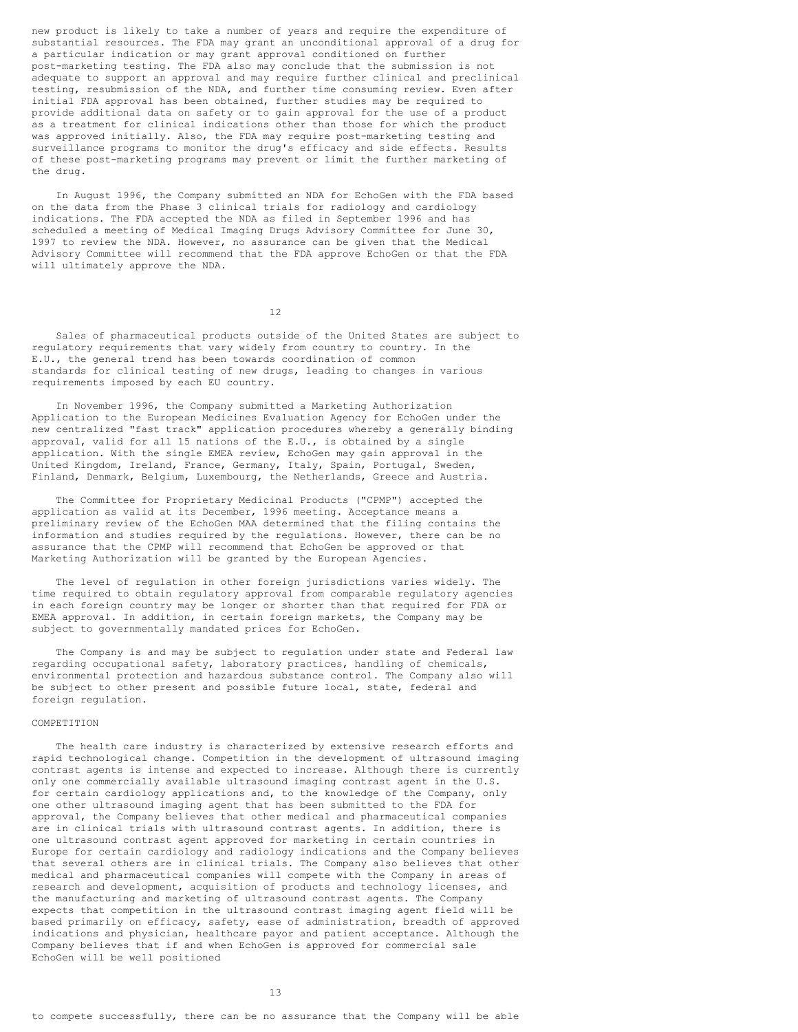new product is likely to take a number of years and require the expenditure of substantial resources. The FDA may grant an unconditional approval of a drug for a particular indication or may grant approval conditioned on further post-marketing testing. The FDA also may conclude that the submission is not adequate to support an approval and may require further clinical and preclinical testing, resubmission of the NDA, and further time consuming review. Even after initial FDA approval has been obtained, further studies may be required to provide additional data on safety or to gain approval for the use of a product as a treatment for clinical indications other than those for which the product was approved initially. Also, the FDA may require post-marketing testing and surveillance programs to monitor the drug's efficacy and side effects. Results of these post-marketing programs may prevent or limit the further marketing of the drug.

In August 1996, the Company submitted an NDA for EchoGen with the FDA based on the data from the Phase 3 clinical trials for radiology and cardiology indications. The FDA accepted the NDA as filed in September 1996 and has scheduled a meeting of Medical Imaging Drugs Advisory Committee for June 30, 1997 to review the NDA. However, no assurance can be given that the Medical Advisory Committee will recommend that the FDA approve EchoGen or that the FDA will ultimately approve the NDA.

Sales of pharmaceutical products outside of the United States are subject to regulatory requirements that vary widely from country to country. In the E.U., the general trend has been towards coordination of common standards for clinical testing of new drugs, leading to changes in various requirements imposed by each EU country.

In November 1996, the Company submitted a Marketing Authorization Application to the European Medicines Evaluation Agency for EchoGen under the new centralized "fast track" application procedures whereby a generally binding approval, valid for all 15 nations of the E.U., is obtained by a single application. With the single EMEA review, EchoGen may gain approval in the United Kingdom, Ireland, France, Germany, Italy, Spain, Portugal, Sweden, Finland, Denmark, Belgium, Luxembourg, the Netherlands, Greece and Austria.

The Committee for Proprietary Medicinal Products ("CPMP") accepted the application as valid at its December, 1996 meeting. Acceptance means a preliminary review of the EchoGen MAA determined that the filing contains the information and studies required by the regulations. However, there can be no assurance that the CPMP will recommend that EchoGen be approved or that Marketing Authorization will be granted by the European Agencies.

The level of regulation in other foreign jurisdictions varies widely. The time required to obtain regulatory approval from comparable regulatory agencies in each foreign country may be longer or shorter than that required for FDA or EMEA approval. In addition, in certain foreign markets, the Company may be subject to governmentally mandated prices for EchoGen.

The Company is and may be subject to regulation under state and Federal law regarding occupational safety, laboratory practices, handling of chemicals, environmental protection and hazardous substance control. The Company also will be subject to other present and possible future local, state, federal and foreign regulation.

COMPETITION

The health care industry is characterized by extensive research efforts and rapid technological change. Competition in the development of ultrasound imaging contrast agents is intense and expected to increase. Although there is currently only one commercially available ultrasound imaging contrast agent in the U.S. for certain cardiology applications and, to the knowledge of the Company, only one other ultrasound imaging agent that has been submitted to the FDA for approval, the Company believes that other medical and pharmaceutical companies are in clinical trials with ultrasound contrast agents. In addition, there is one ultrasound contrast agent approved for marketing in certain countries in Europe for certain cardiology and radiology indications and the Company believes that several others are in clinical trials. The Company also believes that other medical and pharmaceutical companies will compete with the Company in areas of research and development, acquisition of products and technology licenses, and the manufacturing and marketing of ultrasound contrast agents. The Company expects that competition in the ultrasound contrast imaging agent field will be based primarily on efficacy, safety, ease of administration, breadth of approved indications and physician, healthcare payor and patient acceptance. Although the Company believes that if and when EchoGen is approved for commercial sale EchoGen will be well positioned to compete successfully, there can be no assurance that the Company will be able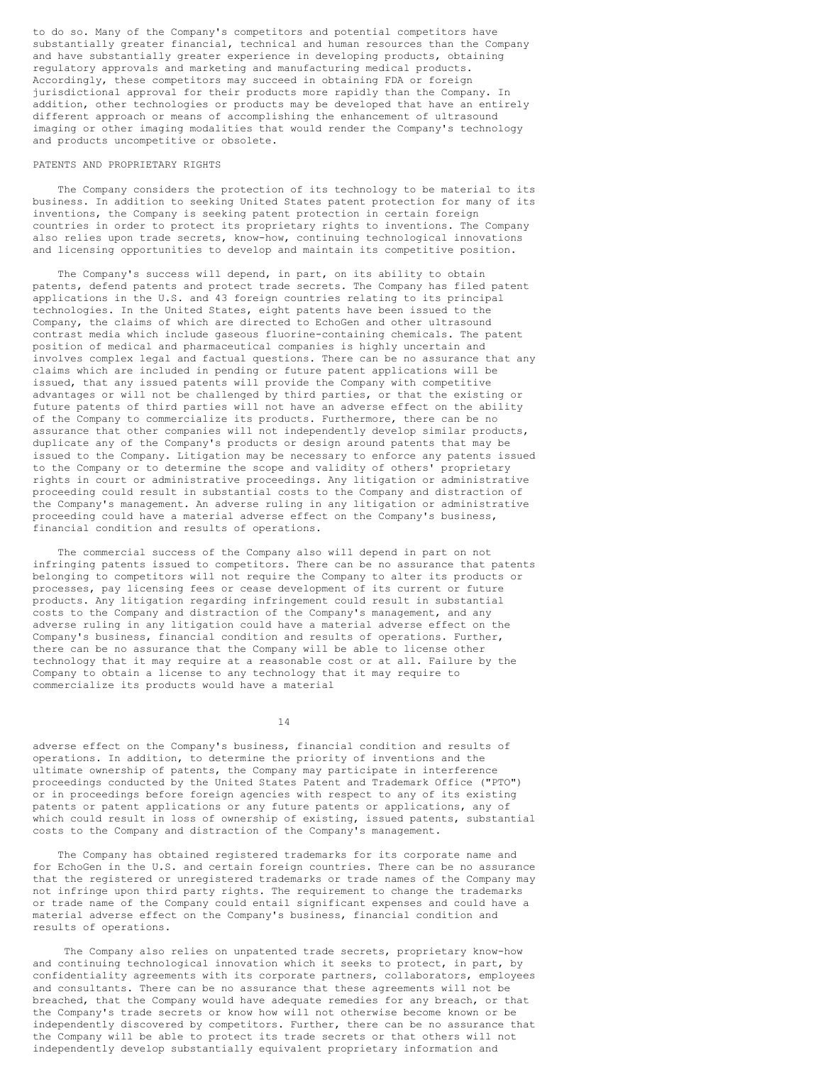to do so. Many of the Company's competitors and potential competitors have substantially greater financial, technical and human resources than the Company and have substantially greater experience in developing products, obtaining regulatory approvals and marketing and manufacturing medical products. Accordingly, these competitors may succeed in obtaining FDA or foreign jurisdictional approval for their products more rapidly than the Company. In addition, other technologies or products may be developed that have an entirely different approach or means of accomplishing the enhancement of ultrasound imaging or other imaging modalities that would render the Company's technology and products uncompetitive or obsolete.

## PATENTS AND PROPRIETARY RIGHTS

The Company considers the protection of its technology to be material to its business. In addition to seeking United States patent protection for many of its inventions, the Company is seeking patent protection in certain foreign countries in order to protect its proprietary rights to inventions. The Company also relies upon trade secrets, know-how, continuing technological innovations and licensing opportunities to develop and maintain its competitive position.

The Company's success will depend, in part, on its ability to obtain patents, defend patents and protect trade secrets. The Company has filed patent applications in the U.S. and 43 foreign countries relating to its principal technologies. In the United States, eight patents have been issued to the Company, the claims of which are directed to EchoGen and other ultrasound contrast media which include gaseous fluorine-containing chemicals. The patent position of medical and pharmaceutical companies is highly uncertain and involves complex legal and factual questions. There can be no assurance that any claims which are included in pending or future patent applications will be issued, that any issued patents will provide the Company with competitive advantages or will not be challenged by third parties, or that the existing or future patents of third parties will not have an adverse effect on the ability of the Company to commercialize its products. Furthermore, there can be no assurance that other companies will not independently develop similar products, duplicate any of the Company's products or design around patents that may be issued to the Company. Litigation may be necessary to enforce any patents issued to the Company or to determine the scope and validity of others' proprietary rights in court or administrative proceedings. Any litigation or administrative proceeding could result in substantial costs to the Company and distraction of the Company's management. An adverse ruling in any litigation or administrative proceeding could have a material adverse effect on the Company's business, financial condition and results of operations.

The commercial success of the Company also will depend in part on not infringing patents issued to competitors. There can be no assurance that patents belonging to competitors will not require the Company to alter its products or processes, pay licensing fees or cease development of its current or future products. Any litigation regarding infringement could result in substantial costs to the Company and distraction of the Company's management, and any adverse ruling in any litigation could have a material adverse effect on the Company's business, financial condition and results of operations. Further, there can be no assurance that the Company will be able to license other technology that it may require at a reasonable cost or at all. Failure by the Company to obtain a license to any technology that it may require to commercialize its products would have a material adverse effect on the Company's business, financial condition and results of operations. In addition, to determine the priority of inventions and the ultimate ownership of patents, the Company may participate in interference proceedings conducted by the United States Patent and Trademark Office ("PTO") or in proceedings before foreign agencies with respect to any of its existing patents or patent applications or any future patents or applications, any of which could result in loss of ownership of existing, issued patents, substantial costs to the Company and distraction of the Company's management.

The Company has obtained registered trademarks for its corporate name and for EchoGen in the U.S. and certain foreign countries. There can be no assurance that the registered or unregistered trademarks or trade names of the Company may not infringe upon third party rights. The requirement to change the trademarks or trade name of the Company could entail significant expenses and could have a material adverse effect on the Company's business, financial condition and results of operations.

The Company also relies on unpatented trade secrets, proprietary know-how and continuing technological innovation which it seeks to protect, in part, by confidentiality agreements with its corporate partners, collaborators, employees and consultants. There can be no assurance that these agreements will not be breached, that the Company would have adequate remedies for any breach, or that the Company's trade secrets or know how will not otherwise become known or be independently discovered by competitors. Further, there can be no assurance that the Company will be able to protect its trade secrets or that others will not independently develop substantially equivalent proprietary information and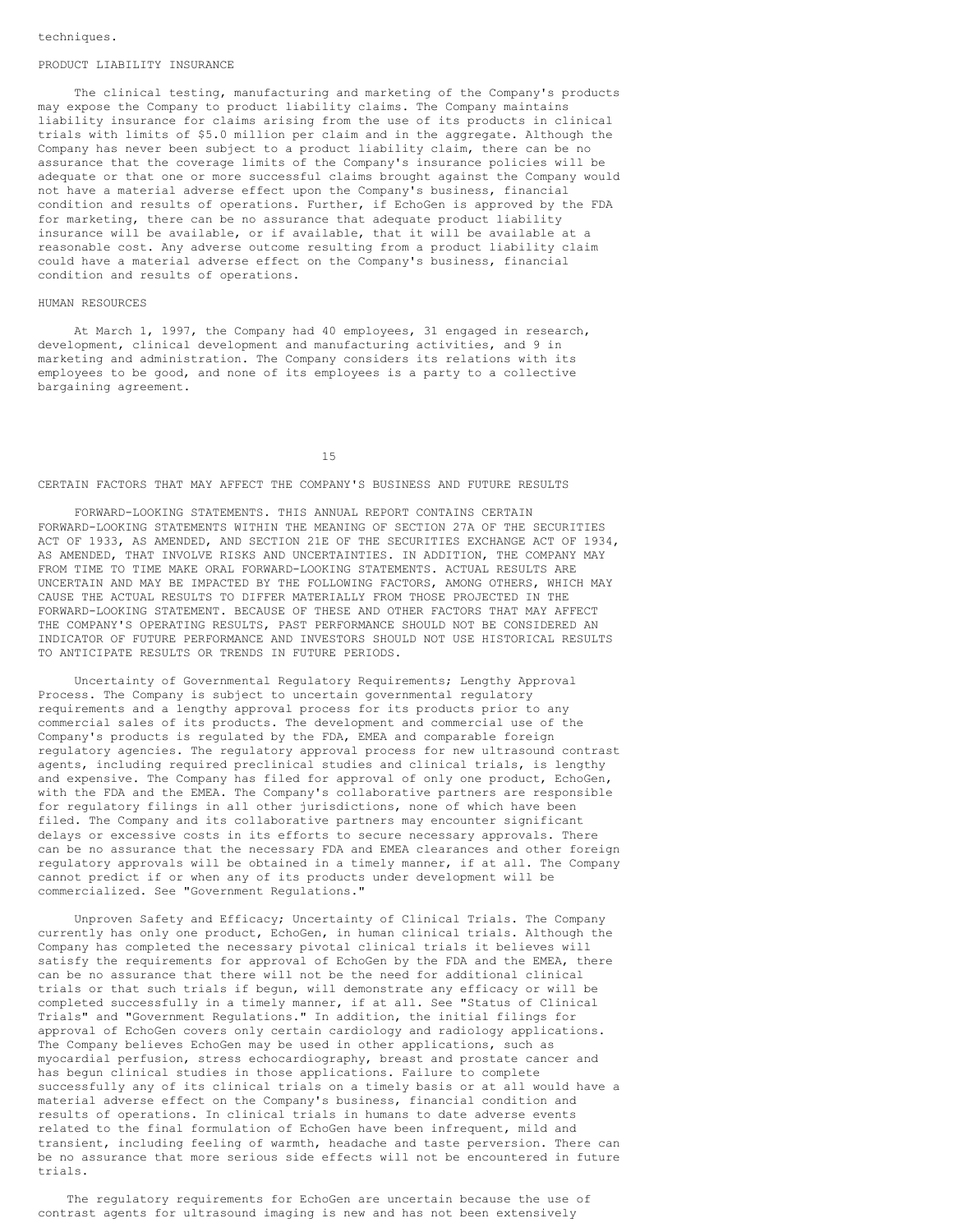techniques.

## PRODUCT LIABILITY INSURANCE

The clinical testing, manufacturing and marketing of the Company's products may expose the Company to product liability claims. The Company maintains liability insurance for claims arising from the use of its products in clinical trials with limits of $5.0 million per claim and in the aggregate. Although the Company has never been subject to a product liability claim, there can be no assurance that the coverage limits of the Company's insurance policies will be adequate or that one or more successful claims brought against the Company would not have a material adverse effect upon the Company's business, financial condition and results of operations. Further, if EchoGen is approved by the FDA for marketing, there can be no assurance that adequate product liability insurance will be available, or if available, that it will be available at a reasonable cost. Any adverse outcome resulting from a product liability claim could have a material adverse effect on the Company's business, financial condition and results of operations.

## HUMAN RESOURCES

At March 1, 1997, the Company had 40 employees, 31 engaged in research, development, clinical development and manufacturing activities, and 9 in marketing and administration. The Company considers its relations with its employees to be good, and none of its employees is a party to a collective bargaining agreement.

## CERTAIN FACTORS THAT MAY AFFECT THE COMPANY'S BUSINESS AND FUTURE RESULTS

FORWARD-LOOKING STATEMENTS. THIS ANNUAL REPORT CONTAINS CERTAIN FORWARD-LOOKING STATEMENTS WITHIN THE MEANING OF SECTION 27A OF THE SECURITIES ACT OF 1933, AS AMENDED, AND SECTION 21E OF THE SECURITIES EXCHANGE ACT OF 1934, AS AMENDED, THAT INVOLVE RISKS AND UNCERTAINTIES. IN ADDITION, THE COMPANY MAY FROM TIME TO TIME MAKE ORAL FORWARD-LOOKING STATEMENTS. ACTUAL RESULTS ARE UNCERTAIN AND MAY BE IMPACTED BY THE FOLLOWING FACTORS, AMONG OTHERS, WHICH MAY CAUSE THE ACTUAL RESULTS TO DIFFER MATERIALLY FROM THOSE PROJECTED IN THE FORWARD-LOOKING STATEMENT. BECAUSE OF THESE AND OTHER FACTORS THAT MAY AFFECT THE COMPANY'S OPERATING RESULTS, PAST PERFORMANCE SHOULD NOT BE CONSIDERED AN INDICATOR OF FUTURE PERFORMANCE AND INVESTORS SHOULD NOT USE HISTORICAL RESULTS TO ANTICIPATE RESULTS OR TRENDS IN FUTURE PERIODS.

Uncertainty of Governmental Regulatory Requirements; Lengthy Approval Process. The Company is subject to uncertain governmental regulatory requirements and a lengthy approval process for its products prior to any commercial sales of its products. The development and commercial use of the Company's products is regulated by the FDA, EMEA and comparable foreign regulatory agencies. The regulatory approval process for new ultrasound contrast agents, including required preclinical studies and clinical trials, is lengthy and expensive. The Company has filed for approval of only one product, EchoGen, with the FDA and the EMEA. The Company's collaborative partners are responsible for regulatory filings in all other jurisdictions, none of which have been filed. The Company and its collaborative partners may encounter significant delays or excessive costs in its efforts to secure necessary approvals. There can be no assurance that the necessary FDA and EMEA clearances and other foreign regulatory approvals will be obtained in a timely manner, if at all. The Company cannot predict if or when any of its products under development will be commercialized. See "Government Regulations."

Unproven Safety and Efficacy; Uncertainty of Clinical Trials. The Company currently has only one product, EchoGen, in human clinical trials. Although the Company has completed the necessary pivotal clinical trials it believes will satisfy the requirements for approval of EchoGen by the FDA and the EMEA, there can be no assurance that there will not be the need for additional clinical trials or that such trials if begun, will demonstrate any efficacy or will be completed successfully in a timely manner, if at all. See "Status of Clinical Trials" and "Government Regulations." In addition, the initial filings for approval of EchoGen covers only certain cardiology and radiology applications. The Company believes EchoGen may be used in other applications, such as myocardial perfusion, stress echocardiography, breast and prostate cancer and has begun clinical studies in those applications. Failure to complete successfully any of its clinical trials on a timely basis or at all would have a material adverse effect on the Company's business, financial condition and results of operations. In clinical trials in humans to date adverse events related to the final formulation of EchoGen have been infrequent, mild and transient, including feeling of warmth, headache and taste perversion. There can be no assurance that more serious side effects will not be encountered in future trials.

The regulatory requirements for EchoGen are uncertain because the use of contrast agents for ultrasound imaging is new and has not been extensively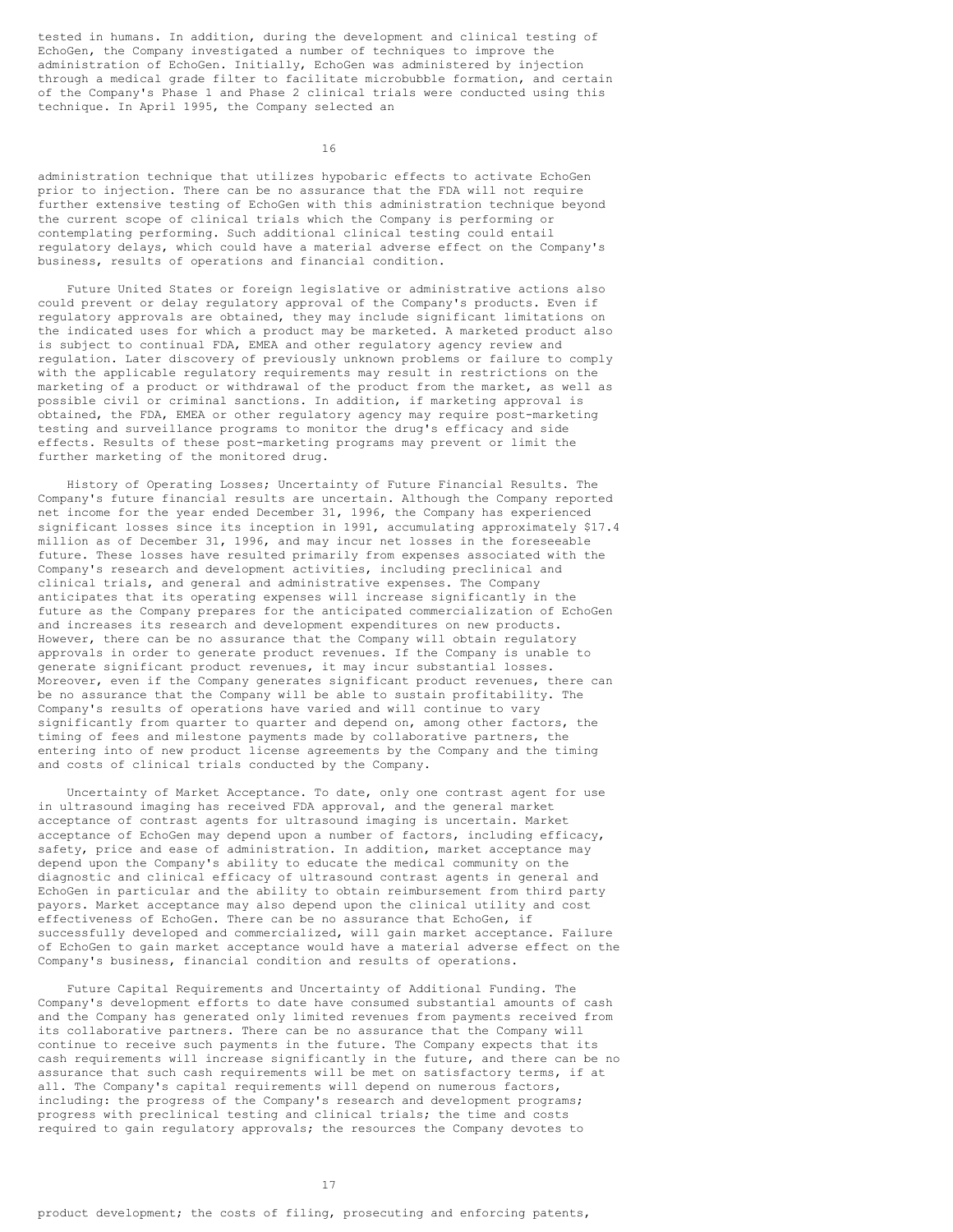tested in humans. In addition, during the development and clinical testing of EchoGen, the Company investigated a number of techniques to improve the administration of EchoGen. Initially, EchoGen was administered by injection through a medical grade filter to facilitate microbubble formation, and certain of the Company's Phase 1 and Phase 2 clinical trials were conducted using this technique. In April 1995, the Company selected an administration technique that utilizes hypobaric effects to activate EchoGen prior to injection. There can be no assurance that the FDA will not require further extensive testing of EchoGen with this administration technique beyond the current scope of clinical trials which the Company is performing or contemplating performing. Such additional clinical testing could entail regulatory delays, which could have a material adverse effect on the Company's business, results of operations and financial condition.

Future United States or foreign legislative or administrative actions also could prevent or delay regulatory approval of the Company's products. Even if regulatory approvals are obtained, they may include significant limitations on the indicated uses for which a product may be marketed. A marketed product also is subject to continual FDA, EMEA and other regulatory agency review and regulation. Later discovery of previously unknown problems or failure to comply with the applicable regulatory requirements may result in restrictions on the marketing of a product or withdrawal of the product from the market, as well as possible civil or criminal sanctions. In addition, if marketing approval is obtained, the FDA, EMEA or other regulatory agency may require post-marketing testing and surveillance programs to monitor the drug's efficacy and side effects. Results of these post-marketing programs may prevent or limit the further marketing of the monitored drug.

History of Operating Losses; Uncertainty of Future Financial Results. The Company's future financial results are uncertain. Although the Company reported net income for the year ended December 31, 1996, the Company has experienced significant losses since its inception in 1991, accumulating approximately $17.4 million as of December 31, 1996, and may incur net losses in the foreseeable future. These losses have resulted primarily from expenses associated with the Company's research and development activities, including preclinical and clinical trials, and general and administrative expenses. The Company anticipates that its operating expenses will increase significantly in the future as the Company prepares for the anticipated commercialization of EchoGen and increases its research and development expenditures on new products. However, there can be no assurance that the Company will obtain regulatory approvals in order to generate product revenues. If the Company is unable to generate significant product revenues, it may incur substantial losses. Moreover, even if the Company generates significant product revenues, there can be no assurance that the Company will be able to sustain profitability. The Company's results of operations have varied and will continue to vary significantly from quarter to quarter and depend on, among other factors, the timing of fees and milestone payments made by collaborative partners, the entering into of new product license agreements by the Company and the timing and costs of clinical trials conducted by the Company.

Uncertainty of Market Acceptance. To date, only one contrast agent for use in ultrasound imaging has received FDA approval, and the general market acceptance of contrast agents for ultrasound imaging is uncertain. Market acceptance of EchoGen may depend upon a number of factors, including efficacy, safety, price and ease of administration. In addition, market acceptance may depend upon the Company's ability to educate the medical community on the diagnostic and clinical efficacy of ultrasound contrast agents in general and EchoGen in particular and the ability to obtain reimbursement from third party payors. Market acceptance may also depend upon the clinical utility and cost effectiveness of EchoGen. There can be no assurance that EchoGen, if successfully developed and commercialized, will gain market acceptance. Failure of EchoGen to gain market acceptance would have a material adverse effect on the Company's business, financial condition and results of operations.

Future Capital Requirements and Uncertainty of Additional Funding. The Company's development efforts to date have consumed substantial amounts of cash and the Company has generated only limited revenues from payments received from its collaborative partners. There can be no assurance that the Company will continue to receive such payments in the future. The Company expects that its cash requirements will increase significantly in the future, and there can be no assurance that such cash requirements will be met on satisfactory terms, if at all. The Company's capital requirements will depend on numerous factors, including: the progress of the Company's research and development programs; progress with preclinical testing and clinical trials; the time and costs required to gain regulatory approvals; the resources the Company devotes to product development; the costs of filing, prosecuting and enforcing patents,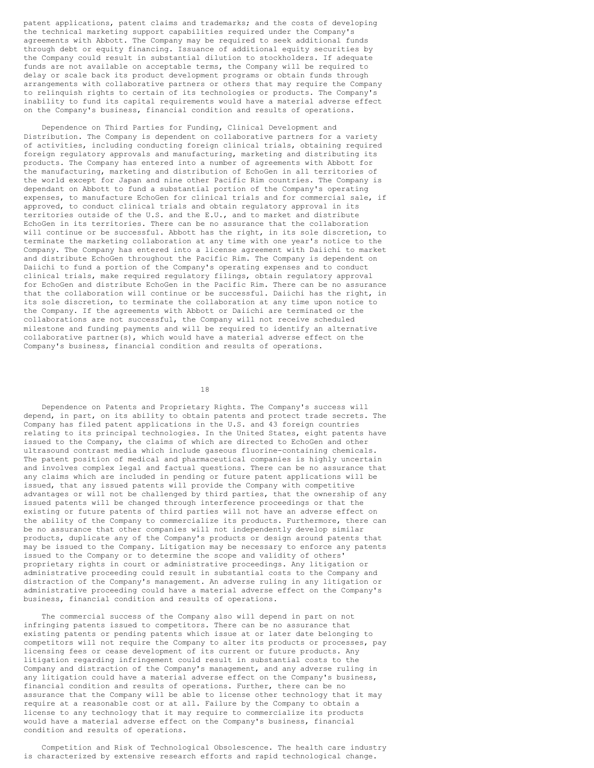patent applications, patent claims and trademarks; and the costs of developing the technical marketing support capabilities required under the Company's agreements with Abbott. The Company may be required to seek additional funds through debt or equity financing. Issuance of additional equity securities by the Company could result in substantial dilution to stockholders. If adequate funds are not available on acceptable terms, the Company will be required to delay or scale back its product development programs or obtain funds through arrangements with collaborative partners or others that may require the Company to relinquish rights to certain of its technologies or products. The Company's inability to fund its capital requirements would have a material adverse effect on the Company's business, financial condition and results of operations.

Dependence on Third Parties for Funding, Clinical Development and Distribution. The Company is dependent on collaborative partners for a variety of activities, including conducting foreign clinical trials, obtaining required foreign regulatory approvals and manufacturing, marketing and distributing its products. The Company has entered into a number of agreements with Abbott for the manufacturing, marketing and distribution of EchoGen in all territories of the world except for Japan and nine other Pacific Rim countries. The Company is dependant on Abbott to fund a substantial portion of the Company's operating expenses, to manufacture EchoGen for clinical trials and for commercial sale, if approved, to conduct clinical trials and obtain regulatory approval in its territories outside of the U.S. and the E.U., and to market and distribute EchoGen in its territories. There can be no assurance that the collaboration will continue or be successful. Abbott has the right, in its sole discretion, to terminate the marketing collaboration at any time with one year's notice to the Company. The Company has entered into a license agreement with Daiichi to market and distribute EchoGen throughout the Pacific Rim. The Company is dependent on Daiichi to fund a portion of the Company's operating expenses and to conduct clinical trials, make required regulatory filings, obtain regulatory approval for EchoGen and distribute EchoGen in the Pacific Rim. There can be no assurance that the collaboration will continue or be successful. Daiichi has the right, in its sole discretion, to terminate the collaboration at any time upon notice to the Company. If the agreements with Abbott or Daiichi are terminated or the collaborations are not successful, the Company will not receive scheduled milestone and funding payments and will be required to identify an alternative collaborative partner(s), which would have a material adverse effect on the Company's business, financial condition and results of operations.

Dependence on Patents and Proprietary Rights. The Company's success will depend, in part, on its ability to obtain patents and protect trade secrets. The Company has filed patent applications in the U.S. and 43 foreign countries relating to its principal technologies. In the United States, eight patents have issued to the Company, the claims of which are directed to EchoGen and other ultrasound contrast media which include gaseous fluorine-containing chemicals. The patent position of medical and pharmaceutical companies is highly uncertain and involves complex legal and factual questions. There can be no assurance that any claims which are included in pending or future patent applications will be issued, that any issued patents will provide the Company with competitive advantages or will not be challenged by third parties, that the ownership of any issued patents will be changed through interference proceedings or that the existing or future patents of third parties will not have an adverse effect on the ability of the Company to commercialize its products. Furthermore, there can be no assurance that other companies will not independently develop similar products, duplicate any of the Company's products or design around patents that may be issued to the Company. Litigation may be necessary to enforce any patents issued to the Company or to determine the scope and validity of others' proprietary rights in court or administrative proceedings. Any litigation or administrative proceeding could result in substantial costs to the Company and distraction of the Company's management. An adverse ruling in any litigation or administrative proceeding could have a material adverse effect on the Company's business, financial condition and results of operations.

The commercial success of the Company also will depend in part on not infringing patents issued to competitors. There can be no assurance that existing patents or pending patents which issue at or later date belonging to competitors will not require the Company to alter its products or processes, pay licensing fees or cease development of its current or future products. Any litigation regarding infringement could result in substantial costs to the Company and distraction of the Company's management, and any adverse ruling in any litigation could have a material adverse effect on the Company's business, financial condition and results of operations. Further, there can be no assurance that the Company will be able to license other technology that it may require at a reasonable cost or at all. Failure by the Company to obtain a license to any technology that it may require to commercialize its products would have a material adverse effect on the Company's business, financial condition and results of operations.

Competition and Risk of Technological Obsolescence. The health care industry is characterized by extensive research efforts and rapid technological change.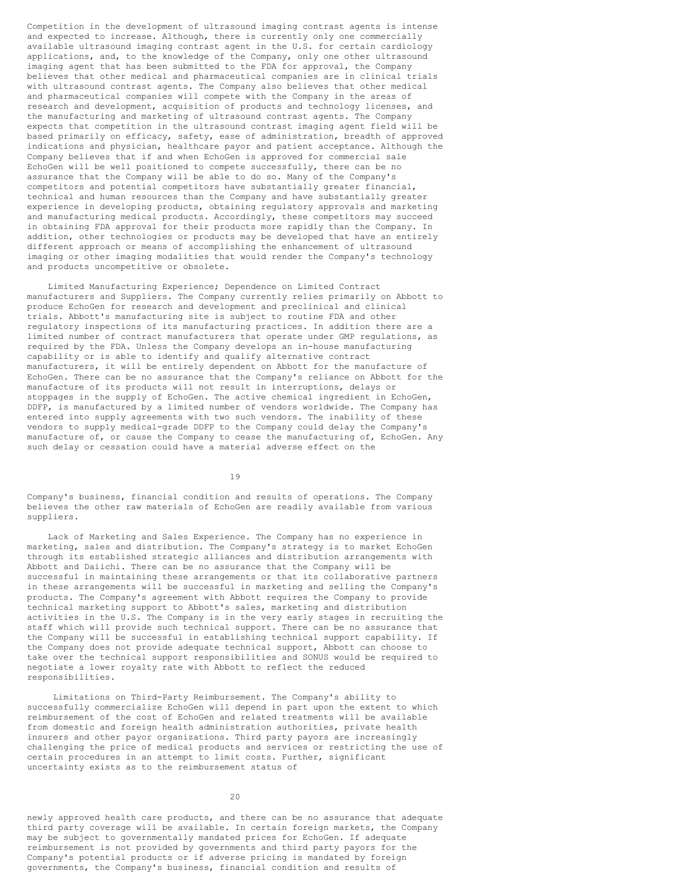Competition in the development of ultrasound imaging contrast agents is intense and expected to increase. Although, there is currently only one commercially available ultrasound imaging contrast agent in the U.S. for certain cardiology applications, and, to the knowledge of the Company, only one other ultrasound imaging agent that has been submitted to the FDA for approval, the Company believes that other medical and pharmaceutical companies are in clinical trials with ultrasound contrast agents. The Company also believes that other medical and pharmaceutical companies will compete with the Company in the areas of research and development, acquisition of products and technology licenses, and the manufacturing and marketing of ultrasound contrast agents. The Company expects that competition in the ultrasound contrast imaging agent field will be based primarily on efficacy, safety, ease of administration, breadth of approved indications and physician, healthcare payor and patient acceptance. Although the Company believes that if and when EchoGen is approved for commercial sale EchoGen will be well positioned to compete successfully, there can be no assurance that the Company will be able to do so. Many of the Company's competitors and potential competitors have substantially greater financial, technical and human resources than the Company and have substantially greater experience in developing products, obtaining regulatory approvals and marketing and manufacturing medical products. Accordingly, these competitors may succeed in obtaining FDA approval for their products more rapidly than the Company. In addition, other technologies or products may be developed that have an entirely different approach or means of accomplishing the enhancement of ultrasound imaging or other imaging modalities that would render the Company's technology and products uncompetitive or obsolete.

Limited Manufacturing Experience; Dependence on Limited Contract manufacturers and Suppliers. The Company currently relies primarily on Abbott to produce EchoGen for research and development and preclinical and clinical trials. Abbott's manufacturing site is subject to routine FDA and other regulatory inspections of its manufacturing practices. In addition there are a limited number of contract manufacturers that operate under GMP regulations, as required by the FDA. Unless the Company develops an in-house manufacturing capability or is able to identify and qualify alternative contract manufacturers, it will be entirely dependent on Abbott for the manufacture of EchoGen. There can be no assurance that the Company's reliance on Abbott for the manufacture of its products will not result in interruptions, delays or stoppages in the supply of EchoGen. The active chemical ingredient in EchoGen, DDFP, is manufactured by a limited number of vendors worldwide. The Company has entered into supply agreements with two such vendors. The inability of these vendors to supply medical-grade DDFP to the Company could delay the Company's manufacture of, or cause the Company to cease the manufacturing of, EchoGen. Any such delay or cessation could have a material adverse effect on the Company's business, financial condition and results of operations. The Company believes the other raw materials of EchoGen are readily available from various suppliers.

Lack of Marketing and Sales Experience. The Company has no experience in marketing, sales and distribution. The Company's strategy is to market EchoGen through its established strategic alliances and distribution arrangements with Abbott and Daiichi. There can be no assurance that the Company will be successful in maintaining these arrangements or that its collaborative partners in these arrangements will be successful in marketing and selling the Company's products. The Company's agreement with Abbott requires the Company to provide technical marketing support to Abbott's sales, marketing and distribution activities in the U.S. The Company is in the very early stages in recruiting the staff which will provide such technical support. There can be no assurance that the Company will be successful in establishing technical support capability. If the Company does not provide adequate technical support, Abbott can choose to take over the technical support responsibilities and SONUS would be required to negotiate a lower royalty rate with Abbott to reflect the reduced responsibilities.

Limitations on Third-Party Reimbursement. The Company's ability to successfully commercialize EchoGen will depend in part upon the extent to which reimbursement of the cost of EchoGen and related treatments will be available from domestic and foreign health administration authorities, private health insurers and other payor organizations. Third party payors are increasingly challenging the price of medical products and services or restricting the use of certain procedures in an attempt to limit costs. Further, significant uncertainty exists as to the reimbursement status of newly approved health care products, and there can be no assurance that adequate third party coverage will be available. In certain foreign markets, the Company may be subject to governmentally mandated prices for EchoGen. If adequate reimbursement is not provided by governments and third party payors for the Company's potential products or if adverse pricing is mandated by foreign governments, the Company's business, financial condition and results of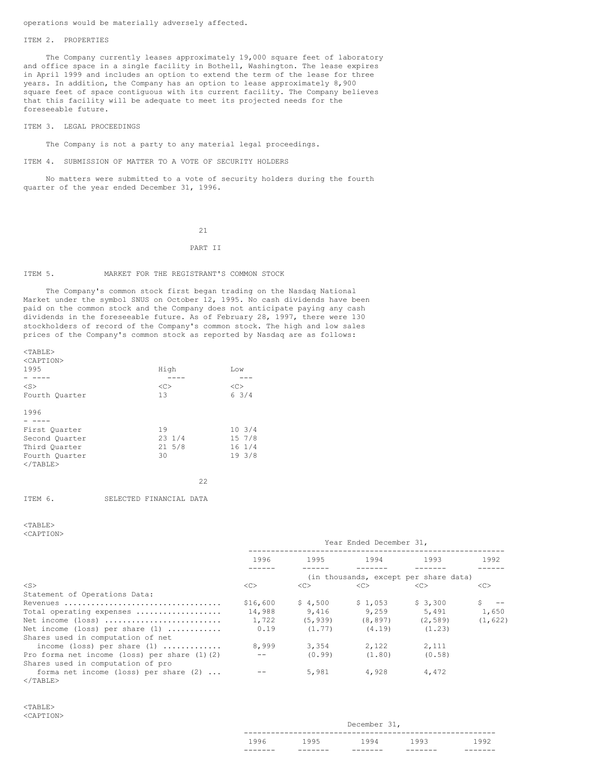operations would be materially adversely affected.

## ITEM 2. PROPERTIES

The Company currently leases approximately 19,000 square feet of laboratory and office space in a single facility in Bothell, Washington. The lease expires in April 1999 and includes an option to extend the term of the lease for three years. In addition, the Company has an option to lease approximately 8,900 square feet of space contiguous with its current facility. The Company believes that this facility will be adequate to meet its projected needs for the foreseeable future.

## ITEM 3. LEGAL PROCEEDINGS

The Company is not a party to any material legal proceedings.

## ITEM 4. SUBMISSION OF MATTER TO A VOTE OF SECURITY HOLDERS

No matters were submitted to a vote of security holders during the fourth quarter of the year ended December 31, 1996.

# PART II

## ITEM 5. MARKET FOR THE REGISTRANT'S COMMON STOCK

The Company's common stock first began trading on the Nasdaq National Market under the symbol SNUS on October 12, 1995. No cash dividends have been paid on the common stock and the Company does not anticipate paying any cash dividends in the foreseeable future. As of February 28, 1997, there were 130 stockholders of record of the Company's common stock. The high and low sales prices of the Company's common stock as reported by Nasdaq are as follows:

| 1995 | High | Low |
|---|---|---|
| Fourth Quarter | 13 | 6 3/4 |
| **1996** | | |
| First Quarter | 19 | 10 3/4 |
| Second Quarter | 23 1/4 | 15 7/8 |
| Third Quarter | 21 5/8 | 16 1/4 |
| Fourth Quarter | 30 | 19 3/8 |

## ITEM 6. SELECTED FINANCIAL DATA

| | Year Ended December 31, | | | | |
|---|---|---|---|---|---|
| | 1996 | 1995 | 1994 | 1993 | 1992 |
| | (in thousands, except per share data) | | | | |
| Statement of Operations Data: | | | | | |
| Revenues | $16,600 | $ 4,500 | $ 1,053 | $ 3,300 | $ -- |
| Total operating expenses | 14,988 | 9,416 | 9,259 | 5,491 | 1,650 |
| Net income (loss) | 1,722 | (5,939) | (8,897) | (2,589) | (1,622) |
| Net income (loss) per share (1) | 0.19 | (1.77) | (4.19) | (1.23) | |
| Shares used in computation of net income (loss) per share (1) | 8,999 | 3,354 | 2,122 | 2,111 | |
| Pro forma net income (loss) per share (1)(2) | -- | (0.99) | (1.80) | (0.58) | |
| Shares used in computation of pro forma net income (loss) per share (2) | -- | 5,981 | 4,928 | 4,472 | |

| | December 31, | | | | |
|---|---|---|---|---|---|
| | 1996 | 1995 | 1994 | 1993 | 1992 |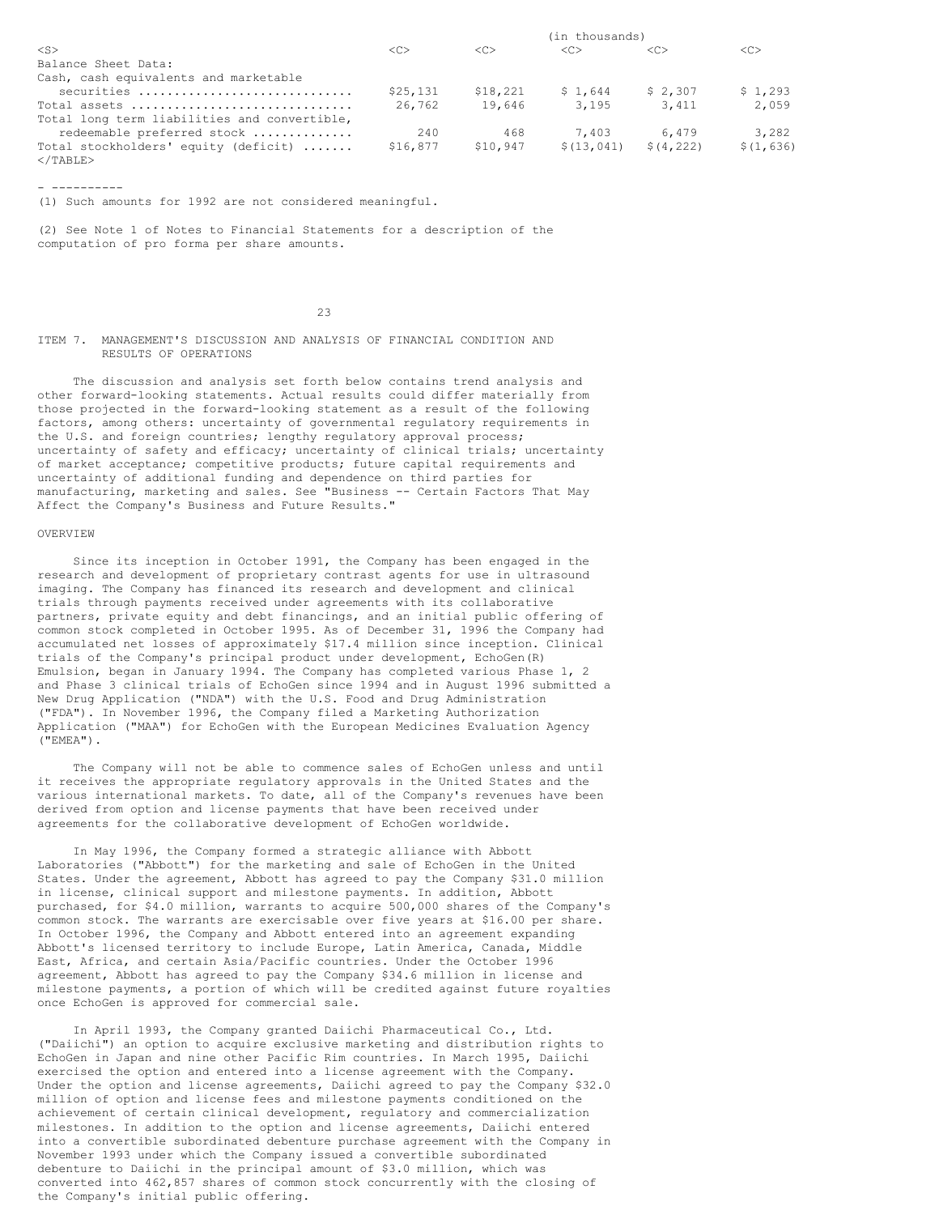| | | | (in thousands) | | |
|---|---|---|---|---|---|
| Balance Sheet Data: | | | | | |
| Cash, cash equivalents and marketable securities | $25,131 | $18,221 | $ 1,644 | $ 2,307 | $ 1,293 |
| Total assets | 26,762 | 19,646 | 3,195 | 3,411 | 2,059 |
| Total long term liabilities and convertible, redeemable preferred stock | 240 | 468 | 7,403 | 6,479 | 3,282 |
| Total stockholders' equity (deficit) | $16,877 | $10,947 | $(13,041) | $(4,222) | $(1,636) |

(1) Such amounts for 1992 are not considered meaningful.

(2) See Note 1 of Notes to Financial Statements for a description of the computation of pro forma per share amounts.

## ITEM 7. MANAGEMENT'S DISCUSSION AND ANALYSIS OF FINANCIAL CONDITION AND RESULTS OF OPERATIONS

The discussion and analysis set forth below contains trend analysis and other forward-looking statements. Actual results could differ materially from those projected in the forward-looking statement as a result of the following factors, among others: uncertainty of governmental regulatory requirements in the U.S. and foreign countries; lengthy regulatory approval process; uncertainty of safety and efficacy; uncertainty of clinical trials; uncertainty of market acceptance; competitive products; future capital requirements and uncertainty of additional funding and dependence on third parties for manufacturing, marketing and sales. See "Business -- Certain Factors That May Affect the Company's Business and Future Results."

### OVERVIEW

Since its inception in October 1991, the Company has been engaged in the research and development of proprietary contrast agents for use in ultrasound imaging. The Company has financed its research and development and clinical trials through payments received under agreements with its collaborative partners, private equity and debt financings, and an initial public offering of common stock completed in October 1995. As of December 31, 1996 the Company had accumulated net losses of approximately $17.4 million since inception. Clinical trials of the Company's principal product under development, EchoGen(R) Emulsion, began in January 1994. The Company has completed various Phase 1, 2 and Phase 3 clinical trials of EchoGen since 1994 and in August 1996 submitted a New Drug Application ("NDA") with the U.S. Food and Drug Administration ("FDA"). In November 1996, the Company filed a Marketing Authorization Application ("MAA") for EchoGen with the European Medicines Evaluation Agency ("EMEA").

The Company will not be able to commence sales of EchoGen unless and until it receives the appropriate regulatory approvals in the United States and the various international markets. To date, all of the Company's revenues have been derived from option and license payments that have been received under agreements for the collaborative development of EchoGen worldwide.

In May 1996, the Company formed a strategic alliance with Abbott Laboratories ("Abbott") for the marketing and sale of EchoGen in the United States. Under the agreement, Abbott has agreed to pay the Company $31.0 million in license, clinical support and milestone payments. In addition, Abbott purchased, for $4.0 million, warrants to acquire 500,000 shares of the Company's common stock. The warrants are exercisable over five years at $16.00 per share. In October 1996, the Company and Abbott entered into an agreement expanding Abbott's licensed territory to include Europe, Latin America, Canada, Middle East, Africa, and certain Asia/Pacific countries. Under the October 1996 agreement, Abbott has agreed to pay the Company $34.6 million in license and milestone payments, a portion of which will be credited against future royalties once EchoGen is approved for commercial sale.

In April 1993, the Company granted Daiichi Pharmaceutical Co., Ltd. ("Daiichi") an option to acquire exclusive marketing and distribution rights to EchoGen in Japan and nine other Pacific Rim countries. In March 1995, Daiichi exercised the option and entered into a license agreement with the Company. Under the option and license agreements, Daiichi agreed to pay the Company $32.0 million of option and license fees and milestone payments conditioned on the achievement of certain clinical development, regulatory and commercialization milestones. In addition to the option and license agreements, Daiichi entered into a convertible subordinated debenture purchase agreement with the Company in November 1993 under which the Company issued a convertible subordinated debenture to Daiichi in the principal amount of $3.0 million, which was converted into 462,857 shares of common stock concurrently with the closing of the Company's initial public offering.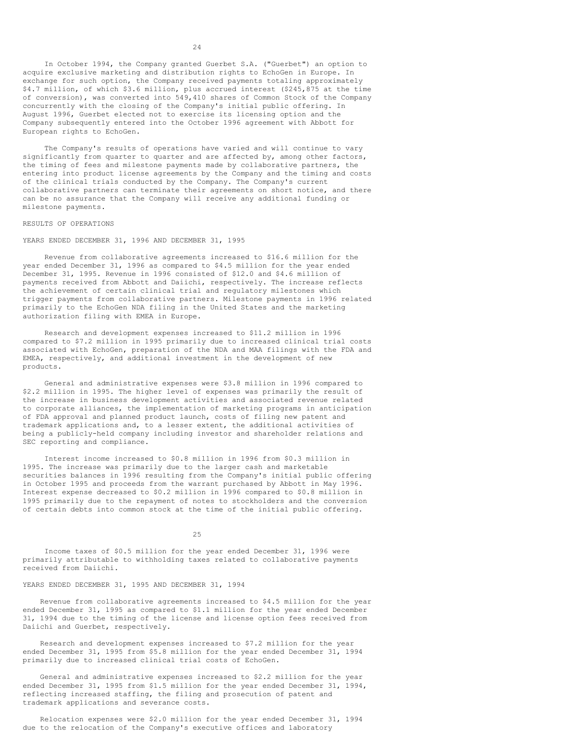In October 1994, the Company granted Guerbet S.A. ("Guerbet") an option to acquire exclusive marketing and distribution rights to EchoGen in Europe. In exchange for such option, the Company received payments totaling approximately $4.7 million, of which $3.6 million, plus accrued interest ($245,875 at the time of conversion), was converted into 549,410 shares of Common Stock of the Company concurrently with the closing of the Company's initial public offering. In August 1996, Guerbet elected not to exercise its licensing option and the Company subsequently entered into the October 1996 agreement with Abbott for European rights to EchoGen.

The Company's results of operations have varied and will continue to vary significantly from quarter to quarter and are affected by, among other factors, the timing of fees and milestone payments made by collaborative partners, the entering into product license agreements by the Company and the timing and costs of the clinical trials conducted by the Company. The Company's current collaborative partners can terminate their agreements on short notice, and there can be no assurance that the Company will receive any additional funding or milestone payments.

## RESULTS OF OPERATIONS

### YEARS ENDED DECEMBER 31, 1996 AND DECEMBER 31, 1995

Revenue from collaborative agreements increased to $16.6 million for the year ended December 31, 1996 as compared to $4.5 million for the year ended December 31, 1995. Revenue in 1996 consisted of $12.0 and $4.6 million of payments received from Abbott and Daiichi, respectively. The increase reflects the achievement of certain clinical trial and regulatory milestones which trigger payments from collaborative partners. Milestone payments in 1996 related primarily to the EchoGen NDA filing in the United States and the marketing authorization filing with EMEA in Europe.

Research and development expenses increased to $11.2 million in 1996 compared to $7.2 million in 1995 primarily due to increased clinical trial costs associated with EchoGen, preparation of the NDA and MAA filings with the FDA and EMEA, respectively, and additional investment in the development of new products.

General and administrative expenses were $3.8 million in 1996 compared to $2.2 million in 1995. The higher level of expenses was primarily the result of the increase in business development activities and associated revenue related to corporate alliances, the implementation of marketing programs in anticipation of FDA approval and planned product launch, costs of filing new patent and trademark applications and, to a lesser extent, the additional activities of being a publicly-held company including investor and shareholder relations and SEC reporting and compliance.

Interest income increased to $0.8 million in 1996 from $0.3 million in 1995. The increase was primarily due to the larger cash and marketable securities balances in 1996 resulting from the Company's initial public offering in October 1995 and proceeds from the warrant purchased by Abbott in May 1996. Interest expense decreased to $0.2 million in 1996 compared to $0.8 million in 1995 primarily due to the repayment of notes to stockholders and the conversion of certain debts into common stock at the time of the initial public offering.

Income taxes of $0.5 million for the year ended December 31, 1996 were primarily attributable to withholding taxes related to collaborative payments received from Daiichi.

### YEARS ENDED DECEMBER 31, 1995 AND DECEMBER 31, 1994

Revenue from collaborative agreements increased to $4.5 million for the year ended December 31, 1995 as compared to $1.1 million for the year ended December 31, 1994 due to the timing of the license and license option fees received from Daiichi and Guerbet, respectively.

Research and development expenses increased to $7.2 million for the year ended December 31, 1995 from $5.8 million for the year ended December 31, 1994 primarily due to increased clinical trial costs of EchoGen.

General and administrative expenses increased to $2.2 million for the year ended December 31, 1995 from $1.5 million for the year ended December 31, 1994, reflecting increased staffing, the filing and prosecution of patent and trademark applications and severance costs.

Relocation expenses were $2.0 million for the year ended December 31, 1994 due to the relocation of the Company's executive offices and laboratory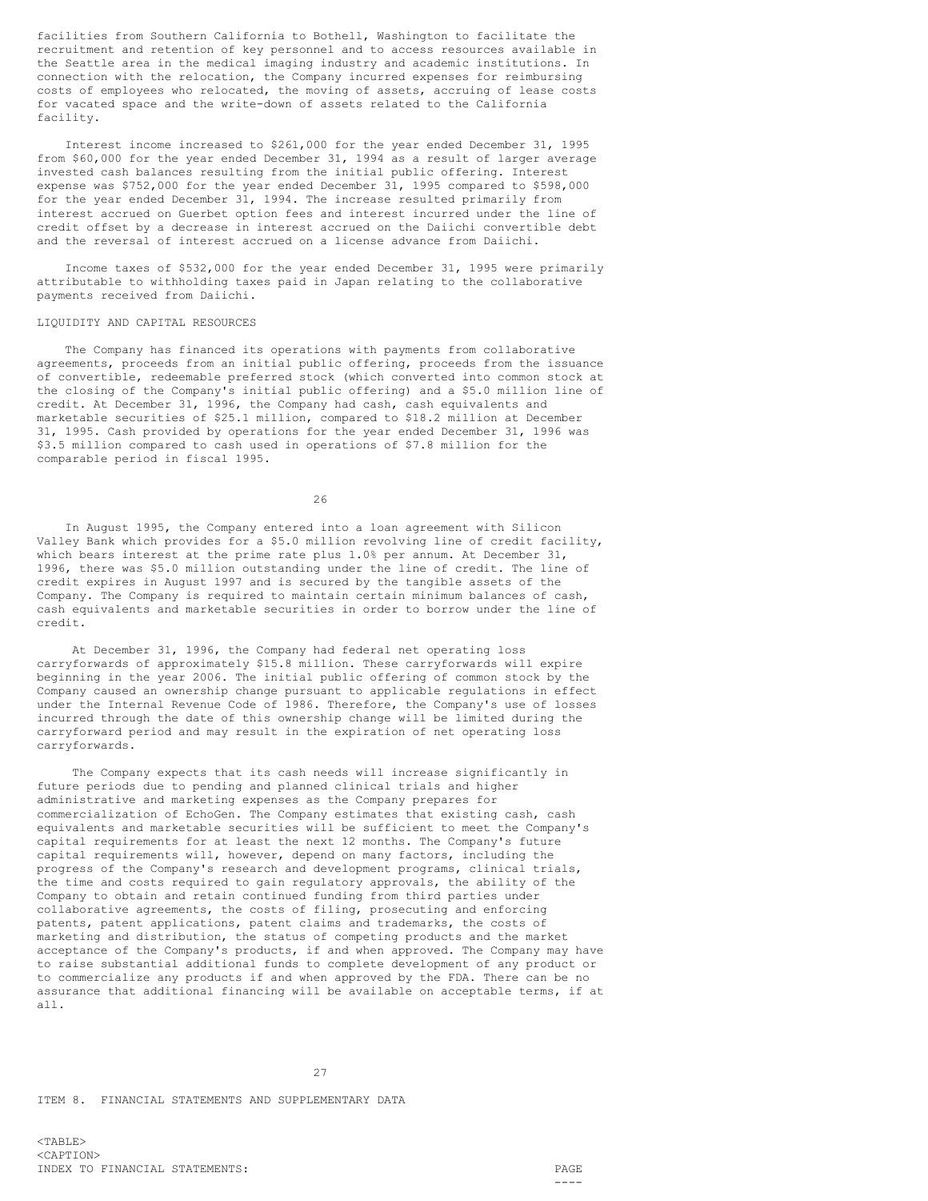facilities from Southern California to Bothell, Washington to facilitate the recruitment and retention of key personnel and to access resources available in the Seattle area in the medical imaging industry and academic institutions. In connection with the relocation, the Company incurred expenses for reimbursing costs of employees who relocated, the moving of assets, accruing of lease costs for vacated space and the write-down of assets related to the California facility.

Interest income increased to $261,000 for the year ended December 31, 1995 from $60,000 for the year ended December 31, 1994 as a result of larger average invested cash balances resulting from the initial public offering. Interest expense was $752,000 for the year ended December 31, 1995 compared to $598,000 for the year ended December 31, 1994. The increase resulted primarily from interest accrued on Guerbet option fees and interest incurred under the line of credit offset by a decrease in interest accrued on the Daiichi convertible debt and the reversal of interest accrued on a license advance from Daiichi.

Income taxes of $532,000 for the year ended December 31, 1995 were primarily attributable to withholding taxes paid in Japan relating to the collaborative payments received from Daiichi.

## LIQUIDITY AND CAPITAL RESOURCES

The Company has financed its operations with payments from collaborative agreements, proceeds from an initial public offering, proceeds from the issuance of convertible, redeemable preferred stock (which converted into common stock at the closing of the Company's initial public offering) and a $5.0 million line of credit. At December 31, 1996, the Company had cash, cash equivalents and marketable securities of $25.1 million, compared to $18.2 million at December 31, 1995. Cash provided by operations for the year ended December 31, 1996 was $3.5 million compared to cash used in operations of $7.8 million for the comparable period in fiscal 1995.

In August 1995, the Company entered into a loan agreement with Silicon Valley Bank which provides for a $5.0 million revolving line of credit facility, which bears interest at the prime rate plus 1.0% per annum. At December 31, 1996, there was $5.0 million outstanding under the line of credit. The line of credit expires in August 1997 and is secured by the tangible assets of the Company. The Company is required to maintain certain minimum balances of cash, cash equivalents and marketable securities in order to borrow under the line of credit.

At December 31, 1996, the Company had federal net operating loss carryforwards of approximately $15.8 million. These carryforwards will expire beginning in the year 2006. The initial public offering of common stock by the Company caused an ownership change pursuant to applicable regulations in effect under the Internal Revenue Code of 1986. Therefore, the Company's use of losses incurred through the date of this ownership change will be limited during the carryforward period and may result in the expiration of net operating loss carryforwards.

The Company expects that its cash needs will increase significantly in future periods due to pending and planned clinical trials and higher administrative and marketing expenses as the Company prepares for commercialization of EchoGen. The Company estimates that existing cash, cash equivalents and marketable securities will be sufficient to meet the Company's capital requirements for at least the next 12 months. The Company's future capital requirements will, however, depend on many factors, including the progress of the Company's research and development programs, clinical trials, the time and costs required to gain regulatory approvals, the ability of the Company to obtain and retain continued funding from third parties under collaborative agreements, the costs of filing, prosecuting and enforcing patents, patent applications, patent claims and trademarks, the costs of marketing and distribution, the status of competing products and the market acceptance of the Company's products, if and when approved. The Company may have to raise substantial additional funds to complete development of any product or to commercialize any products if and when approved by the FDA. There can be no assurance that additional financing will be available on acceptable terms, if at all.

## ITEM 8. FINANCIAL STATEMENTS AND SUPPLEMENTARY DATA

| INDEX TO FINANCIAL STATEMENTS: | PAGE |
|---|---|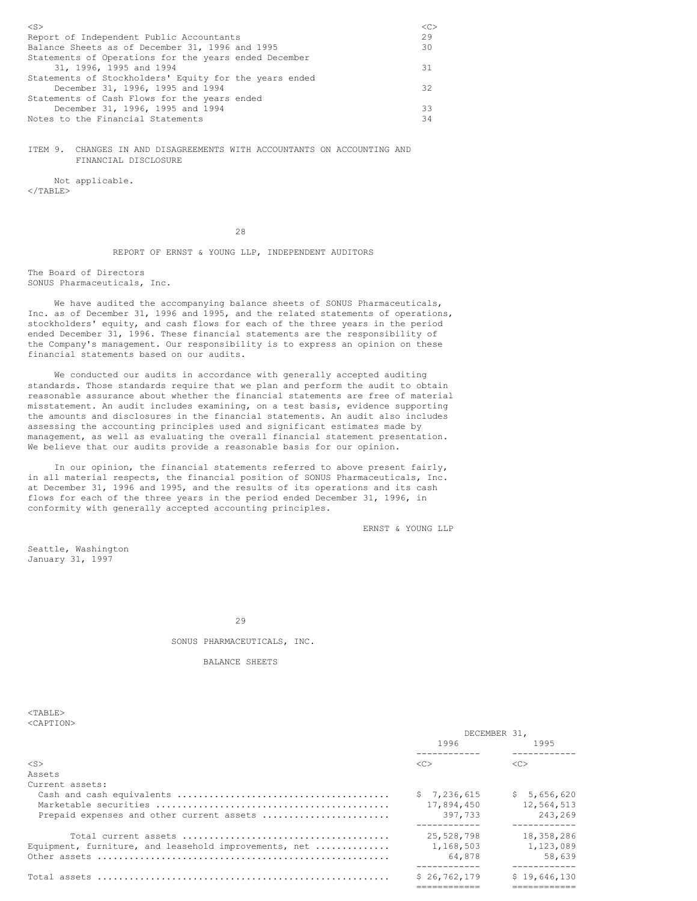| | |
|---|---|
| Report of Independent Public Accountants | 29 |
| Balance Sheets as of December 31, 1996 and 1995 | 30 |
| Statements of Operations for the years ended December 31, 1996, 1995 and 1994 | 31 |
| Statements of Stockholders' Equity for the years ended December 31, 1996, 1995 and 1994 | 32 |
| Statements of Cash Flows for the years ended December 31, 1996, 1995 and 1994 | 33 |
| Notes to the Financial Statements | 34 |

ITEM 9. CHANGES IN AND DISAGREEMENTS WITH ACCOUNTANTS ON ACCOUNTING AND FINANCIAL DISCLOSURE

Not applicable.

## REPORT OF ERNST & YOUNG LLP, INDEPENDENT AUDITORS

The Board of Directors
SONUS Pharmaceuticals, Inc.

We have audited the accompanying balance sheets of SONUS Pharmaceuticals, Inc. as of December 31, 1996 and 1995, and the related statements of operations, stockholders' equity, and cash flows for each of the three years in the period ended December 31, 1996. These financial statements are the responsibility of the Company's management. Our responsibility is to express an opinion on these financial statements based on our audits.

We conducted our audits in accordance with generally accepted auditing standards. Those standards require that we plan and perform the audit to obtain reasonable assurance about whether the financial statements are free of material misstatement. An audit includes examining, on a test basis, evidence supporting the amounts and disclosures in the financial statements. An audit also includes assessing the accounting principles used and significant estimates made by management, as well as evaluating the overall financial statement presentation. We believe that our audits provide a reasonable basis for our opinion.

In our opinion, the financial statements referred to above present fairly, in all material respects, the financial position of SONUS Pharmaceuticals, Inc. at December 31, 1996 and 1995, and the results of its operations and its cash flows for each of the three years in the period ended December 31, 1996, in conformity with generally accepted accounting principles.

ERNST & YOUNG LLP

Seattle, Washington
January 31, 1997

## SONUS PHARMACEUTICALS, INC.

## BALANCE SHEETS

| | DECEMBER 31, | |
|---|---|---|
| | 1996 | 1995 |
| Assets | | |
| Current assets: | | |
| Cash and cash equivalents | $ 7,236,615 | $ 5,656,620 |
| Marketable securities | 17,894,450 | 12,564,513 |
| Prepaid expenses and other current assets | 397,733 | 243,269 |
| Total current assets | 25,528,798 | 18,358,286 |
| Equipment, furniture, and leasehold improvements, net | 1,168,503 | 1,123,089 |
| Other assets | 64,878 | 58,639 |
| Total assets | $ 26,762,179 | $ 19,646,130 |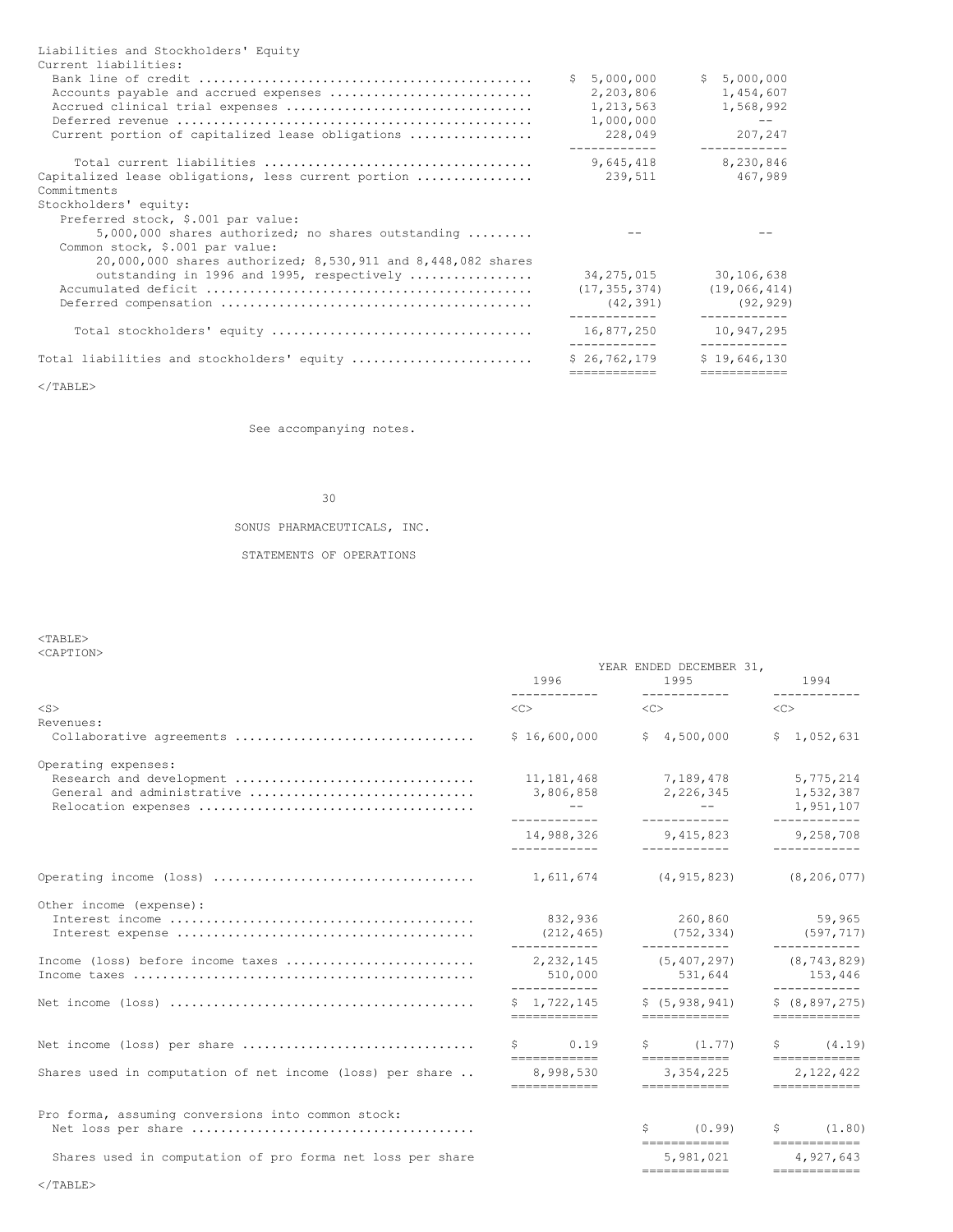| Liabilities and Stockholders' Equity | | |
|---|---|---|
| Current liabilities: | | |
| Bank line of credit | $ 5,000,000 | $ 5,000,000 |
| Accounts payable and accrued expenses | 2,203,806 | 1,454,607 |
| Accrued clinical trial expenses | 1,213,563 | 1,568,992 |
| Deferred revenue | 1,000,000 | -- |
| Current portion of capitalized lease obligations | 228,049 | 207,247 |
| Total current liabilities | 9,645,418 | 8,230,846 |
| Capitalized lease obligations, less current portion | 239,511 | 467,989 |
| Commitments | | |
| Stockholders' equity: | | |
| Preferred stock, $.001 par value: 5,000,000 shares authorized; no shares outstanding | -- | -- |
| Common stock, $.001 par value: 20,000,000 shares authorized; 8,530,911 and 8,448,082 shares outstanding in 1996 and 1995, respectively | 34,275,015 | 30,106,638 |
| Accumulated deficit | (17,355,374) | (19,066,414) |
| Deferred compensation | (42,391) | (92,929) |
| Total stockholders' equity | 16,877,250 | 10,947,295 |
| Total liabilities and stockholders' equity | $ 26,762,179 | $ 19,646,130 |

See accompanying notes.

SONUS PHARMACEUTICALS, INC.

STATEMENTS OF OPERATIONS

| | YEAR ENDED DECEMBER 31, | | |
|---|---|---|---|
| | 1996 | 1995 | 1994 |
| Revenues: | | | |
| Collaborative agreements | $ 16,600,000 | $ 4,500,000 | $ 1,052,631 |
| Operating expenses: | | | |
| Research and development | 11,181,468 | 7,189,478 | 5,775,214 |
| General and administrative | 3,806,858 | 2,226,345 | 1,532,387 |
| Relocation expenses | -- | -- | 1,951,107 |
| | 14,988,326 | 9,415,823 | 9,258,708 |
| Operating income (loss) | 1,611,674 | (4,915,823) | (8,206,077) |
| Other income (expense): | | | |
| Interest income | 832,936 | 260,860 | 59,965 |
| Interest expense | (212,465) | (752,334) | (597,717) |
| Income (loss) before income taxes | 2,232,145 | (5,407,297) | (8,743,829) |
| Income taxes | 510,000 | 531,644 | 153,446 |
| Net income (loss) | $ 1,722,145 | $ (5,938,941) | $ (8,897,275) |
| Net income (loss) per share | $ 0.19 | $ (1.77) | $ (4.19) |
| Shares used in computation of net income (loss) per share | 8,998,530 | 3,354,225 | 2,122,422 |
| Pro forma, assuming conversions into common stock: | | | |
| Net loss per share | | $ (0.99) | $ (1.80) |
| Shares used in computation of pro forma net loss per share | | 5,981,021 | 4,927,643 |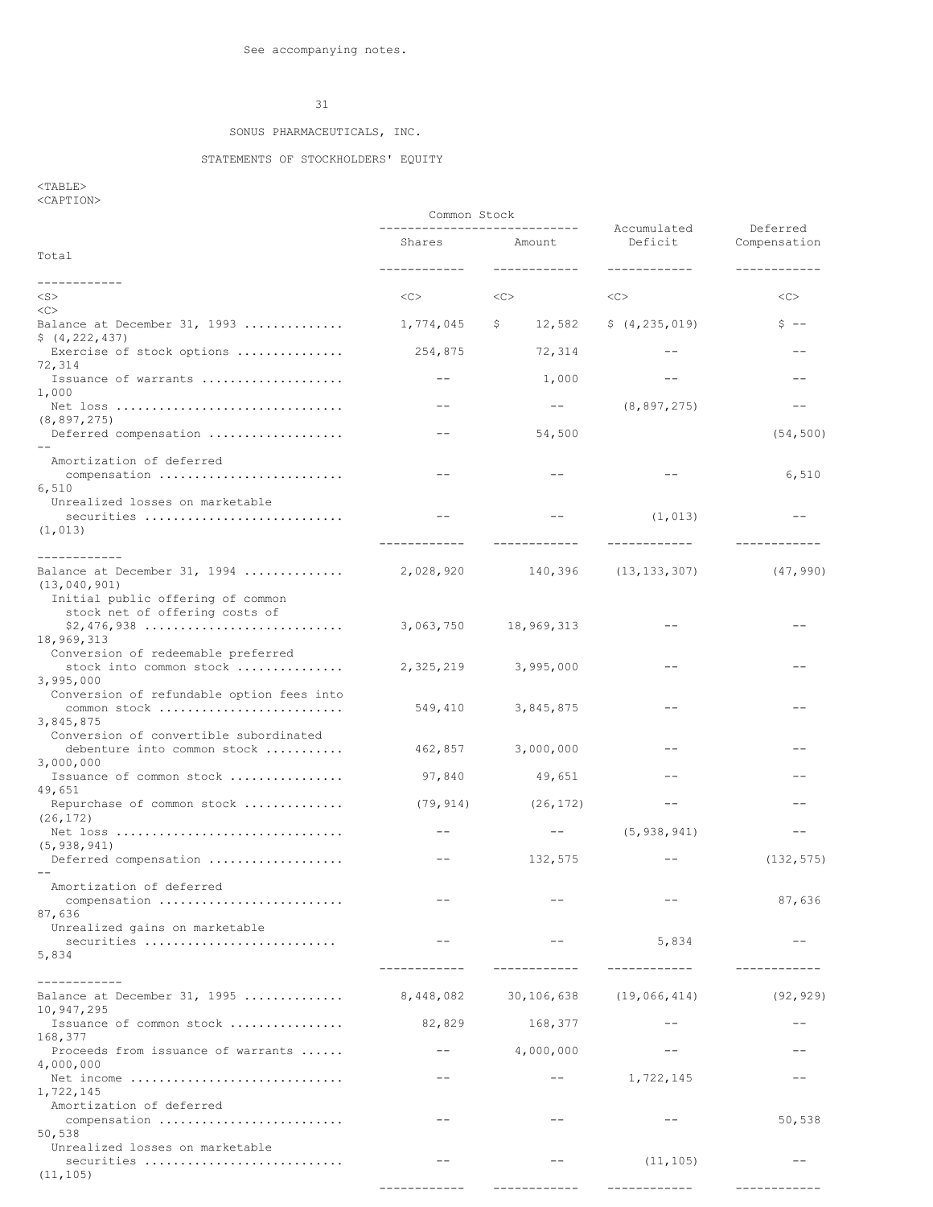See accompanying notes.

SONUS PHARMACEUTICALS, INC.

STATEMENTS OF STOCKHOLDERS' EQUITY

| | Common Stock | | Accumulated Deficit | Deferred Compensation | Total |
|---|---|---|---|---|---|
| | Shares | Amount | | | |
| Balance at December 31, 1993 | 1,774,045 | $ 12,582 | $ (4,235,019) | $ -- | $ (4,222,437) |
| Exercise of stock options | 254,875 | 72,314 | -- | -- | 72,314 |
| Issuance of warrants | -- | 1,000 | -- | -- | 1,000 |
| Net loss | -- | -- | (8,897,275) | -- | (8,897,275) |
| Deferred compensation | -- | 54,500 | | (54,500) | -- |
| Amortization of deferred compensation | -- | -- | -- | 6,510 | 6,510 |
| Unrealized losses on marketable securities | -- | -- | (1,013) | -- | (1,013) |
| Balance at December 31, 1994 | 2,028,920 | 140,396 | (13,133,307) | (47,990) | (13,040,901) |
| Initial public offering of common stock net of offering costs of $2,476,938 | 3,063,750 | 18,969,313 | -- | -- | 18,969,313 |
| Conversion of redeemable preferred stock into common stock | 2,325,219 | 3,995,000 | -- | -- | 3,995,000 |
| Conversion of refundable option fees into common stock | 549,410 | 3,845,875 | -- | -- | 3,845,875 |
| Conversion of convertible subordinated debenture into common stock | 462,857 | 3,000,000 | -- | -- | 3,000,000 |
| Issuance of common stock | 97,840 | 49,651 | -- | -- | 49,651 |
| Repurchase of common stock | (79,914) | (26,172) | -- | -- | (26,172) |
| Net loss | -- | -- | (5,938,941) | -- | (5,938,941) |
| Deferred compensation | -- | 132,575 | -- | (132,575) | -- |
| Amortization of deferred compensation | -- | -- | -- | 87,636 | 87,636 |
| Unrealized gains on marketable securities | -- | -- | 5,834 | -- | 5,834 |
| Balance at December 31, 1995 | 8,448,082 | 30,106,638 | (19,066,414) | (92,929) | 10,947,295 |
| Issuance of common stock | 82,829 | 168,377 | -- | -- | 168,377 |
| Proceeds from issuance of warrants | -- | 4,000,000 | -- | -- | 4,000,000 |
| Net income | -- | -- | 1,722,145 | -- | 1,722,145 |
| Amortization of deferred compensation | -- | -- | -- | 50,538 | 50,538 |
| Unrealized losses on marketable securities | -- | -- | (11,105) | -- | (11,105) |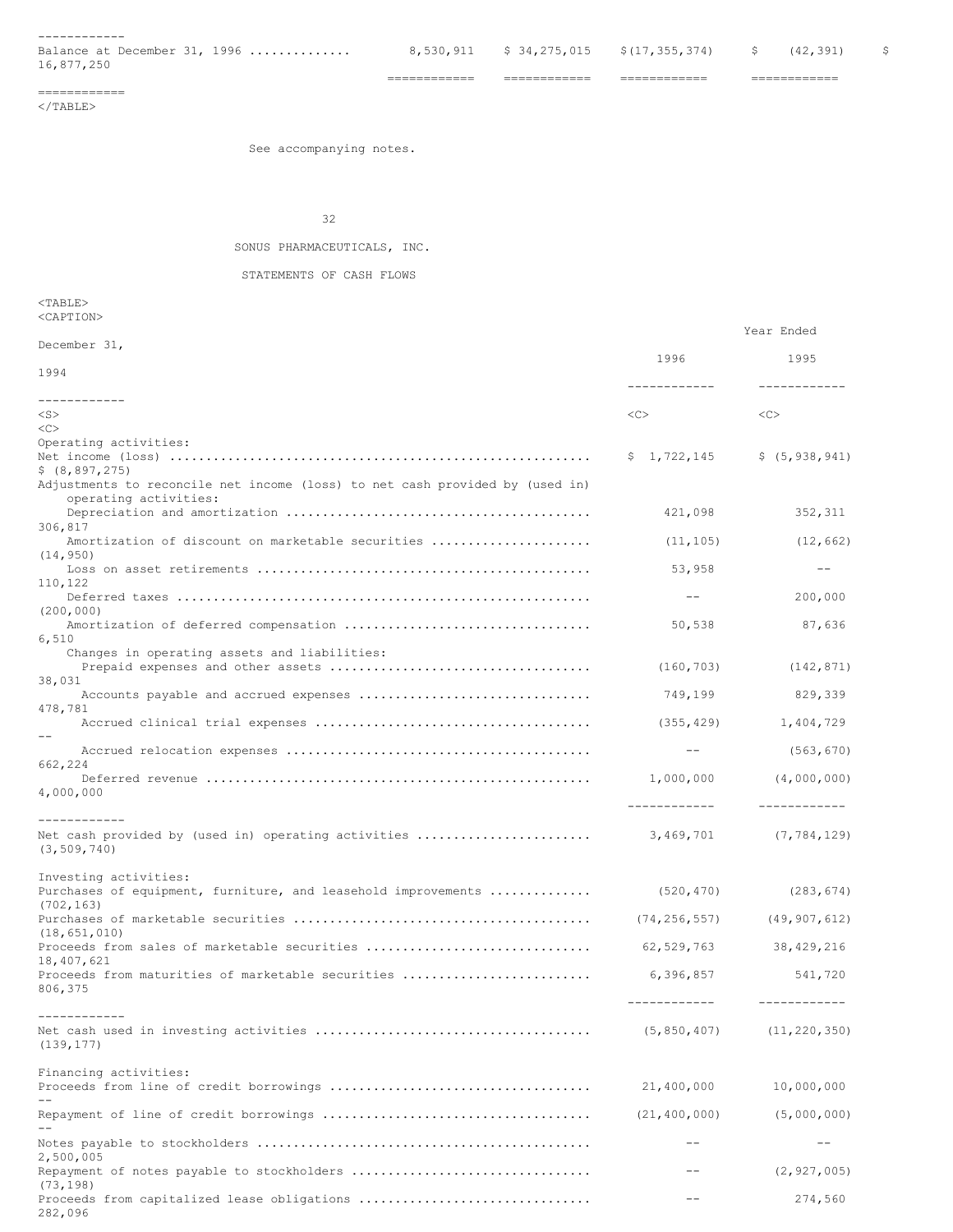| | | | | | |
|---|---|---|---|---|---|
| Balance at December 31, 1996 | 8,530,911 | $ 34,275,015 | $(17,355,374) | $ (42,391) | $ 16,877,250 |

See accompanying notes.

SONUS PHARMACEUTICALS, INC.

STATEMENTS OF CASH FLOWS

| | Year Ended December 31, | | |
|---|---|---|---|
| | 1996 | 1995 | 1994 |
| Operating activities: | | | |
| Net income (loss) | $ 1,722,145 | $ (5,938,941) | $ (8,897,275) |
| Adjustments to reconcile net income (loss) to net cash provided by (used in) operating activities: | | | |
| Depreciation and amortization | 421,098 | 352,311 | 306,817 |
| Amortization of discount on marketable securities | (11,105) | (12,662) | (14,950) |
| Loss on asset retirements | 53,958 | -- | 110,122 |
| Deferred taxes | -- | 200,000 | (200,000) |
| Amortization of deferred compensation | 50,538 | 87,636 | 6,510 |
| Changes in operating assets and liabilities: | | | |
| Prepaid expenses and other assets | (160,703) | (142,871) | 38,031 |
| Accounts payable and accrued expenses | 749,199 | 829,339 | 478,781 |
| Accrued clinical trial expenses | (355,429) | 1,404,729 | -- |
| Accrued relocation expenses | -- | (563,670) | 662,224 |
| Deferred revenue | 1,000,000 | (4,000,000) | 4,000,000 |
| Net cash provided by (used in) operating activities | 3,469,701 | (7,784,129) | (3,509,740) |
| Investing activities: | | | |
| Purchases of equipment, furniture, and leasehold improvements | (520,470) | (283,674) | (702,163) |
| Purchases of marketable securities | (74,256,557) | (49,907,612) | (18,651,010) |
| Proceeds from sales of marketable securities | 62,529,763 | 38,429,216 | 18,407,621 |
| Proceeds from maturities of marketable securities | 6,396,857 | 541,720 | 806,375 |
| Net cash used in investing activities | (5,850,407) | (11,220,350) | (139,177) |
| Financing activities: | | | |
| Proceeds from line of credit borrowings | 21,400,000 | 10,000,000 | -- |
| Repayment of line of credit borrowings | (21,400,000) | (5,000,000) | -- |
| Notes payable to stockholders | -- | -- | 2,500,005 |
| Repayment of notes payable to stockholders | -- | (2,927,005) | (73,198) |
| Proceeds from capitalized lease obligations | -- | 274,560 | 282,096 |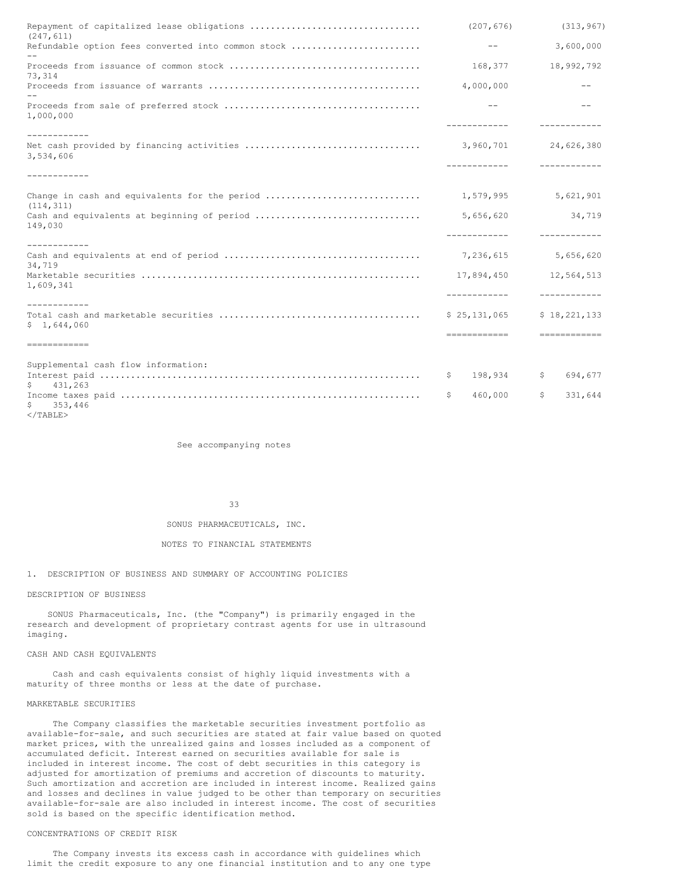| | | | |
|---|---|---|---|
| Repayment of capitalized lease obligations | (207,676) | (313,967) | (247,611) |
| Refundable option fees converted into common stock | -- | 3,600,000 | -- |
| Proceeds from issuance of common stock | 168,377 | 18,992,792 | 73,314 |
| Proceeds from issuance of warrants | 4,000,000 | -- | -- |
| Proceeds from sale of preferred stock | -- | -- | 1,000,000 |
| Net cash provided by financing activities | 3,960,701 | 24,626,380 | 3,534,606 |
| Change in cash and equivalents for the period | 1,579,995 | 5,621,901 | (114,311) |
| Cash and equivalents at beginning of period | 5,656,620 | 34,719 | 149,030 |
| Cash and equivalents at end of period | 7,236,615 | 5,656,620 | 34,719 |
| Marketable securities | 17,894,450 | 12,564,513 | 1,609,341 |
| Total cash and marketable securities | $ 25,131,065 | $ 18,221,133 | $ 1,644,060 |
| Supplemental cash flow information: | | | |
| Interest paid | $ 198,934 | $ 694,677 | $ 431,263 |
| Income taxes paid | $ 460,000 | $ 331,644 | $ 353,446 |

See accompanying notes

SONUS PHARMACEUTICALS, INC.

NOTES TO FINANCIAL STATEMENTS

## 1. DESCRIPTION OF BUSINESS AND SUMMARY OF ACCOUNTING POLICIES

### DESCRIPTION OF BUSINESS

SONUS Pharmaceuticals, Inc. (the "Company") is primarily engaged in the research and development of proprietary contrast agents for use in ultrasound imaging.

### CASH AND CASH EQUIVALENTS

Cash and cash equivalents consist of highly liquid investments with a maturity of three months or less at the date of purchase.

### MARKETABLE SECURITIES

The Company classifies the marketable securities investment portfolio as available-for-sale, and such securities are stated at fair value based on quoted market prices, with the unrealized gains and losses included as a component of accumulated deficit. Interest earned on securities available for sale is included in interest income. The cost of debt securities in this category is adjusted for amortization of premiums and accretion of discounts to maturity. Such amortization and accretion are included in interest income. Realized gains and losses and declines in value judged to be other than temporary on securities available-for-sale are also included in interest income. The cost of securities sold is based on the specific identification method.

### CONCENTRATIONS OF CREDIT RISK

The Company invests its excess cash in accordance with guidelines which limit the credit exposure to any one financial institution and to any one type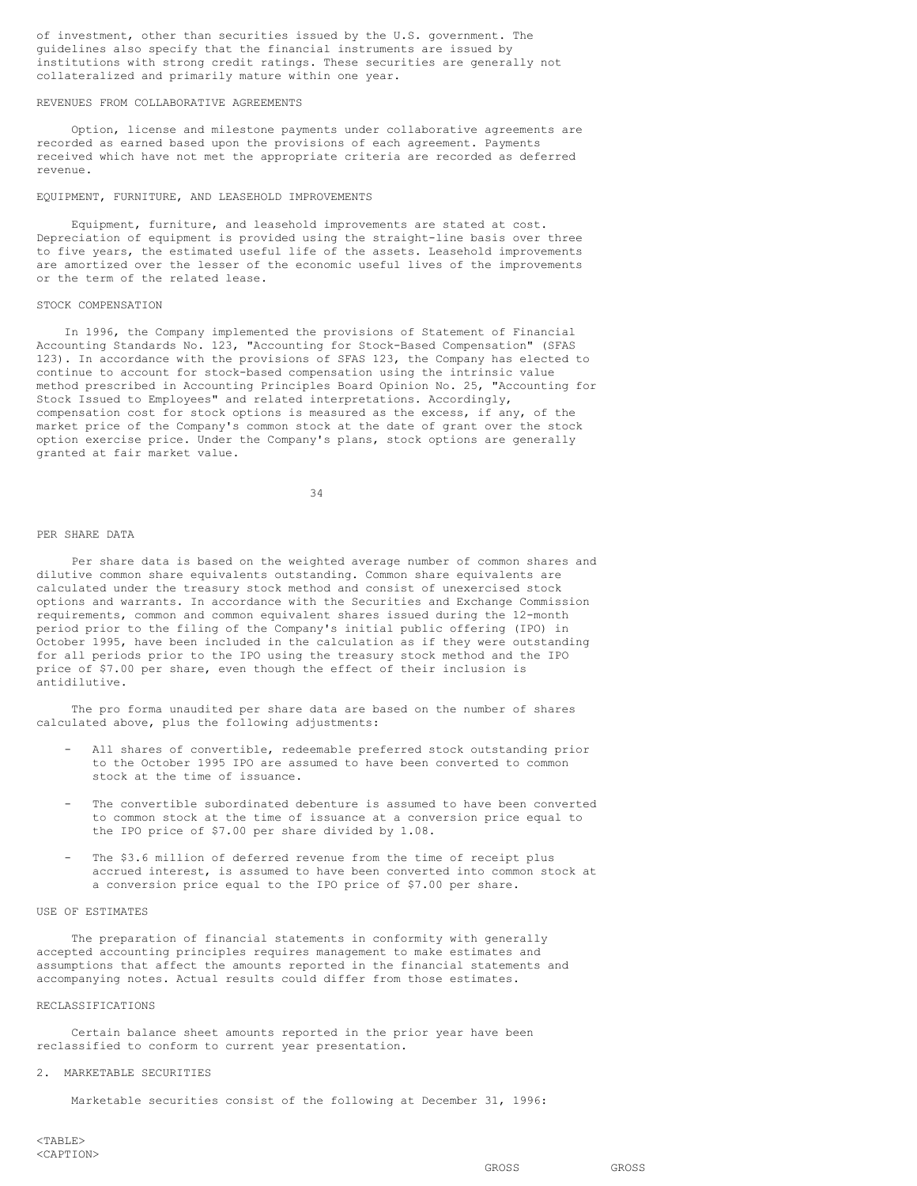of investment, other than securities issued by the U.S. government. The guidelines also specify that the financial instruments are issued by institutions with strong credit ratings. These securities are generally not collateralized and primarily mature within one year.

REVENUES FROM COLLABORATIVE AGREEMENTS

Option, license and milestone payments under collaborative agreements are recorded as earned based upon the provisions of each agreement. Payments received which have not met the appropriate criteria are recorded as deferred revenue.

EQUIPMENT, FURNITURE, AND LEASEHOLD IMPROVEMENTS

Equipment, furniture, and leasehold improvements are stated at cost. Depreciation of equipment is provided using the straight-line basis over three to five years, the estimated useful life of the assets. Leasehold improvements are amortized over the lesser of the economic useful lives of the improvements or the term of the related lease.

STOCK COMPENSATION

In 1996, the Company implemented the provisions of Statement of Financial Accounting Standards No. 123, "Accounting for Stock-Based Compensation" (SFAS 123). In accordance with the provisions of SFAS 123, the Company has elected to continue to account for stock-based compensation using the intrinsic value method prescribed in Accounting Principles Board Opinion No. 25, "Accounting for Stock Issued to Employees" and related interpretations. Accordingly, compensation cost for stock options is measured as the excess, if any, of the market price of the Company's common stock at the date of grant over the stock option exercise price. Under the Company's plans, stock options are generally granted at fair market value.

PER SHARE DATA

Per share data is based on the weighted average number of common shares and dilutive common share equivalents outstanding. Common share equivalents are calculated under the treasury stock method and consist of unexercised stock options and warrants. In accordance with the Securities and Exchange Commission requirements, common and common equivalent shares issued during the 12-month period prior to the filing of the Company's initial public offering (IPO) in October 1995, have been included in the calculation as if they were outstanding for all periods prior to the IPO using the treasury stock method and the IPO price of $7.00 per share, even though the effect of their inclusion is antidilutive.

The pro forma unaudited per share data are based on the number of shares calculated above, plus the following adjustments:

- All shares of convertible, redeemable preferred stock outstanding prior to the October 1995 IPO are assumed to have been converted to common stock at the time of issuance.

- The convertible subordinated debenture is assumed to have been converted to common stock at the time of issuance at a conversion price equal to the IPO price of $7.00 per share divided by 1.08.

- The $3.6 million of deferred revenue from the time of receipt plus accrued interest, is assumed to have been converted into common stock at a conversion price equal to the IPO price of $7.00 per share.

USE OF ESTIMATES

The preparation of financial statements in conformity with generally accepted accounting principles requires management to make estimates and assumptions that affect the amounts reported in the financial statements and accompanying notes. Actual results could differ from those estimates.

RECLASSIFICATIONS

Certain balance sheet amounts reported in the prior year have been reclassified to conform to current year presentation.

2. MARKETABLE SECURITIES

Marketable securities consist of the following at December 31, 1996:

| | GROSS | GROSS |
|---|---|---|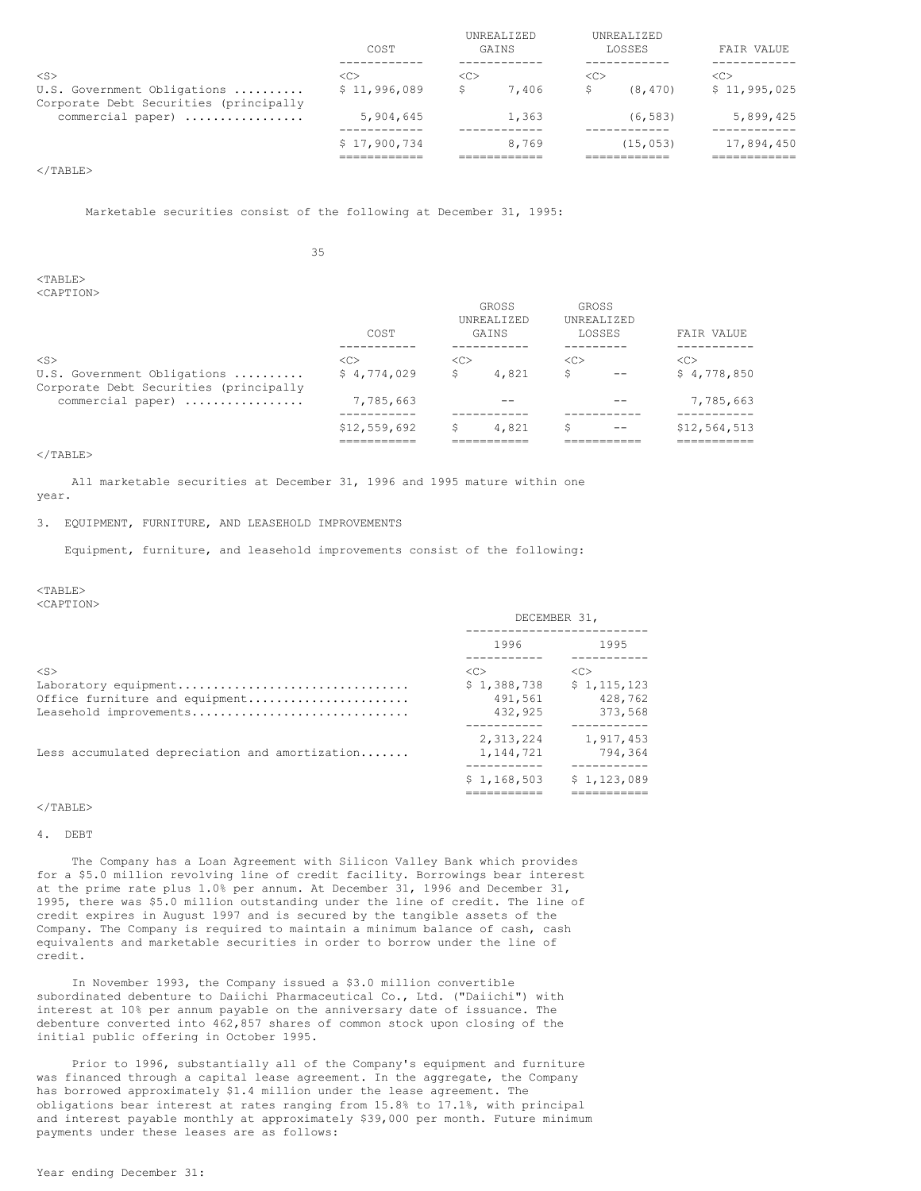| | COST | UNREALIZED GAINS | UNREALIZED LOSSES | FAIR VALUE |
|---|---|---|---|---|
| U.S. Government Obligations .......... | $ 11,996,089 | $ 7,406 | $ (8,470) | $ 11,995,025 |
| Corporate Debt Securities (principally commercial paper) ................ | 5,904,645 | 1,363 | (6,583) | 5,899,425 |
| | $ 17,900,734 | 8,769 | (15,053) | 17,894,450 |

Marketable securities consist of the following at December 31, 1995:

| | COST | GROSS UNREALIZED GAINS | GROSS UNREALIZED LOSSES | FAIR VALUE |
|---|---|---|---|---|
| U.S. Government Obligations .......... | $ 4,774,029 | $ 4,821 | $ -- | $ 4,778,850 |
| Corporate Debt Securities (principally commercial paper) ................ | 7,785,663 | -- | -- | 7,785,663 |
| | $12,559,692 | $ 4,821 | $ -- | $12,564,513 |

All marketable securities at December 31, 1996 and 1995 mature within one year.

3. EQUIPMENT, FURNITURE, AND LEASEHOLD IMPROVEMENTS

Equipment, furniture, and leasehold improvements consist of the following:

| | DECEMBER 31, | |
|---|---|---|
| | 1996 | 1995 |
| Laboratory equipment................................ | $ 1,388,738 | $ 1,115,123 |
| Office furniture and equipment...................... | 491,561 | 428,762 |
| Leasehold improvements.............................. | 432,925 | 373,568 |
| | 2,313,224 | 1,917,453 |
| Less accumulated depreciation and amortization....... | 1,144,721 | 794,364 |
| | $ 1,168,503 | $ 1,123,089 |

4. DEBT

The Company has a Loan Agreement with Silicon Valley Bank which provides for a $5.0 million revolving line of credit facility. Borrowings bear interest at the prime rate plus 1.0% per annum. At December 31, 1996 and December 31, 1995, there was $5.0 million outstanding under the line of credit. The line of credit expires in August 1997 and is secured by the tangible assets of the Company. The Company is required to maintain a minimum balance of cash, cash equivalents and marketable securities in order to borrow under the line of credit.

In November 1993, the Company issued a $3.0 million convertible subordinated debenture to Daiichi Pharmaceutical Co., Ltd. ("Daiichi") with interest at 10% per annum payable on the anniversary date of issuance. The debenture converted into 462,857 shares of common stock upon closing of the initial public offering in October 1995.

Prior to 1996, substantially all of the Company's equipment and furniture was financed through a capital lease agreement. In the aggregate, the Company has borrowed approximately $1.4 million under the lease agreement. The obligations bear interest at rates ranging from 15.8% to 17.1%, with principal and interest payable monthly at approximately $39,000 per month. Future minimum payments under these leases are as follows:

Year ending December 31: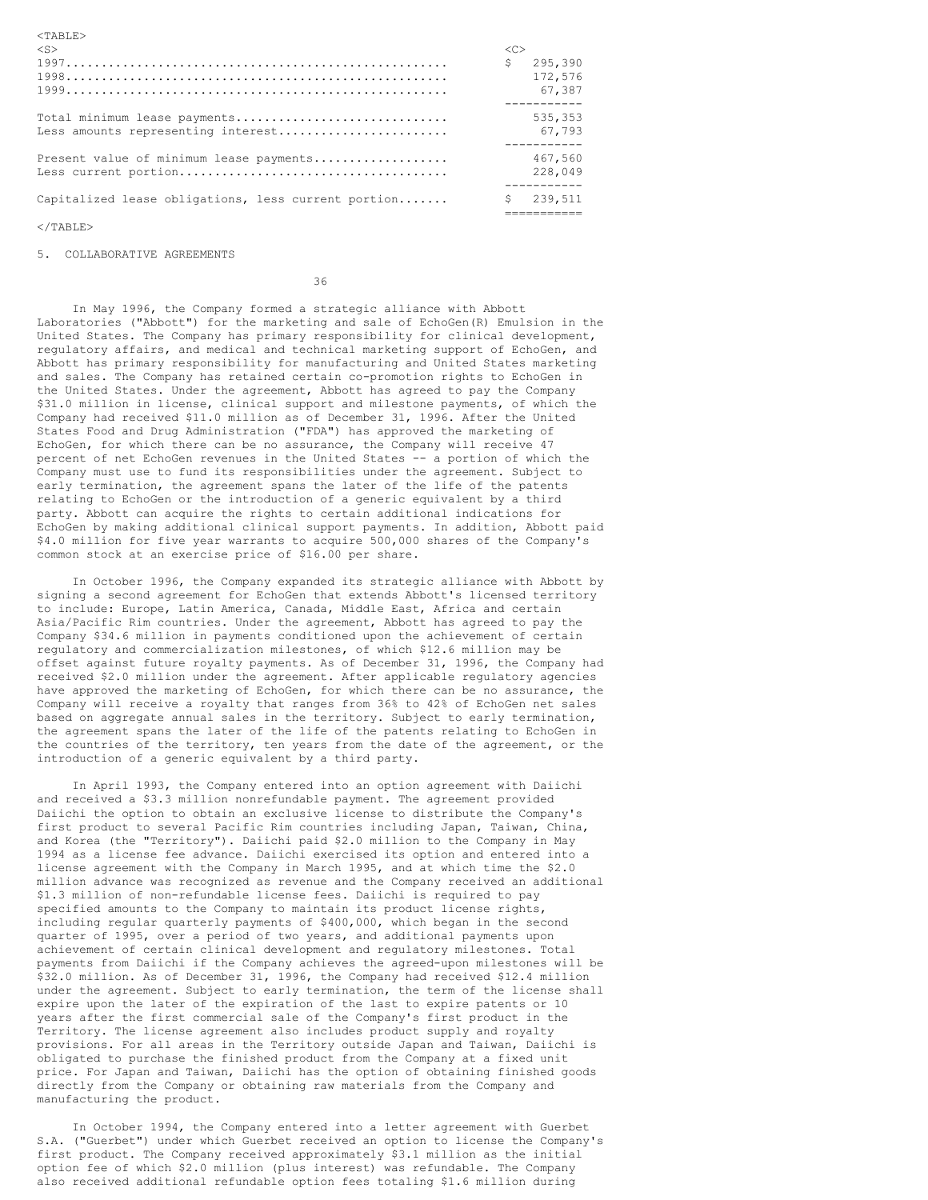| | |
|---|---|
| 1997 | $ 295,390 |
| 1998 | 172,576 |
| 1999 | 67,387 |
| Total minimum lease payments | 535,353 |
| Less amounts representing interest | 67,793 |
| Present value of minimum lease payments | 467,560 |
| Less current portion | 228,049 |
| Capitalized lease obligations, less current portion | $ 239,511 |

5. COLLABORATIVE AGREEMENTS

In May 1996, the Company formed a strategic alliance with Abbott Laboratories ("Abbott") for the marketing and sale of EchoGen(R) Emulsion in the United States. The Company has primary responsibility for clinical development, regulatory affairs, and medical and technical marketing support of EchoGen, and Abbott has primary responsibility for manufacturing and United States marketing and sales. The Company has retained certain co-promotion rights to EchoGen in the United States. Under the agreement, Abbott has agreed to pay the Company $31.0 million in license, clinical support and milestone payments, of which the Company had received $11.0 million as of December 31, 1996. After the United States Food and Drug Administration ("FDA") has approved the marketing of EchoGen, for which there can be no assurance, the Company will receive 47 percent of net EchoGen revenues in the United States -- a portion of which the Company must use to fund its responsibilities under the agreement. Subject to early termination, the agreement spans the later of the life of the patents relating to EchoGen or the introduction of a generic equivalent by a third party. Abbott can acquire the rights to certain additional indications for EchoGen by making additional clinical support payments. In addition, Abbott paid $4.0 million for five year warrants to acquire 500,000 shares of the Company's common stock at an exercise price of $16.00 per share.

In October 1996, the Company expanded its strategic alliance with Abbott by signing a second agreement for EchoGen that extends Abbott's licensed territory to include: Europe, Latin America, Canada, Middle East, Africa and certain Asia/Pacific Rim countries. Under the agreement, Abbott has agreed to pay the Company $34.6 million in payments conditioned upon the achievement of certain regulatory and commercialization milestones, of which $12.6 million may be offset against future royalty payments. As of December 31, 1996, the Company had received $2.0 million under the agreement. After applicable regulatory agencies have approved the marketing of EchoGen, for which there can be no assurance, the Company will receive a royalty that ranges from 36% to 42% of EchoGen net sales based on aggregate annual sales in the territory. Subject to early termination, the agreement spans the later of the life of the patents relating to EchoGen in the countries of the territory, ten years from the date of the agreement, or the introduction of a generic equivalent by a third party.

In April 1993, the Company entered into an option agreement with Daiichi and received a $3.3 million nonrefundable payment. The agreement provided Daiichi the option to obtain an exclusive license to distribute the Company's first product to several Pacific Rim countries including Japan, Taiwan, China, and Korea (the "Territory"). Daiichi paid $2.0 million to the Company in May 1994 as a license fee advance. Daiichi exercised its option and entered into a license agreement with the Company in March 1995, and at which time the $2.0 million advance was recognized as revenue and the Company received an additional $1.3 million of non-refundable license fees. Daiichi is required to pay specified amounts to the Company to maintain its product license rights, including regular quarterly payments of $400,000, which began in the second quarter of 1995, over a period of two years, and additional payments upon achievement of certain clinical development and regulatory milestones. Total payments from Daiichi if the Company achieves the agreed-upon milestones will be $32.0 million. As of December 31, 1996, the Company had received $12.4 million under the agreement. Subject to early termination, the term of the license shall expire upon the later of the expiration of the last to expire patents or 10 years after the first commercial sale of the Company's first product in the Territory. The license agreement also includes product supply and royalty provisions. For all areas in the Territory outside Japan and Taiwan, Daiichi is obligated to purchase the finished product from the Company at a fixed unit price. For Japan and Taiwan, Daiichi has the option of obtaining finished goods directly from the Company or obtaining raw materials from the Company and manufacturing the product.

In October 1994, the Company entered into a letter agreement with Guerbet S.A. ("Guerbet") under which Guerbet received an option to license the Company's first product. The Company received approximately $3.1 million as the initial option fee of which $2.0 million (plus interest) was refundable. The Company also received additional refundable option fees totaling $1.6 million during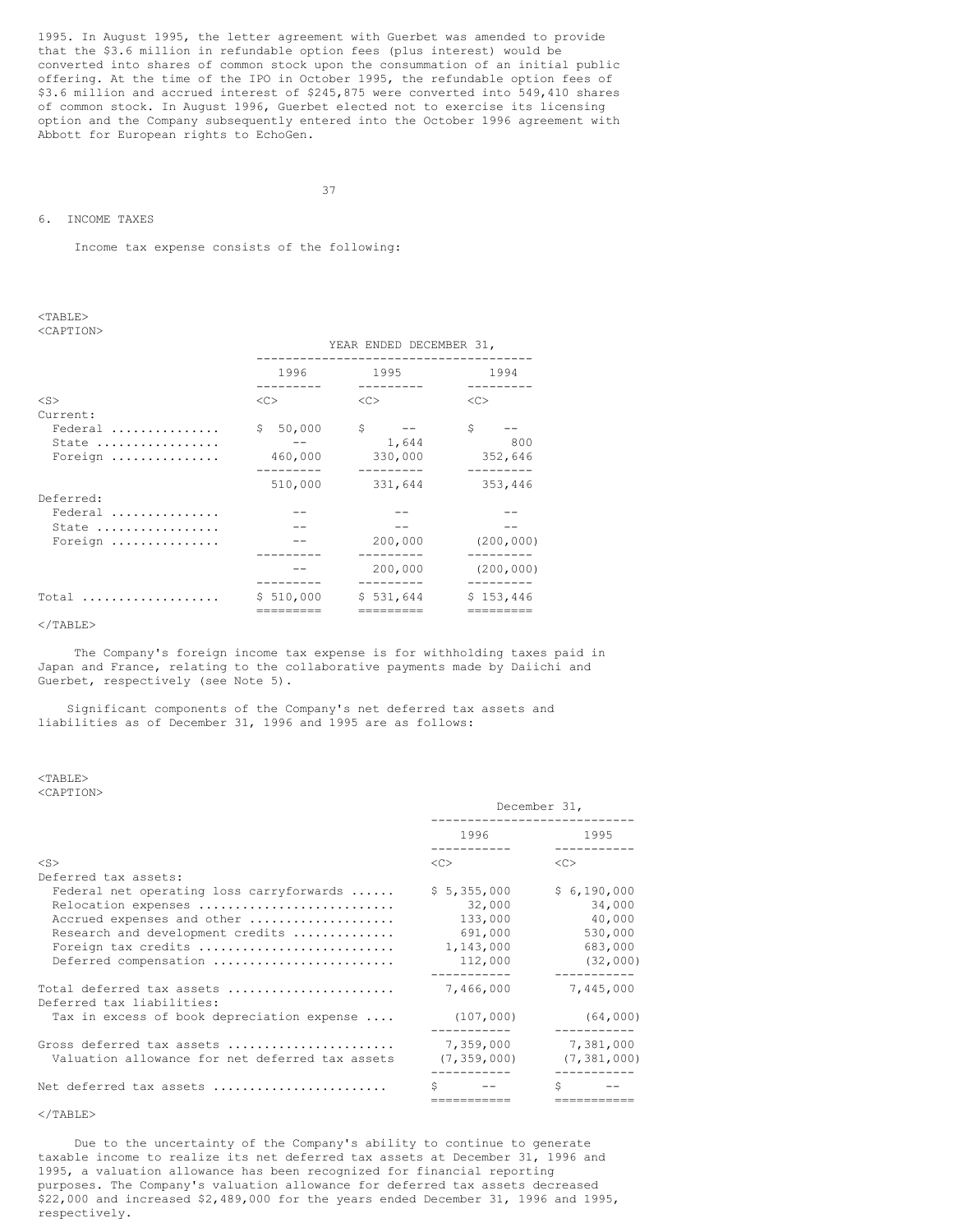1995. In August 1995, the letter agreement with Guerbet was amended to provide that the $3.6 million in refundable option fees (plus interest) would be converted into shares of common stock upon the consummation of an initial public offering. At the time of the IPO in October 1995, the refundable option fees of $3.6 million and accrued interest of $245,875 were converted into 549,410 shares of common stock. In August 1996, Guerbet elected not to exercise its licensing option and the Company subsequently entered into the October 1996 agreement with Abbott for European rights to EchoGen.

## 6. INCOME TAXES

Income tax expense consists of the following:

| | YEAR ENDED DECEMBER 31, | | |
|---|---|---|---|
| | 1996 | 1995 | 1994 |
| Current: | | | |
| Federal | $ 50,000 | $ -- | $ -- |
| State | -- | 1,644 | 800 |
| Foreign | 460,000 | 330,000 | 352,646 |
| | 510,000 | 331,644 | 353,446 |
| Deferred: | | | |
| Federal | -- | -- | -- |
| State | -- | -- | -- |
| Foreign | -- | 200,000 | (200,000) |
| | -- | 200,000 | (200,000) |
| Total | $ 510,000 | $ 531,644 | $ 153,446 |

The Company's foreign income tax expense is for withholding taxes paid in Japan and France, relating to the collaborative payments made by Daiichi and Guerbet, respectively (see Note 5).

Significant components of the Company's net deferred tax assets and liabilities as of December 31, 1996 and 1995 are as follows:

| | December 31, | |
|---|---|---|
| | 1996 | 1995 |
| Deferred tax assets: | | |
| Federal net operating loss carryforwards | $ 5,355,000 | $ 6,190,000 |
| Relocation expenses | 32,000 | 34,000 |
| Accrued expenses and other | 133,000 | 40,000 |
| Research and development credits | 691,000 | 530,000 |
| Foreign tax credits | 1,143,000 | 683,000 |
| Deferred compensation | 112,000 | (32,000) |
| Total deferred tax assets | 7,466,000 | 7,445,000 |
| Deferred tax liabilities: | | |
| Tax in excess of book depreciation expense | (107,000) | (64,000) |
| Gross deferred tax assets | 7,359,000 | 7,381,000 |
| Valuation allowance for net deferred tax assets | (7,359,000) | (7,381,000) |
| Net deferred tax assets | $ -- | $ -- |

Due to the uncertainty of the Company's ability to continue to generate taxable income to realize its net deferred tax assets at December 31, 1996 and 1995, a valuation allowance has been recognized for financial reporting purposes. The Company's valuation allowance for deferred tax assets decreased $22,000 and increased $2,489,000 for the years ended December 31, 1996 and 1995, respectively.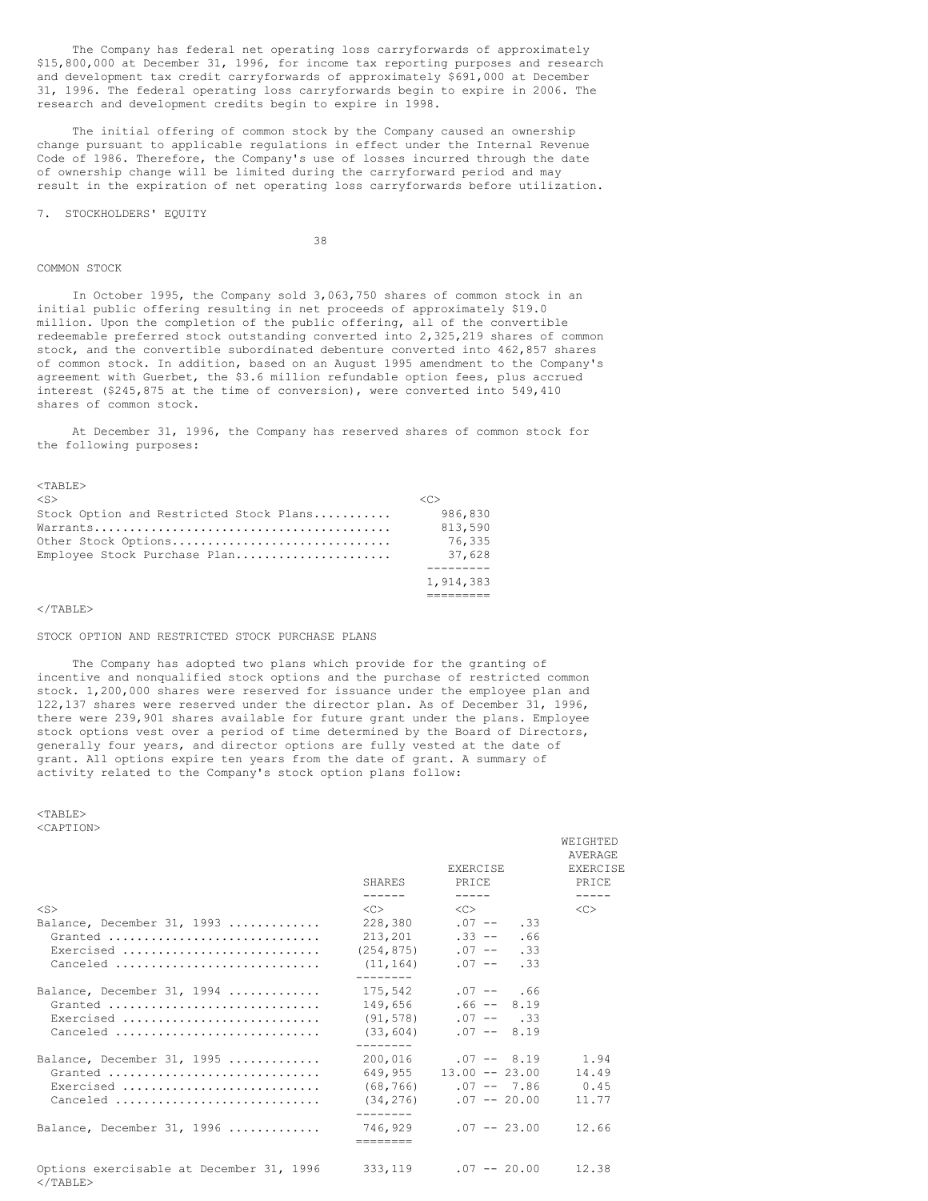The Company has federal net operating loss carryforwards of approximately $15,800,000 at December 31, 1996, for income tax reporting purposes and research and development tax credit carryforwards of approximately $691,000 at December 31, 1996. The federal operating loss carryforwards begin to expire in 2006. The research and development credits begin to expire in 1998.

The initial offering of common stock by the Company caused an ownership change pursuant to applicable regulations in effect under the Internal Revenue Code of 1986. Therefore, the Company's use of losses incurred through the date of ownership change will be limited during the carryforward period and may result in the expiration of net operating loss carryforwards before utilization.

7. STOCKHOLDERS' EQUITY

COMMON STOCK

In October 1995, the Company sold 3,063,750 shares of common stock in an initial public offering resulting in net proceeds of approximately $19.0 million. Upon the completion of the public offering, all of the convertible redeemable preferred stock outstanding converted into 2,325,219 shares of common stock, and the convertible subordinated debenture converted into 462,857 shares of common stock. In addition, based on an August 1995 amendment to the Company's agreement with Guerbet, the $3.6 million refundable option fees, plus accrued interest ($245,875 at the time of conversion), were converted into 549,410 shares of common stock.

At December 31, 1996, the Company has reserved shares of common stock for the following purposes:

| | |
|---|---|
| Stock Option and Restricted Stock Plans | 986,830 |
| Warrants | 813,590 |
| Other Stock Options | 76,335 |
| Employee Stock Purchase Plan | 37,628 |
| | 1,914,383 |

STOCK OPTION AND RESTRICTED STOCK PURCHASE PLANS

The Company has adopted two plans which provide for the granting of incentive and nonqualified stock options and the purchase of restricted common stock. 1,200,000 shares were reserved for issuance under the employee plan and 122,137 shares were reserved under the director plan. As of December 31, 1996, there were 239,901 shares available for future grant under the plans. Employee stock options vest over a period of time determined by the Board of Directors, generally four years, and director options are fully vested at the date of grant. All options expire ten years from the date of grant. A summary of activity related to the Company's stock option plans follow:

| | SHARES | EXERCISE PRICE | WEIGHTED AVERAGE EXERCISE PRICE |
|---|---|---|---|
| Balance, December 31, 1993 | 228,380 | .07 -- .33 | |
| Granted | 213,201 | .33 -- .66 | |
| Exercised | (254,875) | .07 -- .33 | |
| Canceled | (11,164) | .07 -- .33 | |
| Balance, December 31, 1994 | 175,542 | .07 -- .66 | |
| Granted | 149,656 | .66 -- 8.19 | |
| Exercised | (91,578) | .07 -- .33 | |
| Canceled | (33,604) | .07 -- 8.19 | |
| Balance, December 31, 1995 | 200,016 | .07 -- 8.19 | 1.94 |
| Granted | 649,955 | 13.00 -- 23.00 | 14.49 |
| Exercised | (68,766) | .07 -- 7.86 | 0.45 |
| Canceled | (34,276) | .07 -- 20.00 | 11.77 |
| Balance, December 31, 1996 | 746,929 | .07 -- 23.00 | 12.66 |
| Options exercisable at December 31, 1996 | 333,119 | .07 -- 20.00 | 12.38 |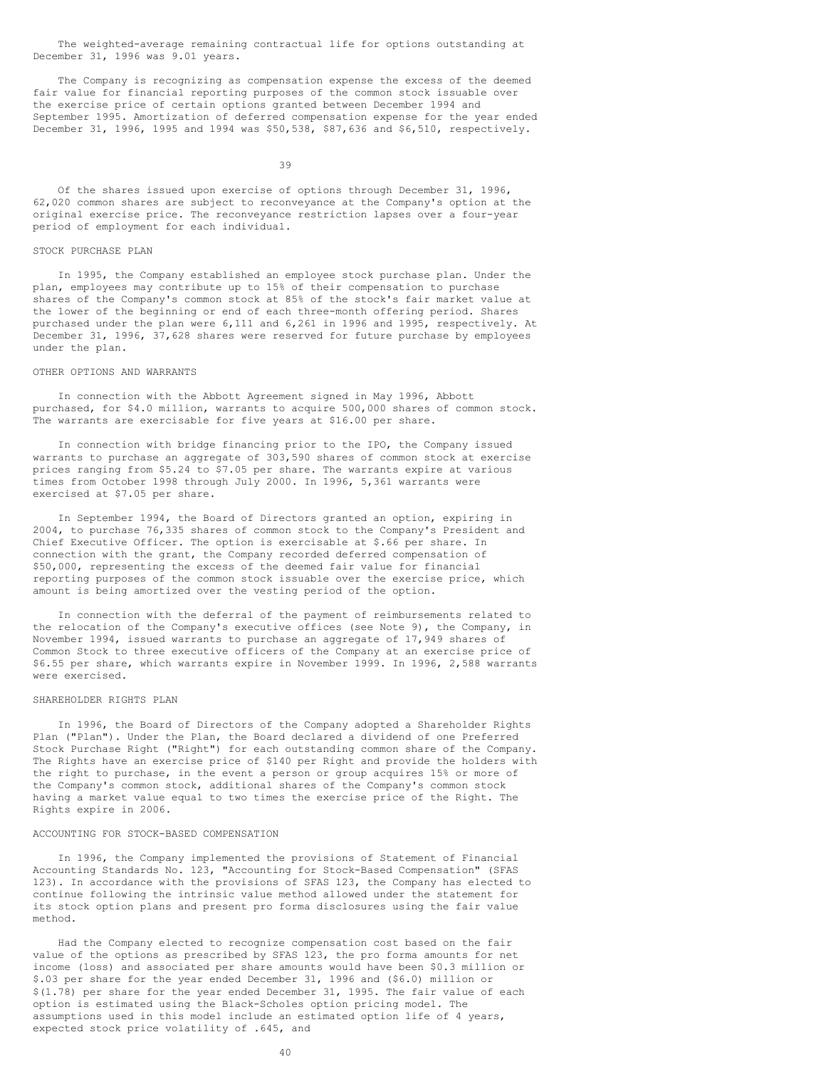The weighted-average remaining contractual life for options outstanding at December 31, 1996 was 9.01 years.

The Company is recognizing as compensation expense the excess of the deemed fair value for financial reporting purposes of the common stock issuable over the exercise price of certain options granted between December 1994 and September 1995. Amortization of deferred compensation expense for the year ended December 31, 1996, 1995 and 1994 was $50,538, $87,636 and $6,510, respectively.

Of the shares issued upon exercise of options through December 31, 1996, 62,020 common shares are subject to reconveyance at the Company's option at the original exercise price. The reconveyance restriction lapses over a four-year period of employment for each individual.

## STOCK PURCHASE PLAN

In 1995, the Company established an employee stock purchase plan. Under the plan, employees may contribute up to 15% of their compensation to purchase shares of the Company's common stock at 85% of the stock's fair market value at the lower of the beginning or end of each three-month offering period. Shares purchased under the plan were 6,111 and 6,261 in 1996 and 1995, respectively. At December 31, 1996, 37,628 shares were reserved for future purchase by employees under the plan.

## OTHER OPTIONS AND WARRANTS

In connection with the Abbott Agreement signed in May 1996, Abbott purchased, for $4.0 million, warrants to acquire 500,000 shares of common stock. The warrants are exercisable for five years at $16.00 per share.

In connection with bridge financing prior to the IPO, the Company issued warrants to purchase an aggregate of 303,590 shares of common stock at exercise prices ranging from $5.24 to $7.05 per share. The warrants expire at various times from October 1998 through July 2000. In 1996, 5,361 warrants were exercised at $7.05 per share.

In September 1994, the Board of Directors granted an option, expiring in 2004, to purchase 76,335 shares of common stock to the Company's President and Chief Executive Officer. The option is exercisable at $.66 per share. In connection with the grant, the Company recorded deferred compensation of $50,000, representing the excess of the deemed fair value for financial reporting purposes of the common stock issuable over the exercise price, which amount is being amortized over the vesting period of the option.

In connection with the deferral of the payment of reimbursements related to the relocation of the Company's executive offices (see Note 9), the Company, in November 1994, issued warrants to purchase an aggregate of 17,949 shares of Common Stock to three executive officers of the Company at an exercise price of $6.55 per share, which warrants expire in November 1999. In 1996, 2,588 warrants were exercised.

## SHAREHOLDER RIGHTS PLAN

In 1996, the Board of Directors of the Company adopted a Shareholder Rights Plan ("Plan"). Under the Plan, the Board declared a dividend of one Preferred Stock Purchase Right ("Right") for each outstanding common share of the Company. The Rights have an exercise price of $140 per Right and provide the holders with the right to purchase, in the event a person or group acquires 15% or more of the Company's common stock, additional shares of the Company's common stock having a market value equal to two times the exercise price of the Right. The Rights expire in 2006.

## ACCOUNTING FOR STOCK-BASED COMPENSATION

In 1996, the Company implemented the provisions of Statement of Financial Accounting Standards No. 123, "Accounting for Stock-Based Compensation" (SFAS 123). In accordance with the provisions of SFAS 123, the Company has elected to continue following the intrinsic value method allowed under the statement for its stock option plans and present pro forma disclosures using the fair value method.

Had the Company elected to recognize compensation cost based on the fair value of the options as prescribed by SFAS 123, the pro forma amounts for net income (loss) and associated per share amounts would have been $0.3 million or $.03 per share for the year ended December 31, 1996 and ($6.0) million or $(1.78) per share for the year ended December 31, 1995. The fair value of each option is estimated using the Black-Scholes option pricing model. The assumptions used in this model include an estimated option life of 4 years, expected stock price volatility of .645, and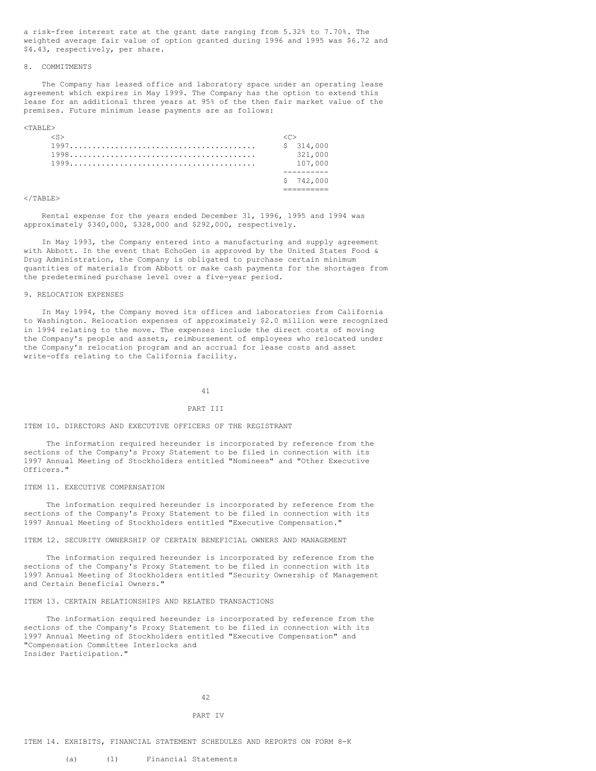a risk-free interest rate at the grant date ranging from 5.32% to 7.70%. The weighted average fair value of option granted during 1996 and 1995 was $6.72 and $4.43, respectively, per share.

## 8. COMMITMENTS

The Company has leased office and laboratory space under an operating lease agreement which expires in May 1999. The Company has the option to extend this lease for an additional three years at 95% of the then fair market value of the premises. Future minimum lease payments are as follows:

| | |
|---|---|
| 1997 | $ 314,000 |
| 1998 | 321,000 |
| 1999 | 107,000 |
| | $ 742,000 |

Rental expense for the years ended December 31, 1996, 1995 and 1994 was approximately $340,000, $328,000 and $292,000, respectively.

In May 1993, the Company entered into a manufacturing and supply agreement with Abbott. In the event that EchoGen is approved by the United States Food & Drug Administration, the Company is obligated to purchase certain minimum quantities of materials from Abbott or make cash payments for the shortages from the predetermined purchase level over a five-year period.

## 9. RELOCATION EXPENSES

In May 1994, the Company moved its offices and laboratories from California to Washington. Relocation expenses of approximately $2.0 million were recognized in 1994 relating to the move. The expenses include the direct costs of moving the Company's people and assets, reimbursement of employees who relocated under the Company's relocation program and an accrual for lease costs and asset write-offs relating to the California facility.

# PART III

## ITEM 10. DIRECTORS AND EXECUTIVE OFFICERS OF THE REGISTRANT

The information required hereunder is incorporated by reference from the sections of the Company's Proxy Statement to be filed in connection with its 1997 Annual Meeting of Stockholders entitled "Nominees" and "Other Executive Officers."

## ITEM 11. EXECUTIVE COMPENSATION

The information required hereunder is incorporated by reference from the sections of the Company's Proxy Statement to be filed in connection with its 1997 Annual Meeting of Stockholders entitled "Executive Compensation."

## ITEM 12. SECURITY OWNERSHIP OF CERTAIN BENEFICIAL OWNERS AND MANAGEMENT

The information required hereunder is incorporated by reference from the sections of the Company's Proxy Statement to be filed in connection with its 1997 Annual Meeting of Stockholders entitled "Security Ownership of Management and Certain Beneficial Owners."

## ITEM 13. CERTAIN RELATIONSHIPS AND RELATED TRANSACTIONS

The information required hereunder is incorporated by reference from the sections of the Company's Proxy Statement to be filed in connection with its 1997 Annual Meeting of Stockholders entitled "Executive Compensation" and "Compensation Committee Interlocks and Insider Participation."

# PART IV

## ITEM 14. EXHIBITS, FINANCIAL STATEMENT SCHEDULES AND REPORTS ON FORM 8-K

(a) (1) Financial Statements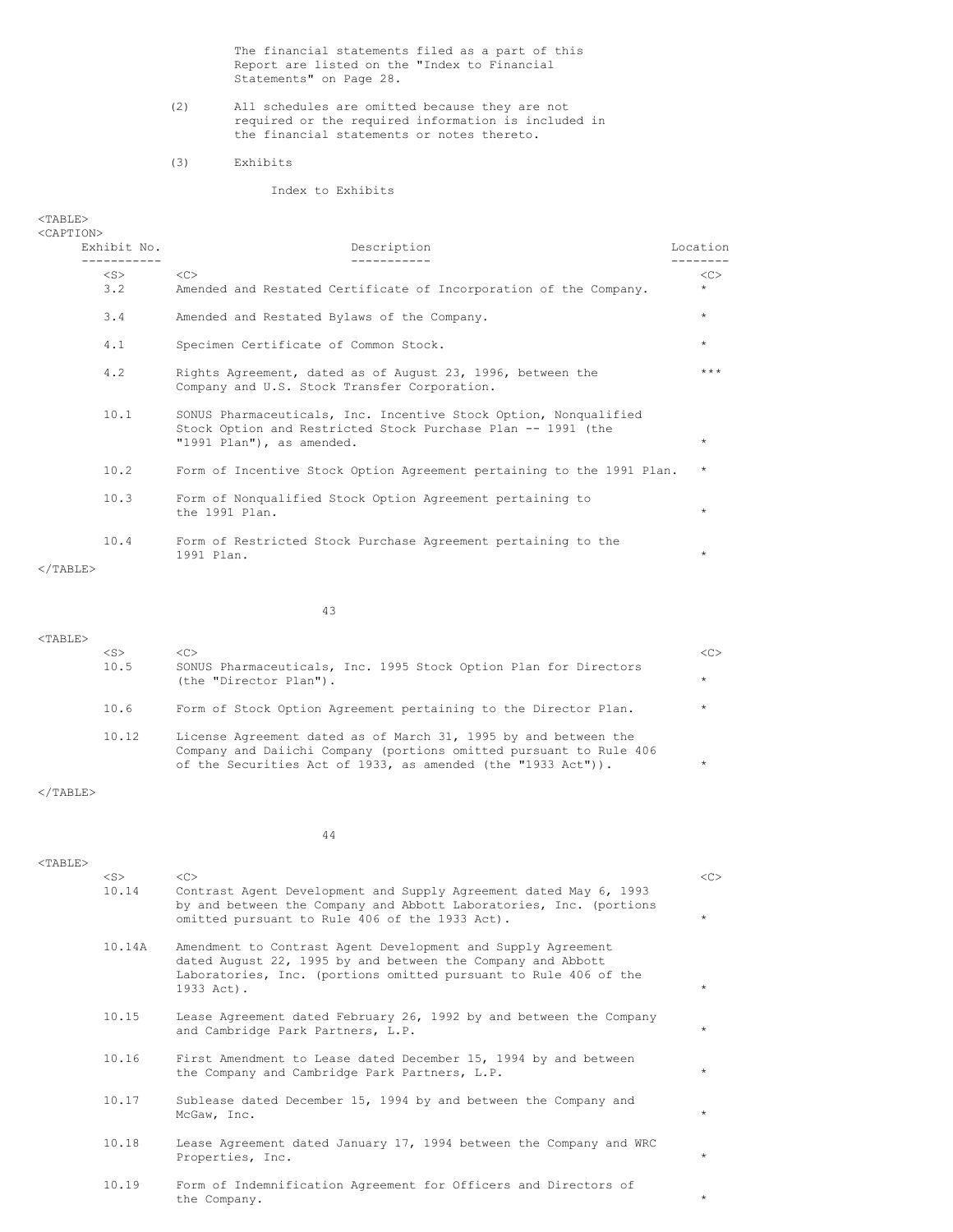The financial statements filed as a part of this Report are listed on the "Index to Financial Statements" on Page 28.

(2) All schedules are omitted because they are not required or the required information is included in the financial statements or notes thereto.

(3) Exhibits

Index to Exhibits

| Exhibit No. | Description | Location |
|---|---|---|
| 3.2 | Amended and Restated Certificate of Incorporation of the Company. | * |
| 3.4 | Amended and Restated Bylaws of the Company. | * |
| 4.1 | Specimen Certificate of Common Stock. | * |
| 4.2 | Rights Agreement, dated as of August 23, 1996, between the Company and U.S. Stock Transfer Corporation. | *** |
| 10.1 | SONUS Pharmaceuticals, Inc. Incentive Stock Option, Nonqualified Stock Option and Restricted Stock Purchase Plan -- 1991 (the "1991 Plan"), as amended. | * |
| 10.2 | Form of Incentive Stock Option Agreement pertaining to the 1991 Plan. | * |
| 10.3 | Form of Nonqualified Stock Option Agreement pertaining to the 1991 Plan. | * |
| 10.4 | Form of Restricted Stock Purchase Agreement pertaining to the 1991 Plan. | * |
| 10.5 | SONUS Pharmaceuticals, Inc. 1995 Stock Option Plan for Directors (the "Director Plan"). | * |
| 10.6 | Form of Stock Option Agreement pertaining to the Director Plan. | * |
| 10.12 | License Agreement dated as of March 31, 1995 by and between the Company and Daiichi Company (portions omitted pursuant to Rule 406 of the Securities Act of 1933, as amended (the "1933 Act")). | * |
| 10.14 | Contrast Agent Development and Supply Agreement dated May 6, 1993 by and between the Company and Abbott Laboratories, Inc. (portions omitted pursuant to Rule 406 of the 1933 Act). | * |
| 10.14A | Amendment to Contrast Agent Development and Supply Agreement dated August 22, 1995 by and between the Company and Abbott Laboratories, Inc. (portions omitted pursuant to Rule 406 of the 1933 Act). | * |
| 10.15 | Lease Agreement dated February 26, 1992 by and between the Company and Cambridge Park Partners, L.P. | * |
| 10.16 | First Amendment to Lease dated December 15, 1994 by and between the Company and Cambridge Park Partners, L.P. | * |
| 10.17 | Sublease dated December 15, 1994 by and between the Company and McGaw, Inc. | * |
| 10.18 | Lease Agreement dated January 17, 1994 between the Company and WRC Properties, Inc. | * |
| 10.19 | Form of Indemnification Agreement for Officers and Directors of the Company. | * |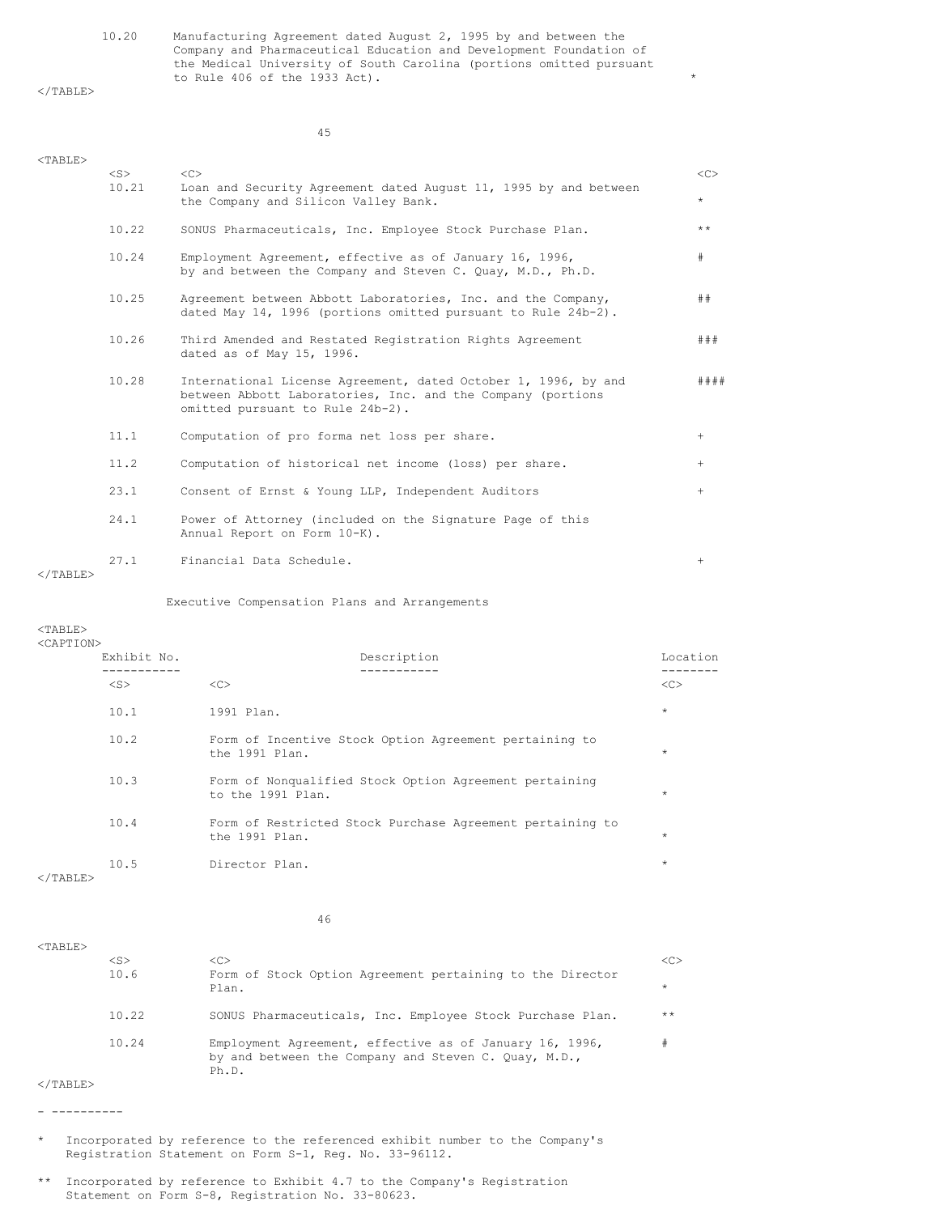| | | |
|---|---|---|
| 10.20 | Manufacturing Agreement dated August 2, 1995 by and between the Company and Pharmaceutical Education and Development Foundation of the Medical University of South Carolina (portions omitted pursuant to Rule 406 of the 1933 Act). | * |
| 10.21 | Loan and Security Agreement dated August 11, 1995 by and between the Company and Silicon Valley Bank. | * |
| 10.22 | SONUS Pharmaceuticals, Inc. Employee Stock Purchase Plan. | ** |
| 10.24 | Employment Agreement, effective as of January 16, 1996, by and between the Company and Steven C. Quay, M.D., Ph.D. | # |
| 10.25 | Agreement between Abbott Laboratories, Inc. and the Company, dated May 14, 1996 (portions omitted pursuant to Rule 24b-2). | ## |
| 10.26 | Third Amended and Restated Registration Rights Agreement dated as of May 15, 1996. | ### |
| 10.28 | International License Agreement, dated October 1, 1996, by and between Abbott Laboratories, Inc. and the Company (portions omitted pursuant to Rule 24b-2). | #### |
| 11.1 | Computation of pro forma net loss per share. | + |
| 11.2 | Computation of historical net income (loss) per share. | + |
| 23.1 | Consent of Ernst & Young LLP, Independent Auditors | + |
| 24.1 | Power of Attorney (included on the Signature Page of this Annual Report on Form 10-K). | |
| 27.1 | Financial Data Schedule. | + |

Executive Compensation Plans and Arrangements

| Exhibit No. | Description | Location |
|---|---|---|
| 10.1 | 1991 Plan. | * |
| 10.2 | Form of Incentive Stock Option Agreement pertaining to the 1991 Plan. | * |
| 10.3 | Form of Nonqualified Stock Option Agreement pertaining to the 1991 Plan. | * |
| 10.4 | Form of Restricted Stock Purchase Agreement pertaining to the 1991 Plan. | * |
| 10.5 | Director Plan. | * |
| 10.6 | Form of Stock Option Agreement pertaining to the Director Plan. | * |
| 10.22 | SONUS Pharmaceuticals, Inc. Employee Stock Purchase Plan. | ** |
| 10.24 | Employment Agreement, effective as of January 16, 1996, by and between the Company and Steven C. Quay, M.D., Ph.D. | # |

- ----------

\* Incorporated by reference to the referenced exhibit number to the Company's Registration Statement on Form S-1, Reg. No. 33-96112.

** Incorporated by reference to Exhibit 4.7 to the Company's Registration Statement on Form S-8, Registration No. 33-80623.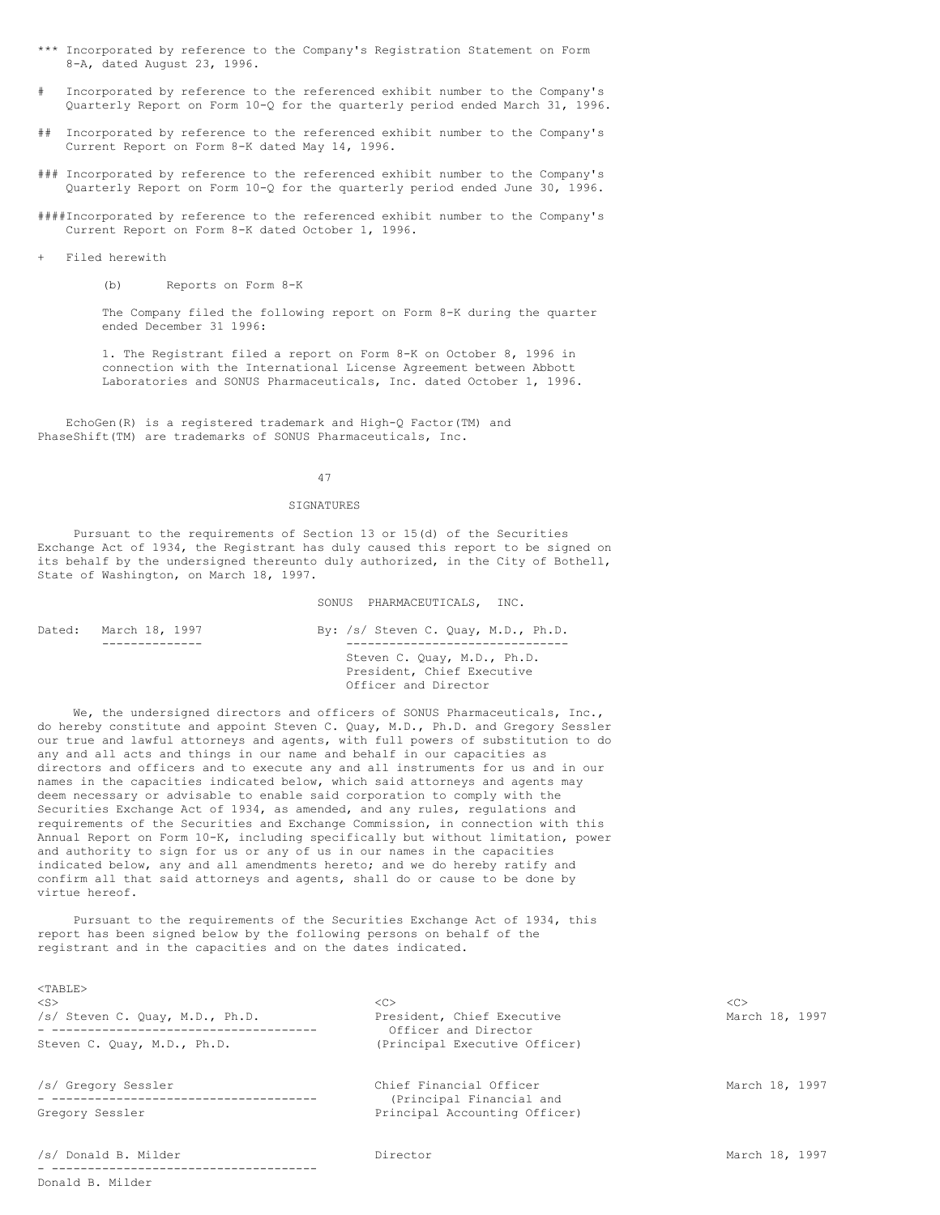\*\*\* Incorporated by reference to the Company's Registration Statement on Form 8-A, dated August 23, 1996.

# Incorporated by reference to the referenced exhibit number to the Company's Quarterly Report on Form 10-Q for the quarterly period ended March 31, 1996.

## Incorporated by reference to the referenced exhibit number to the Company's Current Report on Form 8-K dated May 14, 1996.

### Incorporated by reference to the referenced exhibit number to the Company's Quarterly Report on Form 10-Q for the quarterly period ended June 30, 1996.

####Incorporated by reference to the referenced exhibit number to the Company's Current Report on Form 8-K dated October 1, 1996.

\+ Filed herewith

(b) Reports on Form 8-K

The Company filed the following report on Form 8-K during the quarter ended December 31 1996:

1. The Registrant filed a report on Form 8-K on October 8, 1996 in connection with the International License Agreement between Abbott Laboratories and SONUS Pharmaceuticals, Inc. dated October 1, 1996.

EchoGen(R) is a registered trademark and High-Q Factor(TM) and PhaseShift(TM) are trademarks of SONUS Pharmaceuticals, Inc.

SIGNATURES

Pursuant to the requirements of Section 13 or 15(d) of the Securities Exchange Act of 1934, the Registrant has duly caused this report to be signed on its behalf by the undersigned thereunto duly authorized, in the City of Bothell, State of Washington, on March 18, 1997.

SONUS PHARMACEUTICALS, INC.

Dated: March 18, 1997

By: /s/ Steven C. Quay, M.D., Ph.D.
Steven C. Quay, M.D., Ph.D.
President, Chief Executive Officer and Director

We, the undersigned directors and officers of SONUS Pharmaceuticals, Inc., do hereby constitute and appoint Steven C. Quay, M.D., Ph.D. and Gregory Sessler our true and lawful attorneys and agents, with full powers of substitution to do any and all acts and things in our name and behalf in our capacities as directors and officers and to execute any and all instruments for us and in our names in the capacities indicated below, which said attorneys and agents may deem necessary or advisable to enable said corporation to comply with the Securities Exchange Act of 1934, as amended, and any rules, regulations and requirements of the Securities and Exchange Commission, in connection with this Annual Report on Form 10-K, including specifically but without limitation, power and authority to sign for us or any of us in our names in the capacities indicated below, any and all amendments hereto; and we do hereby ratify and confirm all that said attorneys and agents, shall do or cause to be done by virtue hereof.

Pursuant to the requirements of the Securities Exchange Act of 1934, this report has been signed below by the following persons on behalf of the registrant and in the capacities and on the dates indicated.

| Signature | Title | Date |
|---|---|---|
| /s/ Steven C. Quay, M.D., Ph.D.<br>Steven C. Quay, M.D., Ph.D. | President, Chief Executive Officer and Director (Principal Executive Officer) | March 18, 1997 |
| /s/ Gregory Sessler<br>Gregory Sessler | Chief Financial Officer (Principal Financial and Principal Accounting Officer) | March 18, 1997 |
| /s/ Donald B. Milder<br>Donald B. Milder | Director | March 18, 1997 |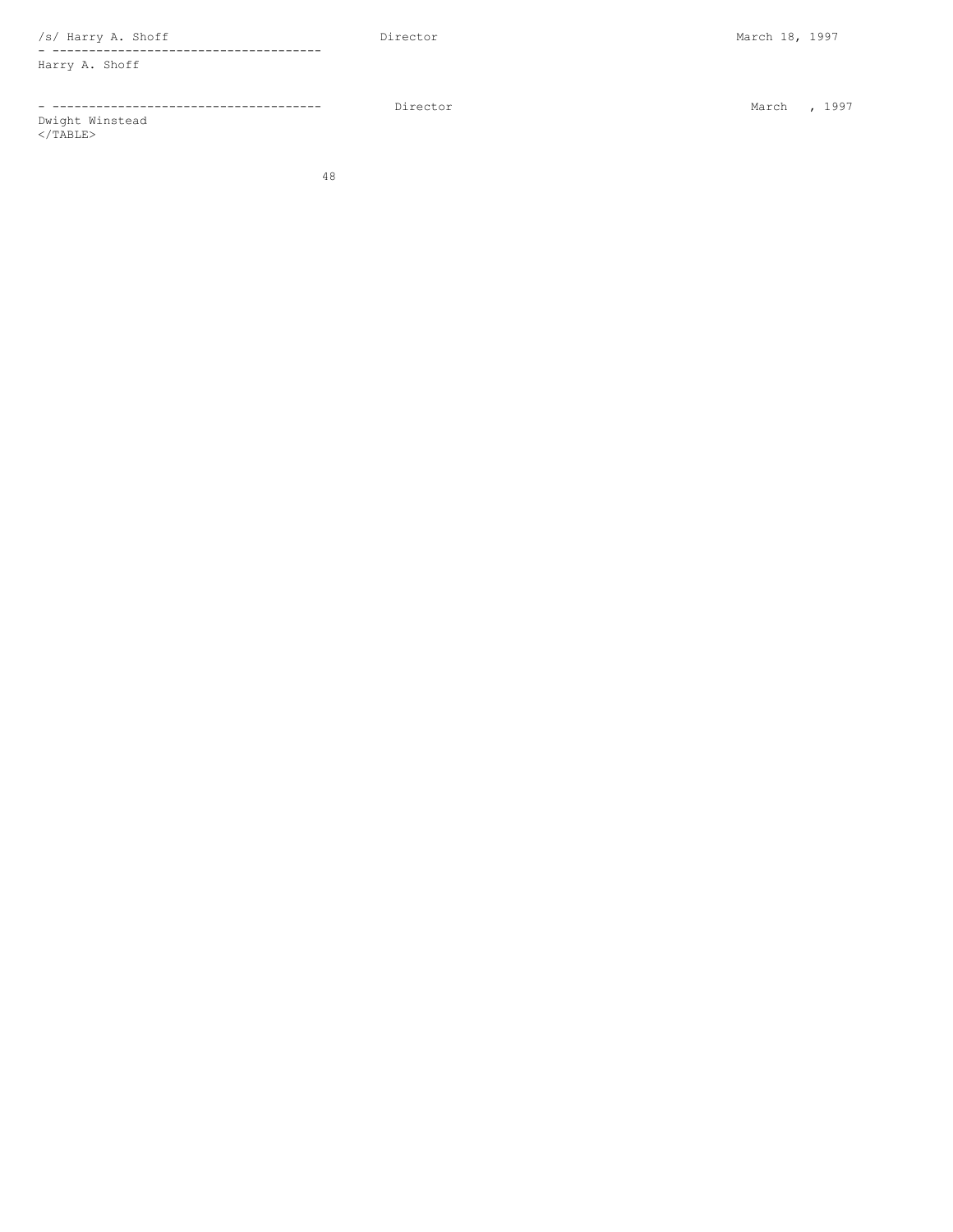| | | |
|---|---|---|
| /s/ Harry A. Shoff<br>- ------------------------------------<br>Harry A. Shoff | Director | March 18, 1997 |
| - ------------------------------------<br>Dwight Winstead | Director | March , 1997 |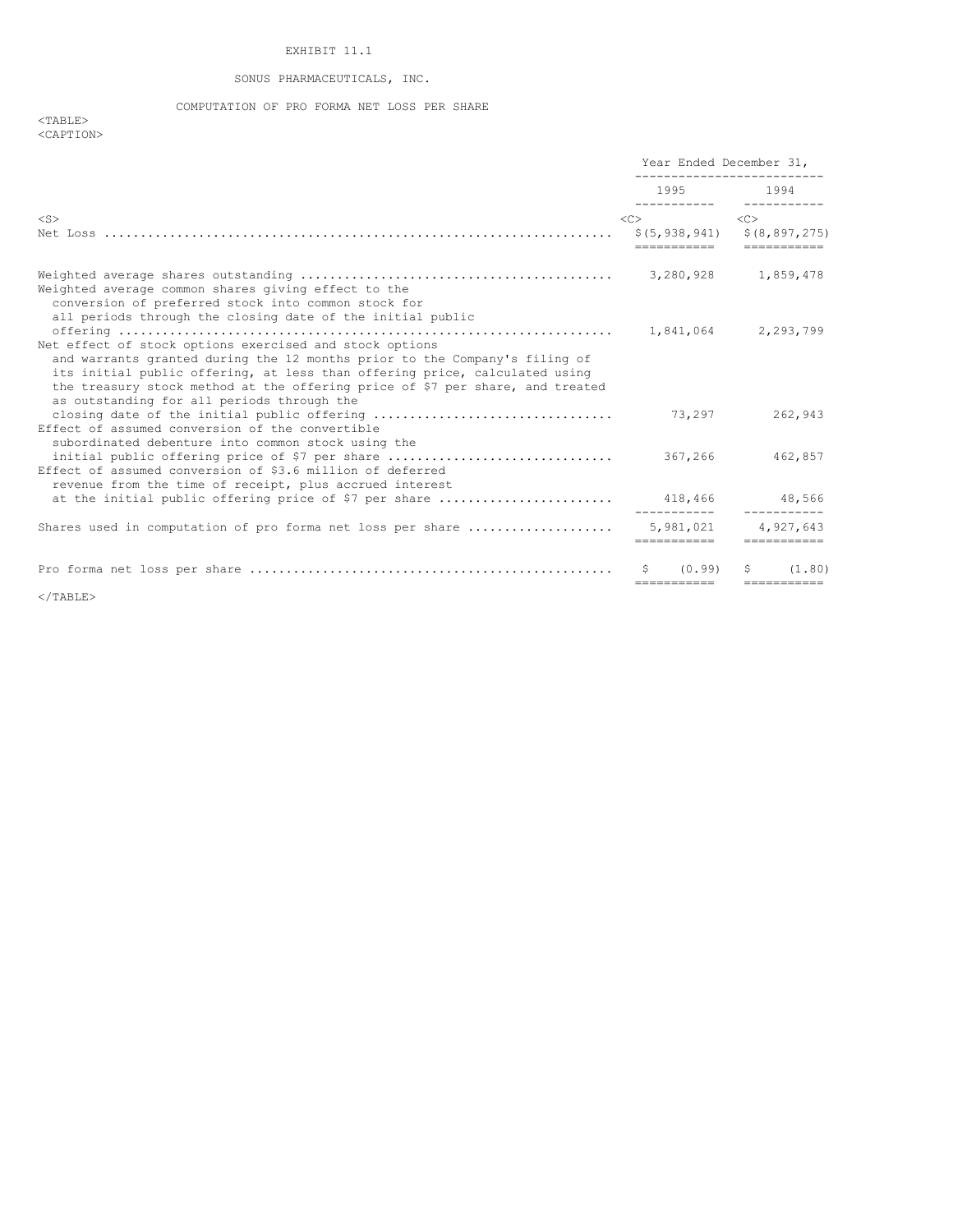EXHIBIT 11.1

SONUS PHARMACEUTICALS, INC.

COMPUTATION OF PRO FORMA NET LOSS PER SHARE

| | Year Ended December 31, | |
|---|---|---|
| | 1995 | 1994 |
| Net Loss | $(5,938,941) | $(8,897,275) |
| Weighted average shares outstanding | 3,280,928 | 1,859,478 |
| Weighted average common shares giving effect to the conversion of preferred stock into common stock for all periods through the closing date of the initial public offering | 1,841,064 | 2,293,799 |
| Net effect of stock options exercised and stock options and warrants granted during the 12 months prior to the Company's filing of its initial public offering, at less than offering price, calculated using the treasury stock method at the offering price of $7 per share, and treated as outstanding for all periods through the closing date of the initial public offering | 73,297 | 262,943 |
| Effect of assumed conversion of the convertible subordinated debenture into common stock using the initial public offering price of $7 per share | 367,266 | 462,857 |
| Effect of assumed conversion of $3.6 million of deferred revenue from the time of receipt, plus accrued interest at the initial public offering price of $7 per share | 418,466 | 48,566 |
| Shares used in computation of pro forma net loss per share | 5,981,021 | 4,927,643 |
| Pro forma net loss per share | $ (0.99) | $ (1.80) |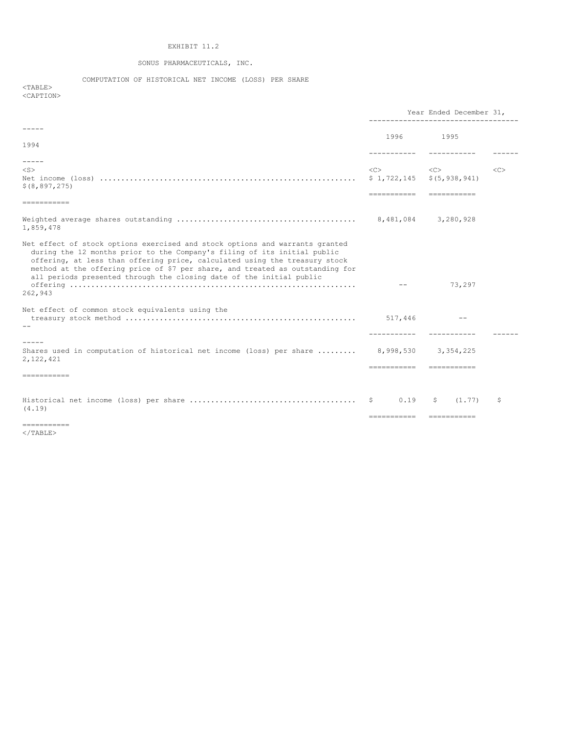EXHIBIT 11.2

SONUS PHARMACEUTICALS, INC.

COMPUTATION OF HISTORICAL NET INCOME (LOSS) PER SHARE

| | Year Ended December 31, | | |
|---|---|---|---|
| | 1996 | 1995 | 1994 |
| Net income (loss) | $ 1,722,145 | $(5,938,941) | $(8,897,275) |
| Weighted average shares outstanding | 8,481,084 | 3,280,928 | 1,859,478 |
| Net effect of stock options exercised and stock options and warrants granted during the 12 months prior to the Company's filing of its initial public offering, at less than offering price, calculated using the treasury stock method at the offering price of $7 per share, and treated as outstanding for all periods presented through the closing date of the initial public offering | -- | 73,297 | 262,943 |
| Net effect of common stock equivalents using the treasury stock method | 517,446 | -- | -- |
| Shares used in computation of historical net income (loss) per share | 8,998,530 | 3,354,225 | 2,122,421 |
| Historical net income (loss) per share | $ 0.19 | $ (1.77) | $ (4.19) |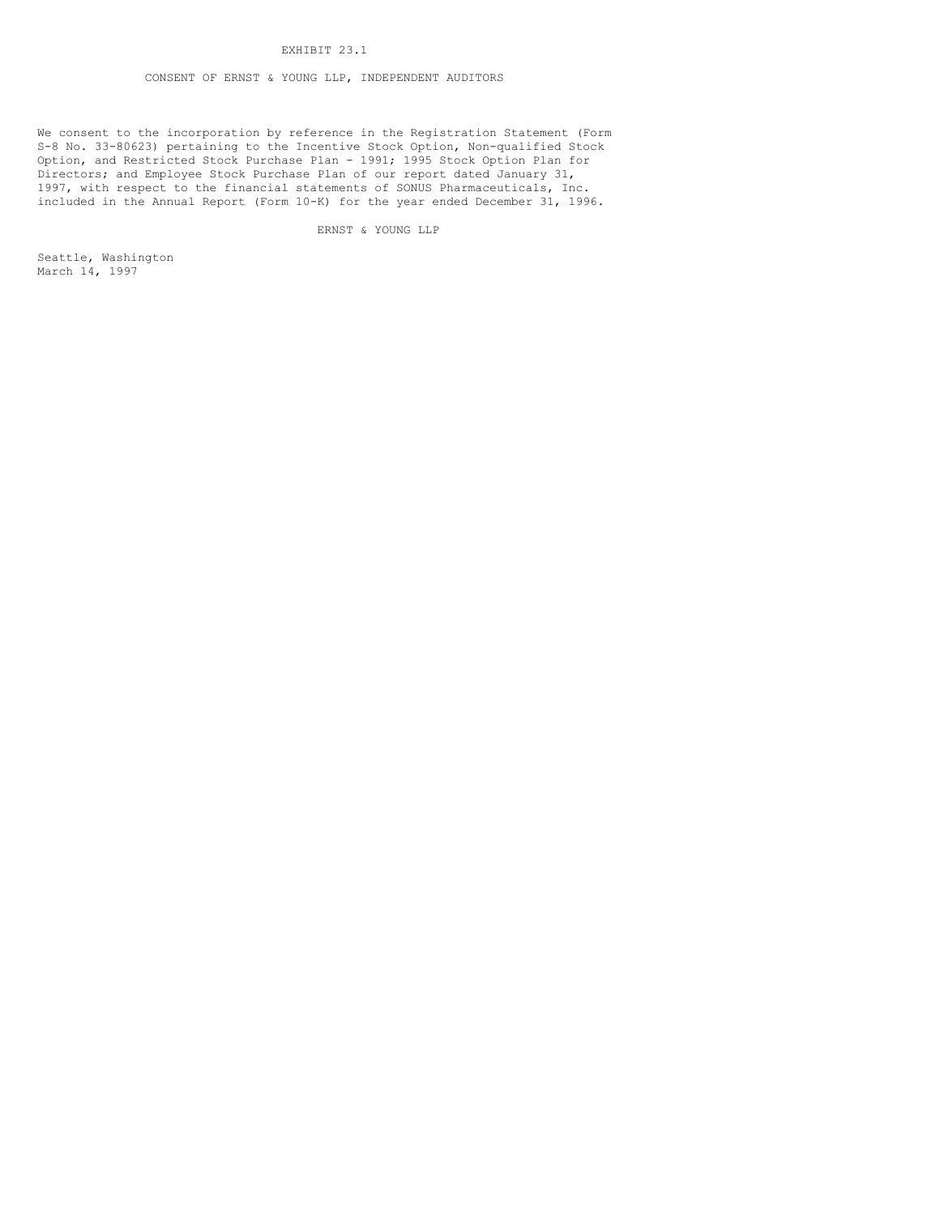EXHIBIT 23.1

CONSENT OF ERNST & YOUNG LLP, INDEPENDENT AUDITORS

We consent to the incorporation by reference in the Registration Statement (Form S-8 No. 33-80623) pertaining to the Incentive Stock Option, Non-qualified Stock Option, and Restricted Stock Purchase Plan - 1991; 1995 Stock Option Plan for Directors; and Employee Stock Purchase Plan of our report dated January 31, 1997, with respect to the financial statements of SONUS Pharmaceuticals, Inc. included in the Annual Report (Form 10-K) for the year ended December 31, 1996.

ERNST & YOUNG LLP

Seattle, Washington
March 14, 1997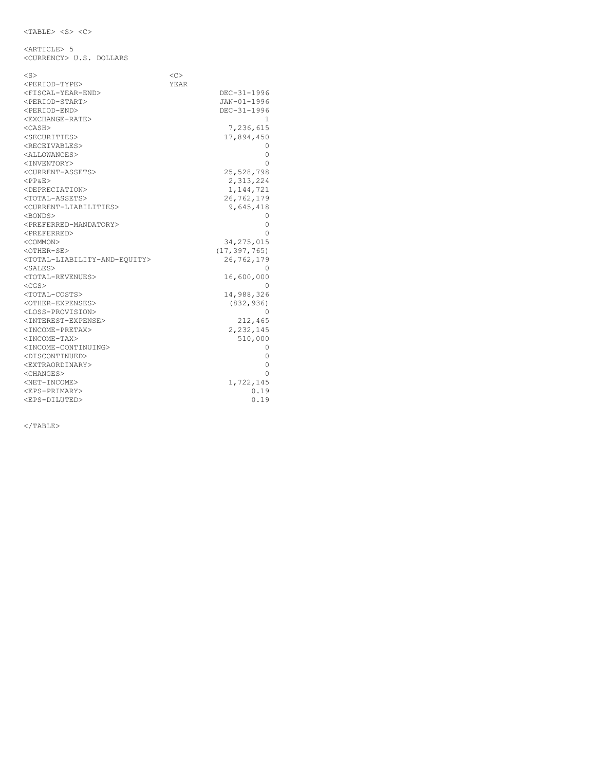```
<TABLE> <S> <C>

<ARTICLE> 5
<CURRENCY> U.S. DOLLARS

<S>                             <C>
<PERIOD-TYPE>                   YEAR
<FISCAL-YEAR-END>                          DEC-31-1996
<PERIOD-START>                             JAN-01-1996
<PERIOD-END>                               DEC-31-1996
<EXCHANGE-RATE>                                      1
<CASH>                                       7,236,615
<SECURITIES>                                17,894,450
<RECEIVABLES>                                        0
<ALLOWANCES>                                         0
<INVENTORY>                                          0
<CURRENT-ASSETS>                            25,528,798
<PP&E>                                       2,313,224
<DEPRECIATION>                               1,144,721
<TOTAL-ASSETS>                              26,762,179
<CURRENT-LIABILITIES>                        9,645,418
<BONDS>                                              0
<PREFERRED-MANDATORY>                                0
<PREFERRED>                                          0
<COMMON>                                    34,275,015
<OTHER-SE>                                (17,397,765)
<TOTAL-LIABILITY-AND-EQUITY>                26,762,179
<SALES>                                              0
<TOTAL-REVENUES>                            16,600,000
<CGS>                                                0
<TOTAL-COSTS>                               14,988,326
<OTHER-EXPENSES>                              (832,936)
<LOSS-PROVISION>                                     0
<INTEREST-EXPENSE>                             212,465
<INCOME-PRETAX>                              2,232,145
<INCOME-TAX>                                   510,000
<INCOME-CONTINUING>                                  0
<DISCONTINUED>                                       0
<EXTRAORDINARY>                                      0
<CHANGES>                                            0
<NET-INCOME>                                 1,722,145
<EPS-PRIMARY>                                     0.19
<EPS-DILUTED>                                     0.19

</TABLE>
```